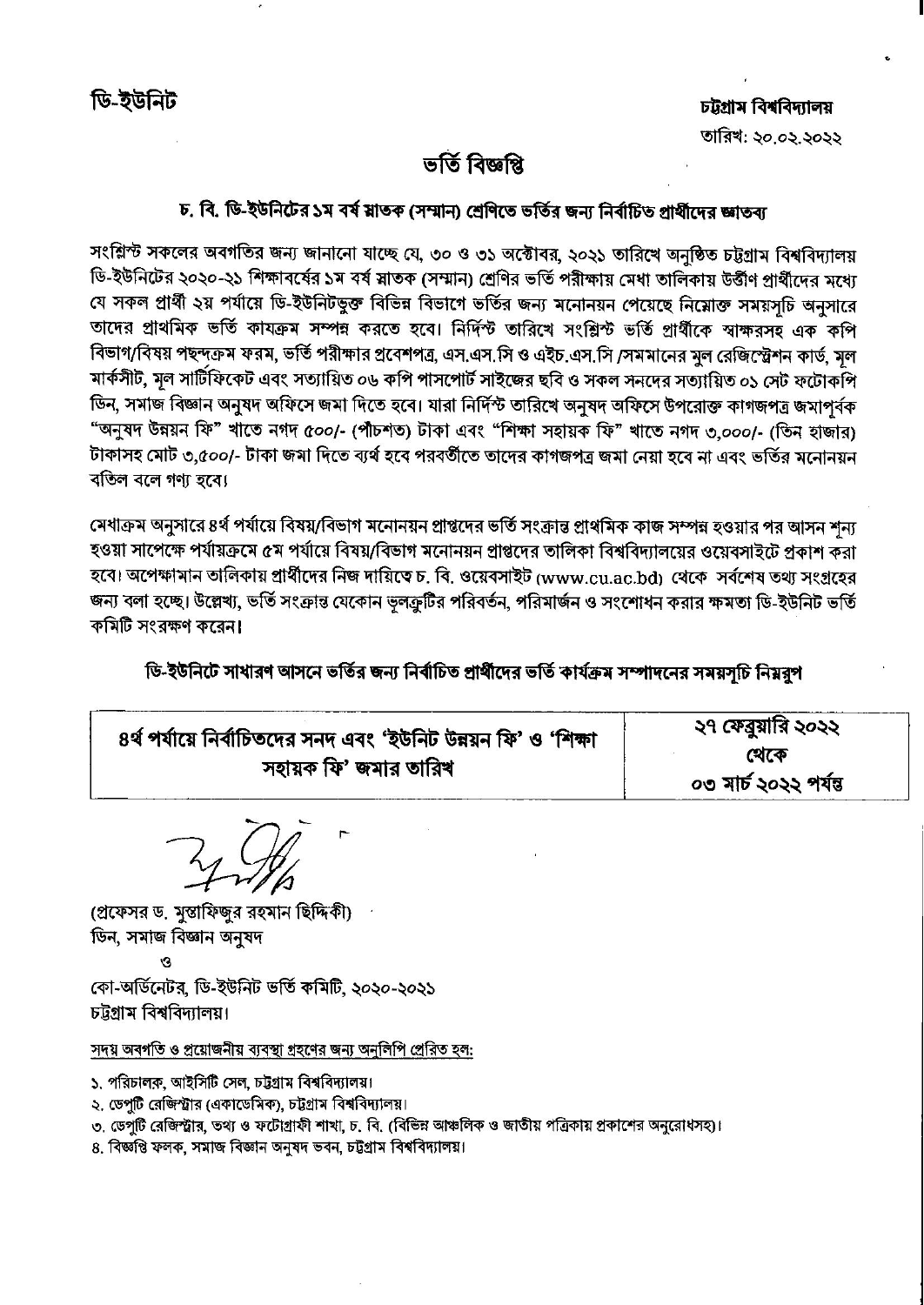ডি-ইউনিট

চট্টগ্রাম বিশ্ববিদ্যালয়

তারিখ: ২০.০২.২০২২

# ভর্তি বিজ্ঞপ্তি

## চ. বি. ডি-ইউনিটের ১ম বর্ষ স্নাতক (সম্মান) শ্রেণিতে ভর্তির জন্য নির্বাচিত প্রার্থীদের জ্ঞাতব্য

সংশ্লিষ্ট সকলের অবগতির জন্য জানানো যাচ্ছে যে, ৩০ ও ৩১ অক্টোবর, ২০২১ তারিখে অনুষ্ঠিত চট্টগ্রাম বিশ্ববিদ্যালয় ডি-ইউনিটের ২০২০-২১ শিক্ষাবর্ষের ১ম বর্ষ স্নাতক (সম্মান) শ্রেণির ভর্তি পরীক্ষায় মেধা তালিকায় উত্তীর্ণ প্রার্থীদের মধ্যে যে সকল প্রার্থী ২য় পর্যায়ে ডি-ইউনিটভুক্ত বিভিন্ন বিভাগে ভর্তির জন্য মনোনয়ন পেয়েছে নিম্নোক্ত সময়সূচি অনুসারে তাদের প্রাথমিক ভর্তি কাযক্রম সম্পন্ন করতে হবে। নির্দিষ্ট তারিখে সংশ্লিষ্ট ভর্তি প্রার্থীকে স্বাক্ষরসহ এক কপি বিভাগ/বিষয় পছন্দক্রম ফরম, ভর্তি পরীক্ষার প্রবেশপত্র, এস.এস.সি ও এইচ.এস.সি /সমমানের মূল রেজিস্ট্রেশন কার্ড, মূল মার্কসীট, মূল সার্টিফিকেট এবং সত্যায়িত ০৬ কপি পাসপোর্ট সাইজের ছবি ও সকল সনদের সত্যায়িত ০১ সেট ফটোকপি ডিন, সমাজ বিজ্ঞান অনুষদ অফিসে জমা দিতে হবে। যারা নির্দিষ্ট তারিখে অনুষদ অফিসে উপরোক্ত কাগজপত্র জমাপূর্বক "অনুষদ উন্নয়ন ফি" খাতে নগদ ৫০০/- (পাঁচশত) টাকা এবং "শিক্ষা সহায়ক ফি" খাতে নগদ ৩,০০০/- (তিন হাজার) টাকাসহ মোট ৩,৫০০/- টাকা জমা দিতে ব্যর্থ হবে পরবর্তীতে তাদের কাগজপত্র জমা নেয়া হবে না এবং ভর্তির মনোনয়ন বতিল বলে গণ্য হবে।

মেধাক্রম অনুসারে ৪র্থ পর্যায়ে বিষয়/বিভাগ মনোনয়ন প্রাপ্তদের ভর্তি সংক্রান্ত প্রাথমিক কাজ সম্পন্ন হওয়ার পর আসন শূন্য হওয়া সাপেক্ষে পর্যায়ক্রমে ৫ম পর্যায়ে বিষয়/বিভাগ মনোনয়ন প্রাপ্তদের তালিকা বিশ্ববিদ্যালয়ের ওয়েবসাইটে প্রকাশ করা হবে। অপেক্ষমান তালিকায় প্রার্থীদের নিজ দায়িত্বে চ. বি. ওয়েবসাইট (www.cu.ac.bd) থেকে সর্বশেষ তথ্য সংগ্রহের জন্য বলা হচ্ছে। উল্লেখ্য, ভর্তি সংক্রান্ত যেকোন ভুলত্রুটির পরিবর্তন, পরিমার্জন ও সংশোধন করার ক্ষমতা ডি-ইউনিট ভর্তি কমিটি সংরক্ষণ করেন।

### ডি-ইউনিটে সাধারণ আসনে ভর্তির জন্য নির্বাচিত প্রার্থীদের ভর্তি কার্যক্রম সম্পাদনের সময়সূচি নিম্নরূপ

| ৪র্থ পর্যায়ে নির্বাচিতদের সনদ এবং 'ইউনিট উন্নয়ন ফি' ও 'শিক্ষা সহায়ক ফি' জমার তারিখ | ২৭ ফেব্রুয়ারি ২০২২ থেকে ০৩ মার্চ ২০২২ পর্যন্ত |
|---|---|

(প্রফেসর ড. মুস্তাফিজুর রহমান ছিদ্দিকী)
ডিন, সমাজ বিজ্ঞান অনুষদ
ও
কো-অর্ডিনেটর, ডি-ইউনিট ভর্তি কমিটি, ২০২০-২০২১
চট্টগ্রাম বিশ্ববিদ্যালয়।

সদয় অবগতি ও প্রয়োজনীয় ব্যবস্থা গ্রহণের জন্য অনুলিপি প্রেরিত হল:

১. পরিচালক, আইসিটি সেল, চট্টগ্রাম বিশ্ববিদ্যালয়।
২. ডেপুটি রেজিস্ট্রার (একাডেমিক), চট্টগ্রাম বিশ্ববিদ্যালয়।
৩. ডেপুটি রেজিস্ট্রার, তথ্য ও ফটোগ্রাফী শাখা, চ. বি. (বিভিন্ন আঞ্চলিক ও জাতীয় পত্রিকায় প্রকাশের অনুরোধসহ)।
৪. বিজ্ঞপ্তি ফলক, সমাজ বিজ্ঞান অনুষদ ভবন, চট্টগ্রাম বিশ্ববিদ্যালয়।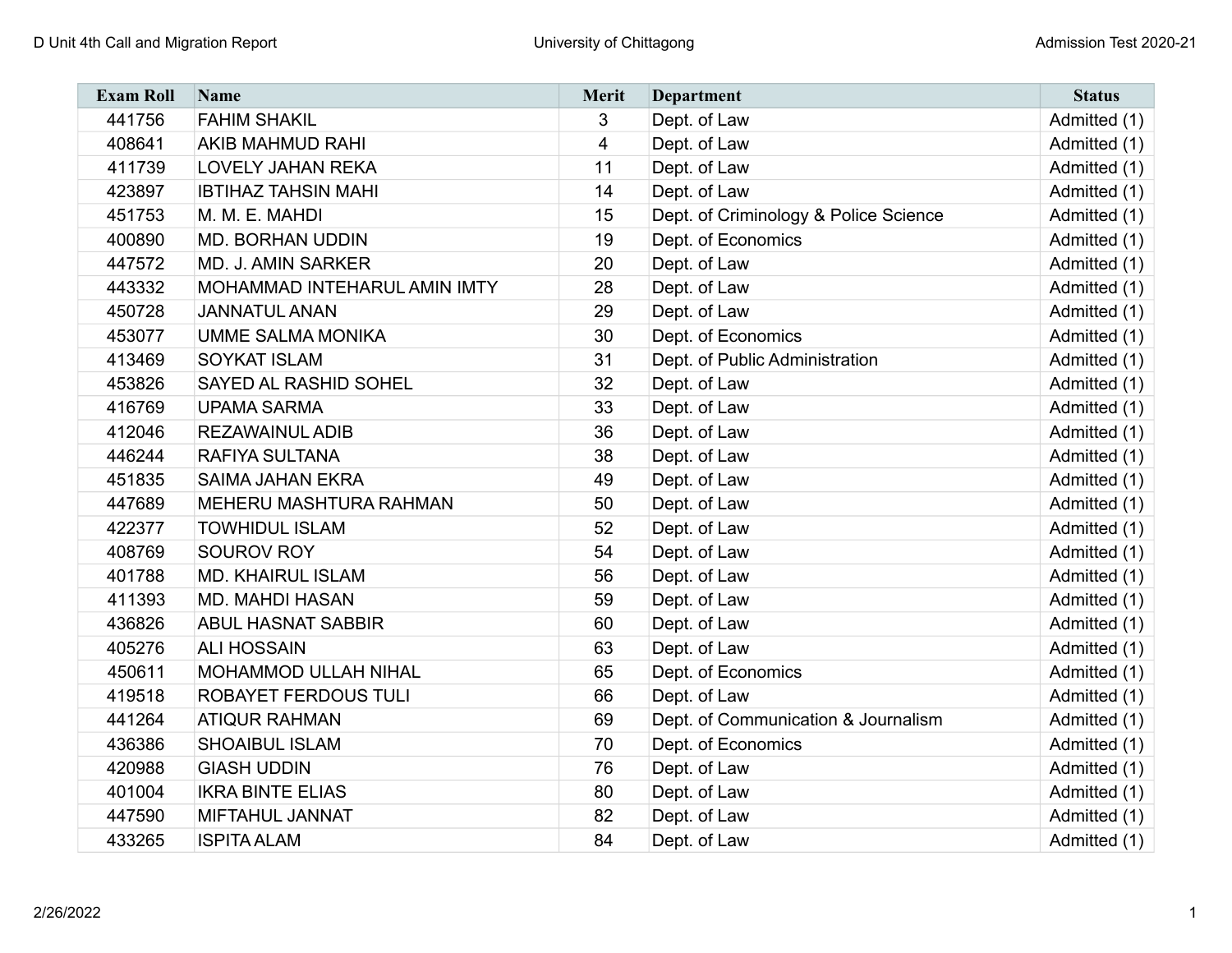| Exam Roll | Name | Merit | Department | Status |
|---|---|---|---|---|
| 441756 | FAHIM SHAKIL | 3 | Dept. of Law | Admitted (1) |
| 408641 | AKIB MAHMUD RAHI | 4 | Dept. of Law | Admitted (1) |
| 411739 | LOVELY JAHAN REKA | 11 | Dept. of Law | Admitted (1) |
| 423897 | IBTIHAZ TAHSIN MAHI | 14 | Dept. of Law | Admitted (1) |
| 451753 | M. M. E. MAHDI | 15 | Dept. of Criminology & Police Science | Admitted (1) |
| 400890 | MD. BORHAN UDDIN | 19 | Dept. of Economics | Admitted (1) |
| 447572 | MD. J. AMIN SARKER | 20 | Dept. of Law | Admitted (1) |
| 443332 | MOHAMMAD INTEHARUL AMIN IMTY | 28 | Dept. of Law | Admitted (1) |
| 450728 | JANNATUL ANAN | 29 | Dept. of Law | Admitted (1) |
| 453077 | UMME SALMA MONIKA | 30 | Dept. of Economics | Admitted (1) |
| 413469 | SOYKAT ISLAM | 31 | Dept. of Public Administration | Admitted (1) |
| 453826 | SAYED AL RASHID SOHEL | 32 | Dept. of Law | Admitted (1) |
| 416769 | UPAMA SARMA | 33 | Dept. of Law | Admitted (1) |
| 412046 | REZAWAINUL ADIB | 36 | Dept. of Law | Admitted (1) |
| 446244 | RAFIYA SULTANA | 38 | Dept. of Law | Admitted (1) |
| 451835 | SAIMA JAHAN EKRA | 49 | Dept. of Law | Admitted (1) |
| 447689 | MEHERU MASHTURA RAHMAN | 50 | Dept. of Law | Admitted (1) |
| 422377 | TOWHIDUL ISLAM | 52 | Dept. of Law | Admitted (1) |
| 408769 | SOUROV ROY | 54 | Dept. of Law | Admitted (1) |
| 401788 | MD. KHAIRUL ISLAM | 56 | Dept. of Law | Admitted (1) |
| 411393 | MD. MAHDI HASAN | 59 | Dept. of Law | Admitted (1) |
| 436826 | ABUL HASNAT SABBIR | 60 | Dept. of Law | Admitted (1) |
| 405276 | ALI HOSSAIN | 63 | Dept. of Law | Admitted (1) |
| 450611 | MOHAMMOD ULLAH NIHAL | 65 | Dept. of Economics | Admitted (1) |
| 419518 | ROBAYET FERDOUS TULI | 66 | Dept. of Law | Admitted (1) |
| 441264 | ATIQUR RAHMAN | 69 | Dept. of Communication & Journalism | Admitted (1) |
| 436386 | SHOAIBUL ISLAM | 70 | Dept. of Economics | Admitted (1) |
| 420988 | GIASH UDDIN | 76 | Dept. of Law | Admitted (1) |
| 401004 | IKRA BINTE ELIAS | 80 | Dept. of Law | Admitted (1) |
| 447590 | MIFTAHUL JANNAT | 82 | Dept. of Law | Admitted (1) |
| 433265 | ISPITA ALAM | 84 | Dept. of Law | Admitted (1) |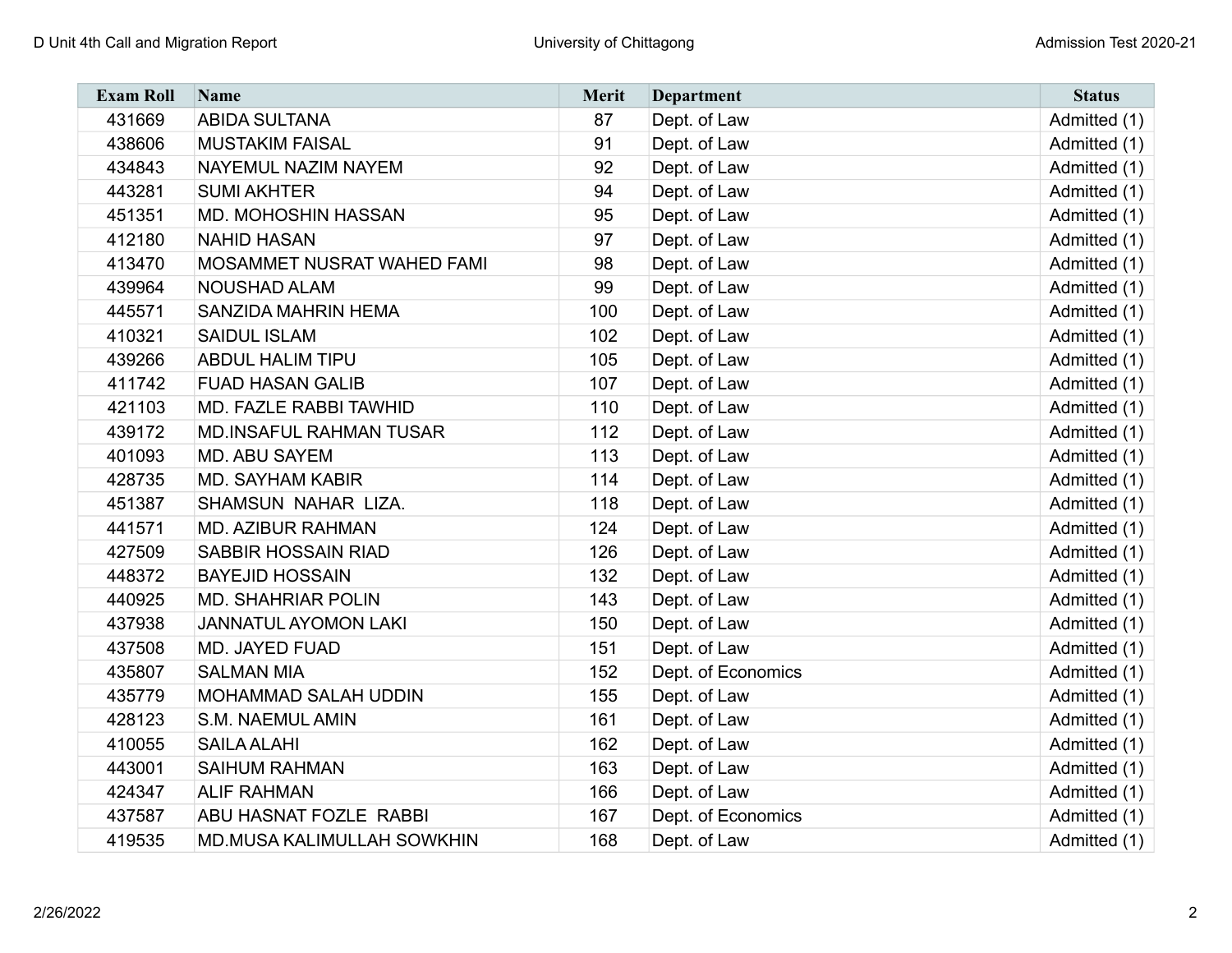| Exam Roll | Name | Merit | Department | Status |
|---|---|---|---|---|
| 431669 | ABIDA SULTANA | 87 | Dept. of Law | Admitted (1) |
| 438606 | MUSTAKIM FAISAL | 91 | Dept. of Law | Admitted (1) |
| 434843 | NAYEMUL NAZIM NAYEM | 92 | Dept. of Law | Admitted (1) |
| 443281 | SUMI AKHTER | 94 | Dept. of Law | Admitted (1) |
| 451351 | MD. MOHOSHIN HASSAN | 95 | Dept. of Law | Admitted (1) |
| 412180 | NAHID HASAN | 97 | Dept. of Law | Admitted (1) |
| 413470 | MOSAMMET NUSRAT WAHED FAMI | 98 | Dept. of Law | Admitted (1) |
| 439964 | NOUSHAD ALAM | 99 | Dept. of Law | Admitted (1) |
| 445571 | SANZIDA MAHRIN HEMA | 100 | Dept. of Law | Admitted (1) |
| 410321 | SAIDUL ISLAM | 102 | Dept. of Law | Admitted (1) |
| 439266 | ABDUL HALIM TIPU | 105 | Dept. of Law | Admitted (1) |
| 411742 | FUAD HASAN GALIB | 107 | Dept. of Law | Admitted (1) |
| 421103 | MD. FAZLE RABBI TAWHID | 110 | Dept. of Law | Admitted (1) |
| 439172 | MD.INSAFUL RAHMAN TUSAR | 112 | Dept. of Law | Admitted (1) |
| 401093 | MD. ABU SAYEM | 113 | Dept. of Law | Admitted (1) |
| 428735 | MD. SAYHAM KABIR | 114 | Dept. of Law | Admitted (1) |
| 451387 | SHAMSUN NAHAR LIZA. | 118 | Dept. of Law | Admitted (1) |
| 441571 | MD. AZIBUR RAHMAN | 124 | Dept. of Law | Admitted (1) |
| 427509 | SABBIR HOSSAIN RIAD | 126 | Dept. of Law | Admitted (1) |
| 448372 | BAYEJID HOSSAIN | 132 | Dept. of Law | Admitted (1) |
| 440925 | MD. SHAHRIAR POLIN | 143 | Dept. of Law | Admitted (1) |
| 437938 | JANNATUL AYOMON LAKI | 150 | Dept. of Law | Admitted (1) |
| 437508 | MD. JAYED FUAD | 151 | Dept. of Law | Admitted (1) |
| 435807 | SALMAN MIA | 152 | Dept. of Economics | Admitted (1) |
| 435779 | MOHAMMAD SALAH UDDIN | 155 | Dept. of Law | Admitted (1) |
| 428123 | S.M. NAEMUL AMIN | 161 | Dept. of Law | Admitted (1) |
| 410055 | SAILA ALAHI | 162 | Dept. of Law | Admitted (1) |
| 443001 | SAIHUM RAHMAN | 163 | Dept. of Law | Admitted (1) |
| 424347 | ALIF RAHMAN | 166 | Dept. of Law | Admitted (1) |
| 437587 | ABU HASNAT FOZLE RABBI | 167 | Dept. of Economics | Admitted (1) |
| 419535 | MD.MUSA KALIMULLAH SOWKHIN | 168 | Dept. of Law | Admitted (1) |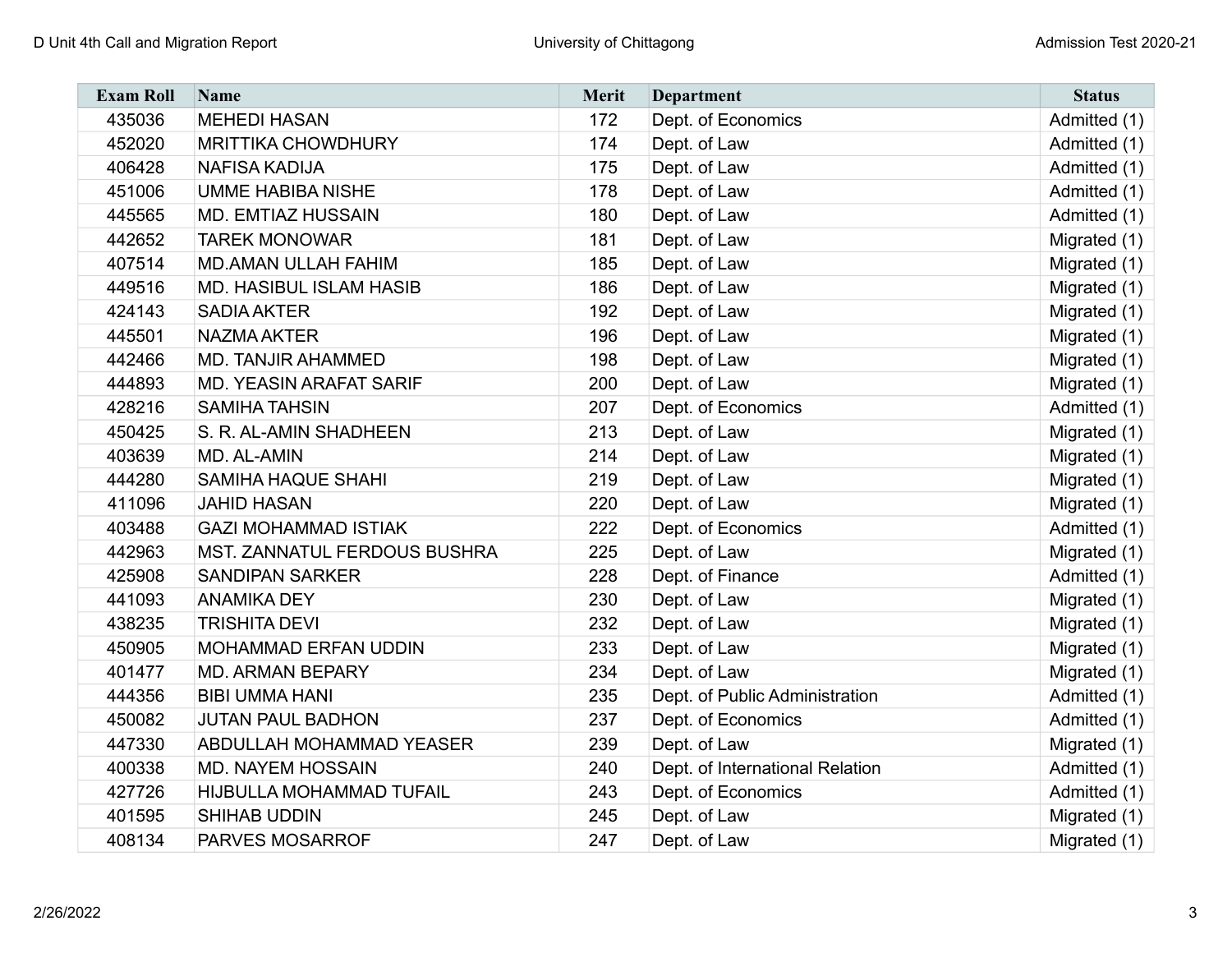| Exam Roll | Name | Merit | Department | Status |
|---|---|---|---|---|
| 435036 | MEHEDI HASAN | 172 | Dept. of Economics | Admitted (1) |
| 452020 | MRITTIKA CHOWDHURY | 174 | Dept. of Law | Admitted (1) |
| 406428 | NAFISA KADIJA | 175 | Dept. of Law | Admitted (1) |
| 451006 | UMME HABIBA NISHE | 178 | Dept. of Law | Admitted (1) |
| 445565 | MD. EMTIAZ HUSSAIN | 180 | Dept. of Law | Admitted (1) |
| 442652 | TAREK MONOWAR | 181 | Dept. of Law | Migrated (1) |
| 407514 | MD.AMAN ULLAH FAHIM | 185 | Dept. of Law | Migrated (1) |
| 449516 | MD. HASIBUL ISLAM HASIB | 186 | Dept. of Law | Migrated (1) |
| 424143 | SADIA AKTER | 192 | Dept. of Law | Migrated (1) |
| 445501 | NAZMA AKTER | 196 | Dept. of Law | Migrated (1) |
| 442466 | MD. TANJIR AHAMMED | 198 | Dept. of Law | Migrated (1) |
| 444893 | MD. YEASIN ARAFAT SARIF | 200 | Dept. of Law | Migrated (1) |
| 428216 | SAMIHA TAHSIN | 207 | Dept. of Economics | Admitted (1) |
| 450425 | S. R. AL-AMIN SHADHEEN | 213 | Dept. of Law | Migrated (1) |
| 403639 | MD. AL-AMIN | 214 | Dept. of Law | Migrated (1) |
| 444280 | SAMIHA HAQUE SHAHI | 219 | Dept. of Law | Migrated (1) |
| 411096 | JAHID HASAN | 220 | Dept. of Law | Migrated (1) |
| 403488 | GAZI MOHAMMAD ISTIAK | 222 | Dept. of Economics | Admitted (1) |
| 442963 | MST. ZANNATUL FERDOUS BUSHRA | 225 | Dept. of Law | Migrated (1) |
| 425908 | SANDIPAN SARKER | 228 | Dept. of Finance | Admitted (1) |
| 441093 | ANAMIKA DEY | 230 | Dept. of Law | Migrated (1) |
| 438235 | TRISHITA DEVI | 232 | Dept. of Law | Migrated (1) |
| 450905 | MOHAMMAD ERFAN UDDIN | 233 | Dept. of Law | Migrated (1) |
| 401477 | MD. ARMAN BEPARY | 234 | Dept. of Law | Migrated (1) |
| 444356 | BIBI UMMA HANI | 235 | Dept. of Public Administration | Admitted (1) |
| 450082 | JUTAN PAUL BADHON | 237 | Dept. of Economics | Admitted (1) |
| 447330 | ABDULLAH MOHAMMAD YEASER | 239 | Dept. of Law | Migrated (1) |
| 400338 | MD. NAYEM HOSSAIN | 240 | Dept. of International Relation | Admitted (1) |
| 427726 | HIJBULLA MOHAMMAD TUFAIL | 243 | Dept. of Economics | Admitted (1) |
| 401595 | SHIHAB UDDIN | 245 | Dept. of Law | Migrated (1) |
| 408134 | PARVES MOSARROF | 247 | Dept. of Law | Migrated (1) |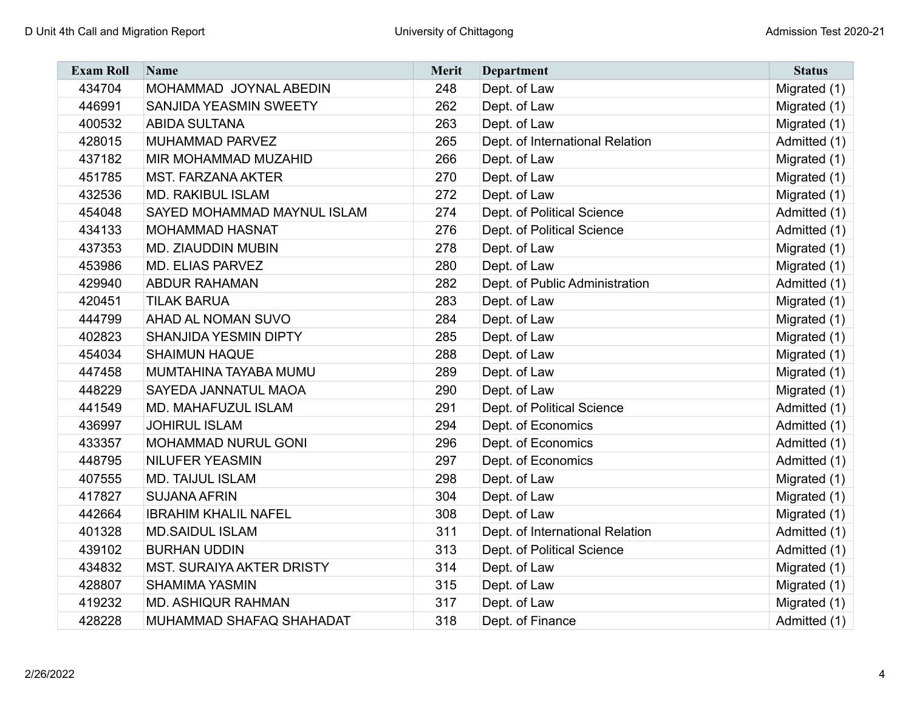| Exam Roll | Name | Merit | Department | Status |
|---|---|---|---|---|
| 434704 | MOHAMMAD JOYNAL ABEDIN | 248 | Dept. of Law | Migrated (1) |
| 446991 | SANJIDA YEASMIN SWEETY | 262 | Dept. of Law | Migrated (1) |
| 400532 | ABIDA SULTANA | 263 | Dept. of Law | Migrated (1) |
| 428015 | MUHAMMAD PARVEZ | 265 | Dept. of International Relation | Admitted (1) |
| 437182 | MIR MOHAMMAD MUZAHID | 266 | Dept. of Law | Migrated (1) |
| 451785 | MST. FARZANA AKTER | 270 | Dept. of Law | Migrated (1) |
| 432536 | MD. RAKIBUL ISLAM | 272 | Dept. of Law | Migrated (1) |
| 454048 | SAYED MOHAMMAD MAYNUL ISLAM | 274 | Dept. of Political Science | Admitted (1) |
| 434133 | MOHAMMAD HASNAT | 276 | Dept. of Political Science | Admitted (1) |
| 437353 | MD. ZIAUDDIN MUBIN | 278 | Dept. of Law | Migrated (1) |
| 453986 | MD. ELIAS PARVEZ | 280 | Dept. of Law | Migrated (1) |
| 429940 | ABDUR RAHAMAN | 282 | Dept. of Public Administration | Admitted (1) |
| 420451 | TILAK BARUA | 283 | Dept. of Law | Migrated (1) |
| 444799 | AHAD AL NOMAN SUVO | 284 | Dept. of Law | Migrated (1) |
| 402823 | SHANJIDA YESMIN DIPTY | 285 | Dept. of Law | Migrated (1) |
| 454034 | SHAIMUN HAQUE | 288 | Dept. of Law | Migrated (1) |
| 447458 | MUMTAHINA TAYABA MUMU | 289 | Dept. of Law | Migrated (1) |
| 448229 | SAYEDA JANNATUL MAOA | 290 | Dept. of Law | Migrated (1) |
| 441549 | MD. MAHAFUZUL ISLAM | 291 | Dept. of Political Science | Admitted (1) |
| 436997 | JOHIRUL ISLAM | 294 | Dept. of Economics | Admitted (1) |
| 433357 | MOHAMMAD NURUL GONI | 296 | Dept. of Economics | Admitted (1) |
| 448795 | NILUFER YEASMIN | 297 | Dept. of Economics | Admitted (1) |
| 407555 | MD. TAIJUL ISLAM | 298 | Dept. of Law | Migrated (1) |
| 417827 | SUJANA AFRIN | 304 | Dept. of Law | Migrated (1) |
| 442664 | IBRAHIM KHALIL NAFEL | 308 | Dept. of Law | Migrated (1) |
| 401328 | MD.SAIDUL ISLAM | 311 | Dept. of International Relation | Admitted (1) |
| 439102 | BURHAN UDDIN | 313 | Dept. of Political Science | Admitted (1) |
| 434832 | MST. SURAIYA AKTER DRISTY | 314 | Dept. of Law | Migrated (1) |
| 428807 | SHAMIMA YASMIN | 315 | Dept. of Law | Migrated (1) |
| 419232 | MD. ASHIQUR RAHMAN | 317 | Dept. of Law | Migrated (1) |
| 428228 | MUHAMMAD SHAFAQ SHAHADAT | 318 | Dept. of Finance | Admitted (1) |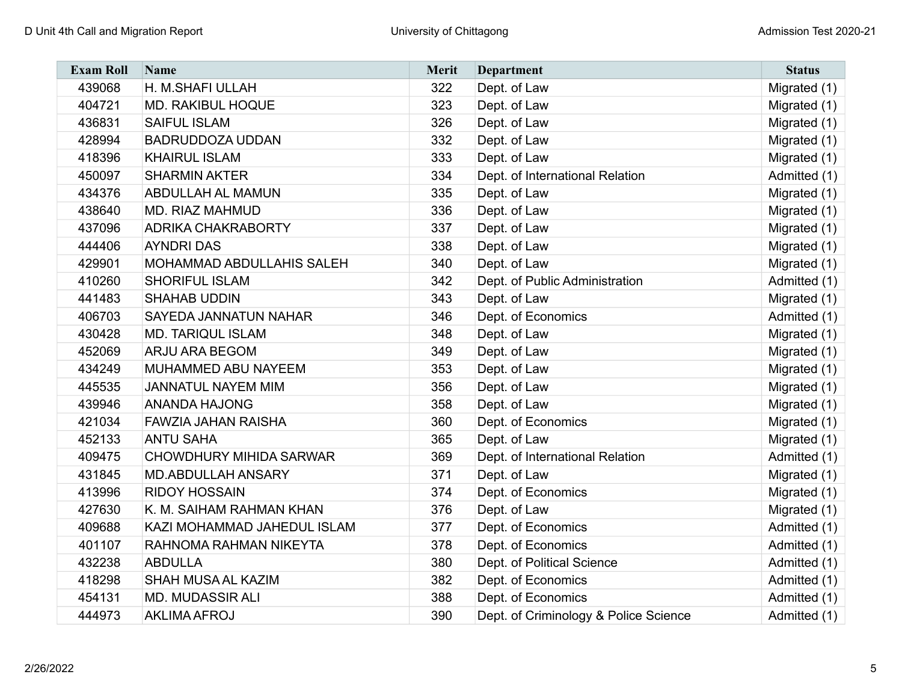| Exam Roll | Name | Merit | Department | Status |
|---|---|---|---|---|
| 439068 | H. M.SHAFI ULLAH | 322 | Dept. of Law | Migrated (1) |
| 404721 | MD. RAKIBUL HOQUE | 323 | Dept. of Law | Migrated (1) |
| 436831 | SAIFUL ISLAM | 326 | Dept. of Law | Migrated (1) |
| 428994 | BADRUDDOZA UDDAN | 332 | Dept. of Law | Migrated (1) |
| 418396 | KHAIRUL ISLAM | 333 | Dept. of Law | Migrated (1) |
| 450097 | SHARMIN AKTER | 334 | Dept. of International Relation | Admitted (1) |
| 434376 | ABDULLAH AL MAMUN | 335 | Dept. of Law | Migrated (1) |
| 438640 | MD. RIAZ MAHMUD | 336 | Dept. of Law | Migrated (1) |
| 437096 | ADRIKA CHAKRABORTY | 337 | Dept. of Law | Migrated (1) |
| 444406 | AYNDRI DAS | 338 | Dept. of Law | Migrated (1) |
| 429901 | MOHAMMAD ABDULLAHIS SALEH | 340 | Dept. of Law | Migrated (1) |
| 410260 | SHORIFUL ISLAM | 342 | Dept. of Public Administration | Admitted (1) |
| 441483 | SHAHAB UDDIN | 343 | Dept. of Law | Migrated (1) |
| 406703 | SAYEDA JANNATUN NAHAR | 346 | Dept. of Economics | Admitted (1) |
| 430428 | MD. TARIQUL ISLAM | 348 | Dept. of Law | Migrated (1) |
| 452069 | ARJU ARA BEGOM | 349 | Dept. of Law | Migrated (1) |
| 434249 | MUHAMMED ABU NAYEEM | 353 | Dept. of Law | Migrated (1) |
| 445535 | JANNATUL NAYEM MIM | 356 | Dept. of Law | Migrated (1) |
| 439946 | ANANDA HAJONG | 358 | Dept. of Law | Migrated (1) |
| 421034 | FAWZIA JAHAN RAISHA | 360 | Dept. of Economics | Migrated (1) |
| 452133 | ANTU SAHA | 365 | Dept. of Law | Migrated (1) |
| 409475 | CHOWDHURY MIHIDA SARWAR | 369 | Dept. of International Relation | Admitted (1) |
| 431845 | MD.ABDULLAH ANSARY | 371 | Dept. of Law | Migrated (1) |
| 413996 | RIDOY HOSSAIN | 374 | Dept. of Economics | Migrated (1) |
| 427630 | K. M. SAIHAM RAHMAN KHAN | 376 | Dept. of Law | Migrated (1) |
| 409688 | KAZI MOHAMMAD JAHEDUL ISLAM | 377 | Dept. of Economics | Admitted (1) |
| 401107 | RAHNOMA RAHMAN NIKEYTA | 378 | Dept. of Economics | Admitted (1) |
| 432238 | ABDULLA | 380 | Dept. of Political Science | Admitted (1) |
| 418298 | SHAH MUSA AL KAZIM | 382 | Dept. of Economics | Admitted (1) |
| 454131 | MD. MUDASSIR ALI | 388 | Dept. of Economics | Admitted (1) |
| 444973 | AKLIMA AFROJ | 390 | Dept. of Criminology & Police Science | Admitted (1) |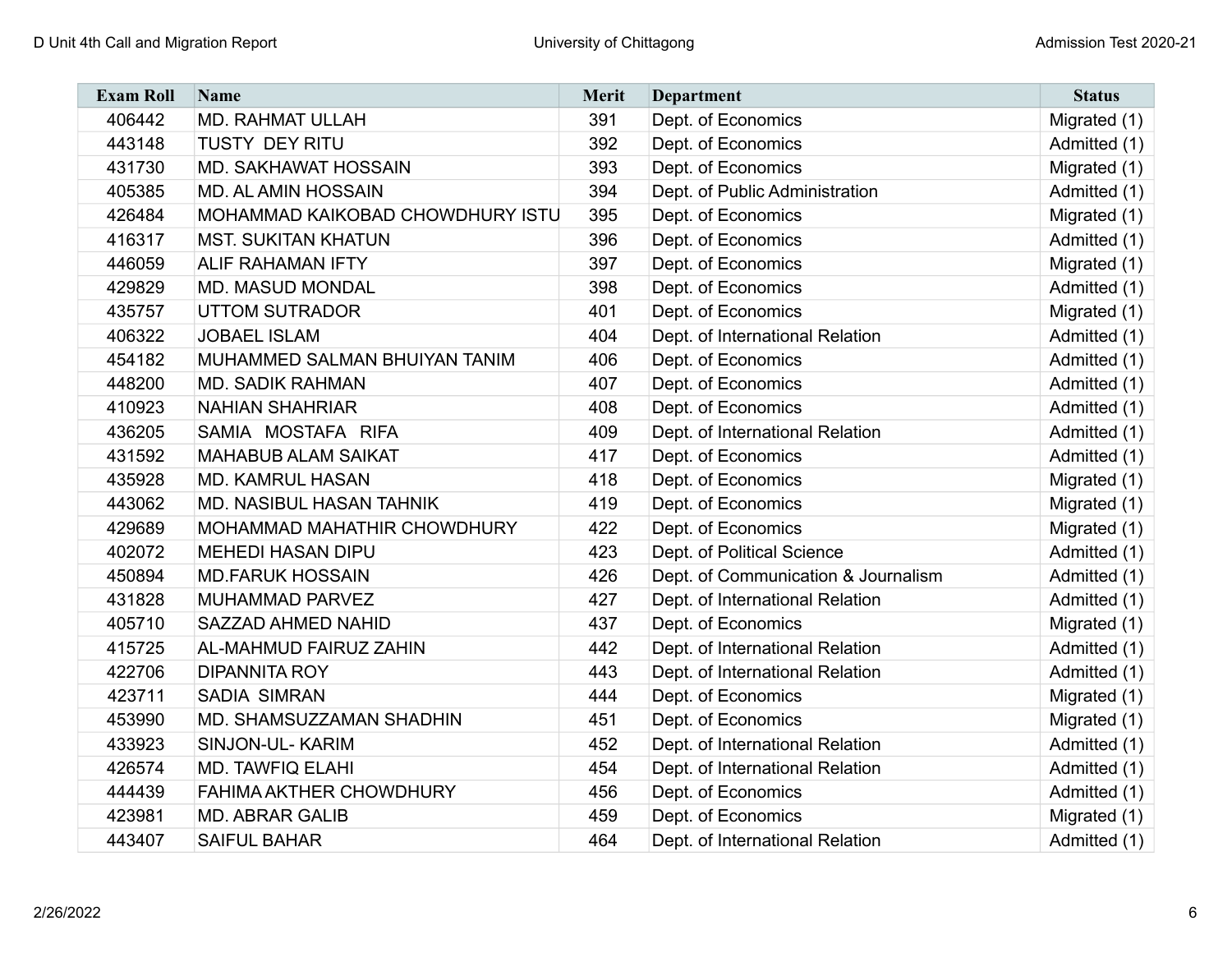| Exam Roll | Name | Merit | Department | Status |
|---|---|---|---|---|
| 406442 | MD. RAHMAT ULLAH | 391 | Dept. of Economics | Migrated (1) |
| 443148 | TUSTY DEY RITU | 392 | Dept. of Economics | Admitted (1) |
| 431730 | MD. SAKHAWAT HOSSAIN | 393 | Dept. of Economics | Migrated (1) |
| 405385 | MD. AL AMIN HOSSAIN | 394 | Dept. of Public Administration | Admitted (1) |
| 426484 | MOHAMMAD KAIKOBAD CHOWDHURY ISTU | 395 | Dept. of Economics | Migrated (1) |
| 416317 | MST. SUKITAN KHATUN | 396 | Dept. of Economics | Admitted (1) |
| 446059 | ALIF RAHAMAN IFTY | 397 | Dept. of Economics | Migrated (1) |
| 429829 | MD. MASUD MONDAL | 398 | Dept. of Economics | Admitted (1) |
| 435757 | UTTOM SUTRADOR | 401 | Dept. of Economics | Migrated (1) |
| 406322 | JOBAEL ISLAM | 404 | Dept. of International Relation | Admitted (1) |
| 454182 | MUHAMMED SALMAN BHUIYAN TANIM | 406 | Dept. of Economics | Admitted (1) |
| 448200 | MD. SADIK RAHMAN | 407 | Dept. of Economics | Admitted (1) |
| 410923 | NAHIAN SHAHRIAR | 408 | Dept. of Economics | Admitted (1) |
| 436205 | SAMIA MOSTAFA RIFA | 409 | Dept. of International Relation | Admitted (1) |
| 431592 | MAHABUB ALAM SAIKAT | 417 | Dept. of Economics | Admitted (1) |
| 435928 | MD. KAMRUL HASAN | 418 | Dept. of Economics | Migrated (1) |
| 443062 | MD. NASIBUL HASAN TAHNIK | 419 | Dept. of Economics | Migrated (1) |
| 429689 | MOHAMMAD MAHATHIR CHOWDHURY | 422 | Dept. of Economics | Migrated (1) |
| 402072 | MEHEDI HASAN DIPU | 423 | Dept. of Political Science | Admitted (1) |
| 450894 | MD.FARUK HOSSAIN | 426 | Dept. of Communication & Journalism | Admitted (1) |
| 431828 | MUHAMMAD PARVEZ | 427 | Dept. of International Relation | Admitted (1) |
| 405710 | SAZZAD AHMED NAHID | 437 | Dept. of Economics | Migrated (1) |
| 415725 | AL-MAHMUD FAIRUZ ZAHIN | 442 | Dept. of International Relation | Admitted (1) |
| 422706 | DIPANNITA ROY | 443 | Dept. of International Relation | Admitted (1) |
| 423711 | SADIA SIMRAN | 444 | Dept. of Economics | Migrated (1) |
| 453990 | MD. SHAMSUZZAMAN SHADHIN | 451 | Dept. of Economics | Migrated (1) |
| 433923 | SINJON-UL- KARIM | 452 | Dept. of International Relation | Admitted (1) |
| 426574 | MD. TAWFIQ ELAHI | 454 | Dept. of International Relation | Admitted (1) |
| 444439 | FAHIMA AKTHER CHOWDHURY | 456 | Dept. of Economics | Admitted (1) |
| 423981 | MD. ABRAR GALIB | 459 | Dept. of Economics | Migrated (1) |
| 443407 | SAIFUL BAHAR | 464 | Dept. of International Relation | Admitted (1) |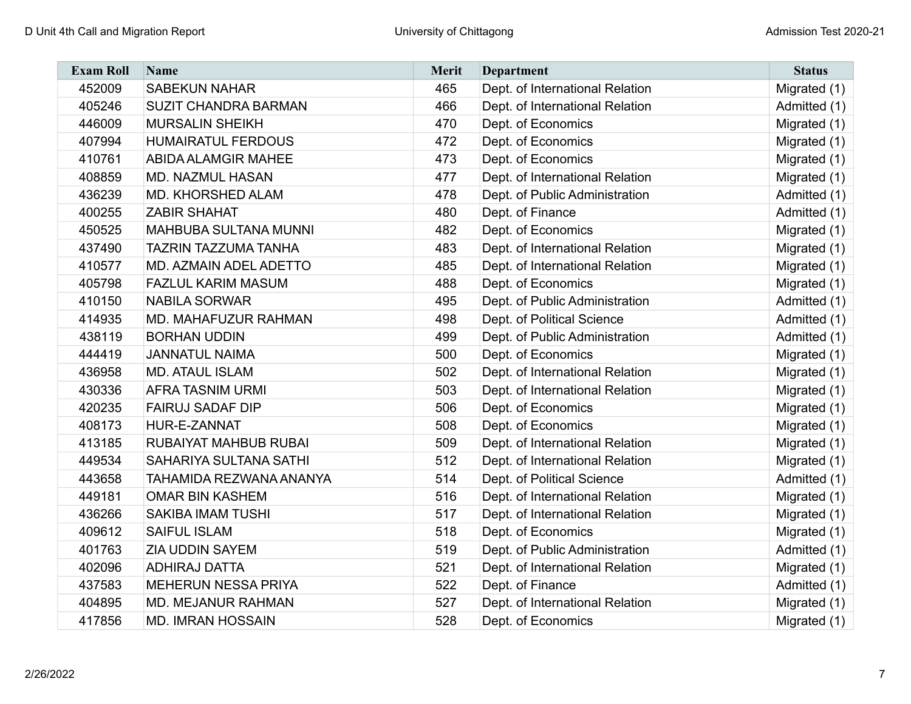| Exam Roll | Name | Merit | Department | Status |
|---|---|---|---|---|
| 452009 | SABEKUN NAHAR | 465 | Dept. of International Relation | Migrated (1) |
| 405246 | SUZIT CHANDRA BARMAN | 466 | Dept. of International Relation | Admitted (1) |
| 446009 | MURSALIN SHEIKH | 470 | Dept. of Economics | Migrated (1) |
| 407994 | HUMAIRATUL FERDOUS | 472 | Dept. of Economics | Migrated (1) |
| 410761 | ABIDA ALAMGIR MAHEE | 473 | Dept. of Economics | Migrated (1) |
| 408859 | MD. NAZMUL HASAN | 477 | Dept. of International Relation | Migrated (1) |
| 436239 | MD. KHORSHED ALAM | 478 | Dept. of Public Administration | Admitted (1) |
| 400255 | ZABIR SHAHAT | 480 | Dept. of Finance | Admitted (1) |
| 450525 | MAHBUBA SULTANA MUNNI | 482 | Dept. of Economics | Migrated (1) |
| 437490 | TAZRIN TAZZUMA TANHA | 483 | Dept. of International Relation | Migrated (1) |
| 410577 | MD. AZMAIN ADEL ADETTO | 485 | Dept. of International Relation | Migrated (1) |
| 405798 | FAZLUL KARIM MASUM | 488 | Dept. of Economics | Migrated (1) |
| 410150 | NABILA SORWAR | 495 | Dept. of Public Administration | Admitted (1) |
| 414935 | MD. MAHAFUZUR RAHMAN | 498 | Dept. of Political Science | Admitted (1) |
| 438119 | BORHAN UDDIN | 499 | Dept. of Public Administration | Admitted (1) |
| 444419 | JANNATUL NAIMA | 500 | Dept. of Economics | Migrated (1) |
| 436958 | MD. ATAUL ISLAM | 502 | Dept. of International Relation | Migrated (1) |
| 430336 | AFRA TASNIM URMI | 503 | Dept. of International Relation | Migrated (1) |
| 420235 | FAIRUJ SADAF DIP | 506 | Dept. of Economics | Migrated (1) |
| 408173 | HUR-E-ZANNAT | 508 | Dept. of Economics | Migrated (1) |
| 413185 | RUBAIYAT MAHBUB RUBAI | 509 | Dept. of International Relation | Migrated (1) |
| 449534 | SAHARIYA SULTANA SATHI | 512 | Dept. of International Relation | Migrated (1) |
| 443658 | TAHAMIDA REZWANA ANANYA | 514 | Dept. of Political Science | Admitted (1) |
| 449181 | OMAR BIN KASHEM | 516 | Dept. of International Relation | Migrated (1) |
| 436266 | SAKIBA IMAM TUSHI | 517 | Dept. of International Relation | Migrated (1) |
| 409612 | SAIFUL ISLAM | 518 | Dept. of Economics | Migrated (1) |
| 401763 | ZIA UDDIN SAYEM | 519 | Dept. of Public Administration | Admitted (1) |
| 402096 | ADHIRAJ DATTA | 521 | Dept. of International Relation | Migrated (1) |
| 437583 | MEHERUN NESSA PRIYA | 522 | Dept. of Finance | Admitted (1) |
| 404895 | MD. MEJANUR RAHMAN | 527 | Dept. of International Relation | Migrated (1) |
| 417856 | MD. IMRAN HOSSAIN | 528 | Dept. of Economics | Migrated (1) |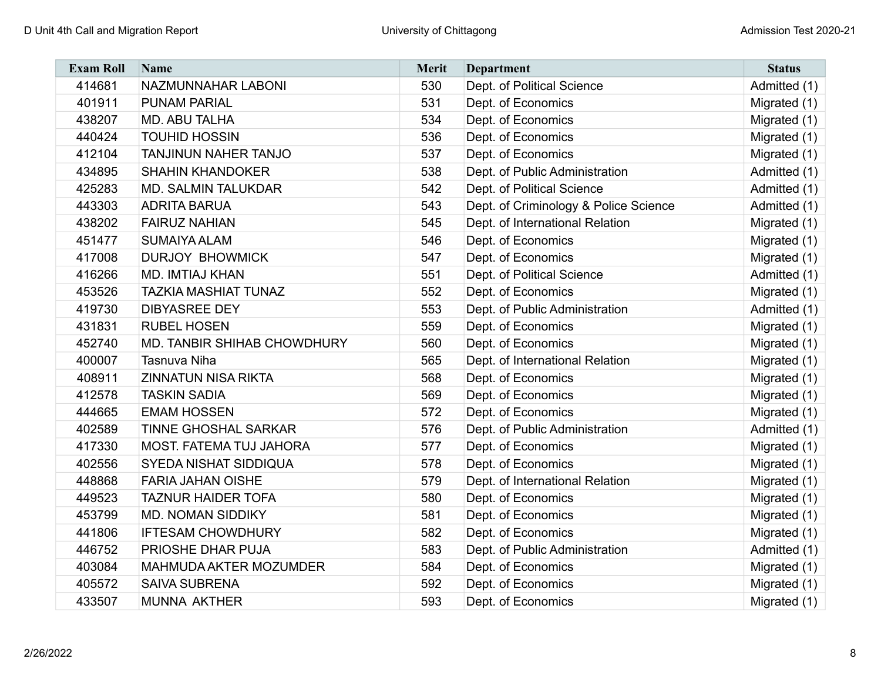| Exam Roll | Name | Merit | Department | Status |
|---|---|---|---|---|
| 414681 | NAZMUNNAHAR LABONI | 530 | Dept. of Political Science | Admitted (1) |
| 401911 | PUNAM PARIAL | 531 | Dept. of Economics | Migrated (1) |
| 438207 | MD. ABU TALHA | 534 | Dept. of Economics | Migrated (1) |
| 440424 | TOUHID HOSSIN | 536 | Dept. of Economics | Migrated (1) |
| 412104 | TANJINUN NAHER TANJO | 537 | Dept. of Economics | Migrated (1) |
| 434895 | SHAHIN KHANDOKER | 538 | Dept. of Public Administration | Admitted (1) |
| 425283 | MD. SALMIN TALUKDAR | 542 | Dept. of Political Science | Admitted (1) |
| 443303 | ADRITA BARUA | 543 | Dept. of Criminology & Police Science | Admitted (1) |
| 438202 | FAIRUZ NAHIAN | 545 | Dept. of International Relation | Migrated (1) |
| 451477 | SUMAIYA ALAM | 546 | Dept. of Economics | Migrated (1) |
| 417008 | DURJOY BHOWMICK | 547 | Dept. of Economics | Migrated (1) |
| 416266 | MD. IMTIAJ KHAN | 551 | Dept. of Political Science | Admitted (1) |
| 453526 | TAZKIA MASHIAT TUNAZ | 552 | Dept. of Economics | Migrated (1) |
| 419730 | DIBYASREE DEY | 553 | Dept. of Public Administration | Admitted (1) |
| 431831 | RUBEL HOSEN | 559 | Dept. of Economics | Migrated (1) |
| 452740 | MD. TANBIR SHIHAB CHOWDHURY | 560 | Dept. of Economics | Migrated (1) |
| 400007 | Tasnuva Niha | 565 | Dept. of International Relation | Migrated (1) |
| 408911 | ZINNATUN NISA RIKTA | 568 | Dept. of Economics | Migrated (1) |
| 412578 | TASKIN SADIA | 569 | Dept. of Economics | Migrated (1) |
| 444665 | EMAM HOSSEN | 572 | Dept. of Economics | Migrated (1) |
| 402589 | TINNE GHOSHAL SARKAR | 576 | Dept. of Public Administration | Admitted (1) |
| 417330 | MOST. FATEMA TUJ JAHORA | 577 | Dept. of Economics | Migrated (1) |
| 402556 | SYEDA NISHAT SIDDIQUA | 578 | Dept. of Economics | Migrated (1) |
| 448868 | FARIA JAHAN OISHE | 579 | Dept. of International Relation | Migrated (1) |
| 449523 | TAZNUR HAIDER TOFA | 580 | Dept. of Economics | Migrated (1) |
| 453799 | MD. NOMAN SIDDIKY | 581 | Dept. of Economics | Migrated (1) |
| 441806 | IFTESAM CHOWDHURY | 582 | Dept. of Economics | Migrated (1) |
| 446752 | PRIOSHE DHAR PUJA | 583 | Dept. of Public Administration | Admitted (1) |
| 403084 | MAHMUDA AKTER MOZUMDER | 584 | Dept. of Economics | Migrated (1) |
| 405572 | SAIVA SUBRENA | 592 | Dept. of Economics | Migrated (1) |
| 433507 | MUNNA AKTHER | 593 | Dept. of Economics | Migrated (1) |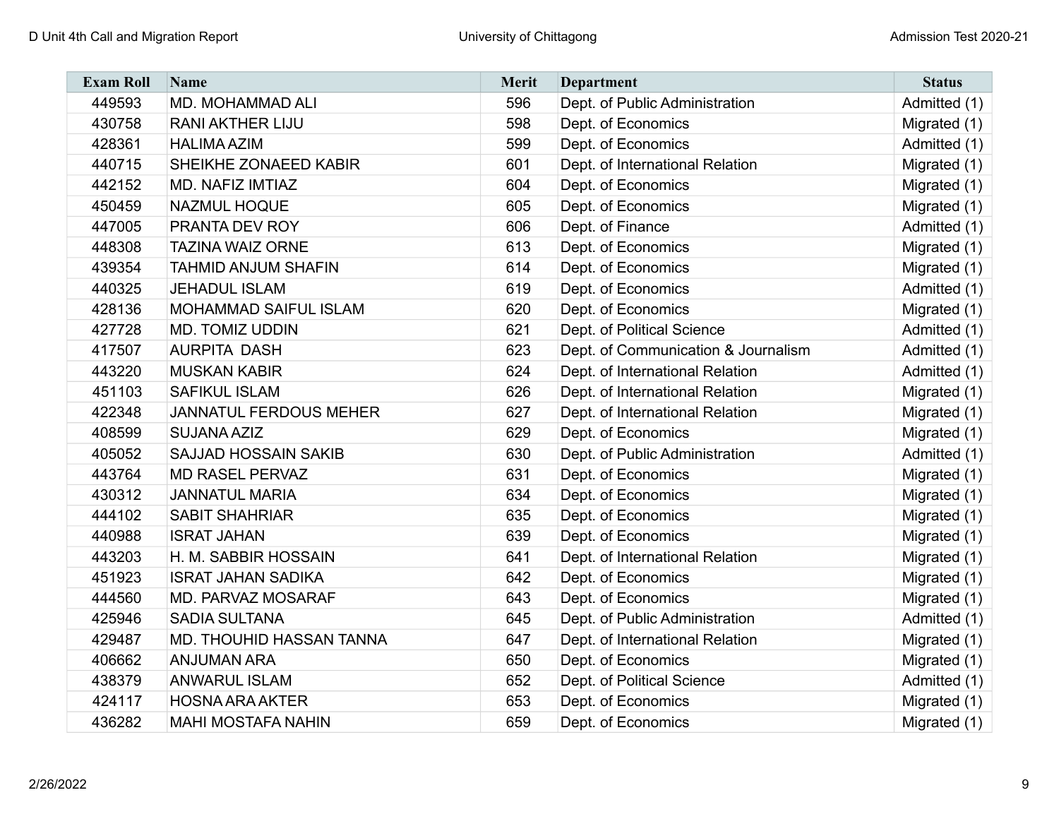| Exam Roll | Name | Merit | Department | Status |
|---|---|---|---|---|
| 449593 | MD. MOHAMMAD ALI | 596 | Dept. of Public Administration | Admitted (1) |
| 430758 | RANI AKTHER LIJU | 598 | Dept. of Economics | Migrated (1) |
| 428361 | HALIMA AZIM | 599 | Dept. of Economics | Admitted (1) |
| 440715 | SHEIKHE ZONAEED KABIR | 601 | Dept. of International Relation | Migrated (1) |
| 442152 | MD. NAFIZ IMTIAZ | 604 | Dept. of Economics | Migrated (1) |
| 450459 | NAZMUL HOQUE | 605 | Dept. of Economics | Migrated (1) |
| 447005 | PRANTA DEV ROY | 606 | Dept. of Finance | Admitted (1) |
| 448308 | TAZINA WAIZ ORNE | 613 | Dept. of Economics | Migrated (1) |
| 439354 | TAHMID ANJUM SHAFIN | 614 | Dept. of Economics | Migrated (1) |
| 440325 | JEHADUL ISLAM | 619 | Dept. of Economics | Admitted (1) |
| 428136 | MOHAMMAD SAIFUL ISLAM | 620 | Dept. of Economics | Migrated (1) |
| 427728 | MD. TOMIZ UDDIN | 621 | Dept. of Political Science | Admitted (1) |
| 417507 | AURPITA DASH | 623 | Dept. of Communication & Journalism | Admitted (1) |
| 443220 | MUSKAN KABIR | 624 | Dept. of International Relation | Admitted (1) |
| 451103 | SAFIKUL ISLAM | 626 | Dept. of International Relation | Migrated (1) |
| 422348 | JANNATUL FERDOUS MEHER | 627 | Dept. of International Relation | Migrated (1) |
| 408599 | SUJANA AZIZ | 629 | Dept. of Economics | Migrated (1) |
| 405052 | SAJJAD HOSSAIN SAKIB | 630 | Dept. of Public Administration | Admitted (1) |
| 443764 | MD RASEL PERVAZ | 631 | Dept. of Economics | Migrated (1) |
| 430312 | JANNATUL MARIA | 634 | Dept. of Economics | Migrated (1) |
| 444102 | SABIT SHAHRIAR | 635 | Dept. of Economics | Migrated (1) |
| 440988 | ISRAT JAHAN | 639 | Dept. of Economics | Migrated (1) |
| 443203 | H. M. SABBIR HOSSAIN | 641 | Dept. of International Relation | Migrated (1) |
| 451923 | ISRAT JAHAN SADIKA | 642 | Dept. of Economics | Migrated (1) |
| 444560 | MD. PARVAZ MOSARAF | 643 | Dept. of Economics | Migrated (1) |
| 425946 | SADIA SULTANA | 645 | Dept. of Public Administration | Admitted (1) |
| 429487 | MD. THOUHID HASSAN TANNA | 647 | Dept. of International Relation | Migrated (1) |
| 406662 | ANJUMAN ARA | 650 | Dept. of Economics | Migrated (1) |
| 438379 | ANWARUL ISLAM | 652 | Dept. of Political Science | Admitted (1) |
| 424117 | HOSNA ARA AKTER | 653 | Dept. of Economics | Migrated (1) |
| 436282 | MAHI MOSTAFA NAHIN | 659 | Dept. of Economics | Migrated (1) |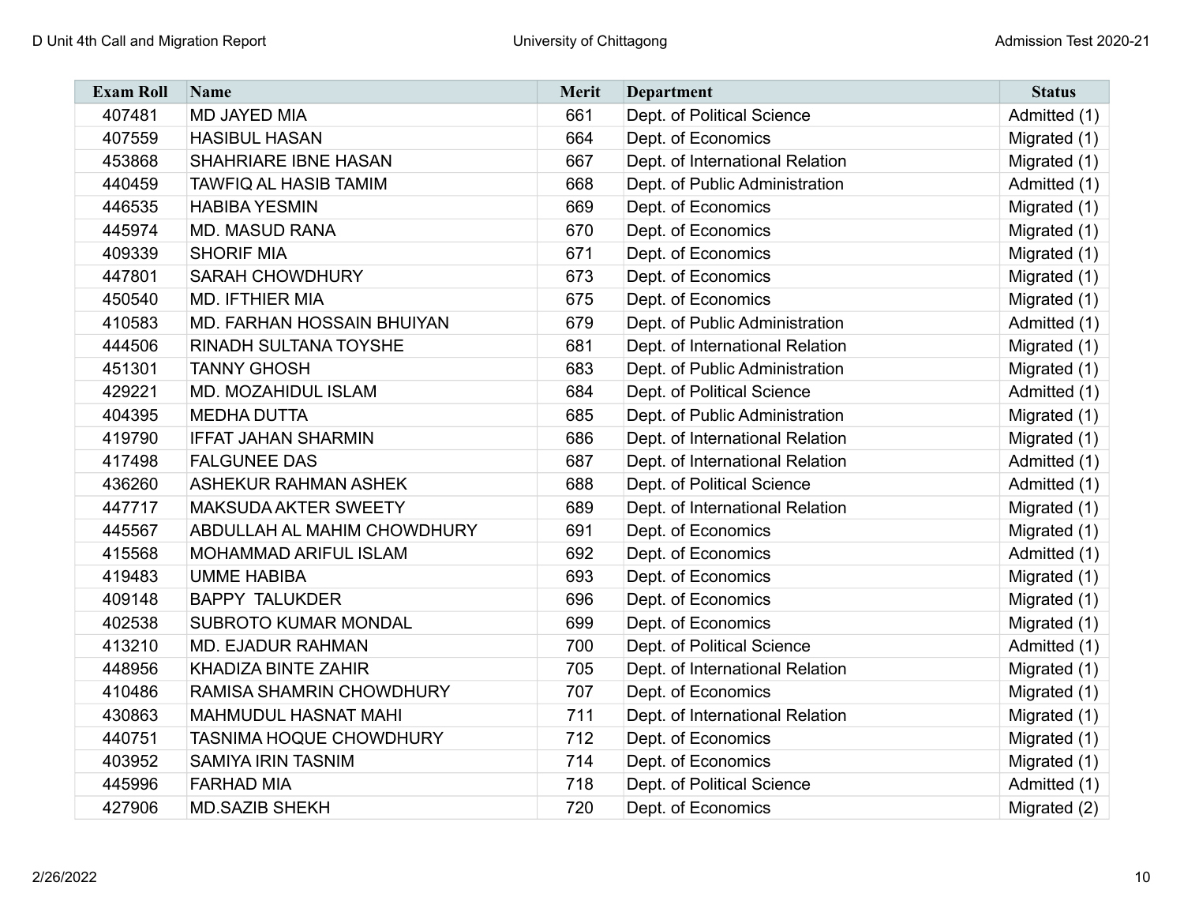| Exam Roll | Name | Merit | Department | Status |
|---|---|---|---|---|
| 407481 | MD JAYED MIA | 661 | Dept. of Political Science | Admitted (1) |
| 407559 | HASIBUL HASAN | 664 | Dept. of Economics | Migrated (1) |
| 453868 | SHAHRIARE IBNE HASAN | 667 | Dept. of International Relation | Migrated (1) |
| 440459 | TAWFIQ AL HASIB TAMIM | 668 | Dept. of Public Administration | Admitted (1) |
| 446535 | HABIBA YESMIN | 669 | Dept. of Economics | Migrated (1) |
| 445974 | MD. MASUD RANA | 670 | Dept. of Economics | Migrated (1) |
| 409339 | SHORIF MIA | 671 | Dept. of Economics | Migrated (1) |
| 447801 | SARAH CHOWDHURY | 673 | Dept. of Economics | Migrated (1) |
| 450540 | MD. IFTHIER MIA | 675 | Dept. of Economics | Migrated (1) |
| 410583 | MD. FARHAN HOSSAIN BHUIYAN | 679 | Dept. of Public Administration | Admitted (1) |
| 444506 | RINADH SULTANA TOYSHE | 681 | Dept. of International Relation | Migrated (1) |
| 451301 | TANNY GHOSH | 683 | Dept. of Public Administration | Migrated (1) |
| 429221 | MD. MOZAHIDUL ISLAM | 684 | Dept. of Political Science | Admitted (1) |
| 404395 | MEDHA DUTTA | 685 | Dept. of Public Administration | Migrated (1) |
| 419790 | IFFAT JAHAN SHARMIN | 686 | Dept. of International Relation | Migrated (1) |
| 417498 | FALGUNEE DAS | 687 | Dept. of International Relation | Admitted (1) |
| 436260 | ASHEKUR RAHMAN ASHEK | 688 | Dept. of Political Science | Admitted (1) |
| 447717 | MAKSUDA AKTER SWEETY | 689 | Dept. of International Relation | Migrated (1) |
| 445567 | ABDULLAH AL MAHIM CHOWDHURY | 691 | Dept. of Economics | Migrated (1) |
| 415568 | MOHAMMAD ARIFUL ISLAM | 692 | Dept. of Economics | Admitted (1) |
| 419483 | UMME HABIBA | 693 | Dept. of Economics | Migrated (1) |
| 409148 | BAPPY TALUKDER | 696 | Dept. of Economics | Migrated (1) |
| 402538 | SUBROTO KUMAR MONDAL | 699 | Dept. of Economics | Migrated (1) |
| 413210 | MD. EJADUR RAHMAN | 700 | Dept. of Political Science | Admitted (1) |
| 448956 | KHADIZA BINTE ZAHIR | 705 | Dept. of International Relation | Migrated (1) |
| 410486 | RAMISA SHAMRIN CHOWDHURY | 707 | Dept. of Economics | Migrated (1) |
| 430863 | MAHMUDUL HASNAT MAHI | 711 | Dept. of International Relation | Migrated (1) |
| 440751 | TASNIMA HOQUE CHOWDHURY | 712 | Dept. of Economics | Migrated (1) |
| 403952 | SAMIYA IRIN TASNIM | 714 | Dept. of Economics | Migrated (1) |
| 445996 | FARHAD MIA | 718 | Dept. of Political Science | Admitted (1) |
| 427906 | MD.SAZIB SHEKH | 720 | Dept. of Economics | Migrated (2) |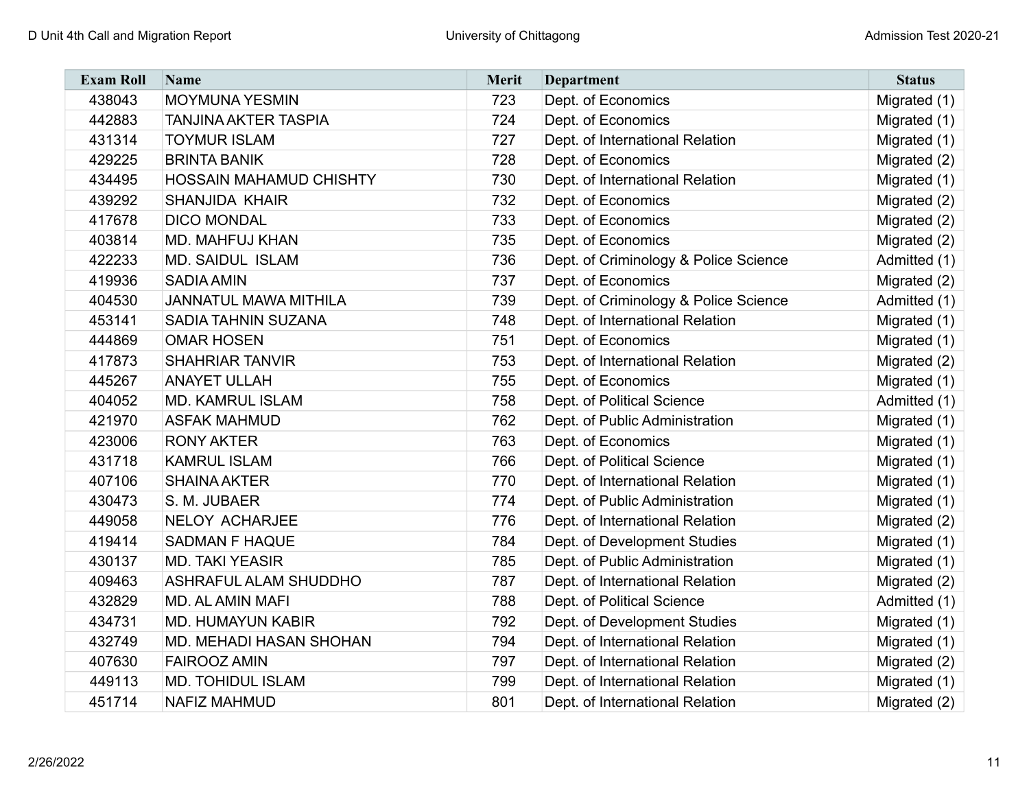| Exam Roll | Name | Merit | Department | Status |
| --- | --- | --- | --- | --- |
| 438043 | MOYMUNA YESMIN | 723 | Dept. of Economics | Migrated (1) |
| 442883 | TANJINA AKTER TASPIA | 724 | Dept. of Economics | Migrated (1) |
| 431314 | TOYMUR ISLAM | 727 | Dept. of International Relation | Migrated (1) |
| 429225 | BRINTA BANIK | 728 | Dept. of Economics | Migrated (2) |
| 434495 | HOSSAIN MAHAMUD CHISHTY | 730 | Dept. of International Relation | Migrated (1) |
| 439292 | SHANJIDA KHAIR | 732 | Dept. of Economics | Migrated (2) |
| 417678 | DICO MONDAL | 733 | Dept. of Economics | Migrated (2) |
| 403814 | MD. MAHFUJ KHAN | 735 | Dept. of Economics | Migrated (2) |
| 422233 | MD. SAIDUL ISLAM | 736 | Dept. of Criminology & Police Science | Admitted (1) |
| 419936 | SADIA AMIN | 737 | Dept. of Economics | Migrated (2) |
| 404530 | JANNATUL MAWA MITHILA | 739 | Dept. of Criminology & Police Science | Admitted (1) |
| 453141 | SADIA TAHNIN SUZANA | 748 | Dept. of International Relation | Migrated (1) |
| 444869 | OMAR HOSEN | 751 | Dept. of Economics | Migrated (1) |
| 417873 | SHAHRIAR TANVIR | 753 | Dept. of International Relation | Migrated (2) |
| 445267 | ANAYET ULLAH | 755 | Dept. of Economics | Migrated (1) |
| 404052 | MD. KAMRUL ISLAM | 758 | Dept. of Political Science | Admitted (1) |
| 421970 | ASFAK MAHMUD | 762 | Dept. of Public Administration | Migrated (1) |
| 423006 | RONY AKTER | 763 | Dept. of Economics | Migrated (1) |
| 431718 | KAMRUL ISLAM | 766 | Dept. of Political Science | Migrated (1) |
| 407106 | SHAINA AKTER | 770 | Dept. of International Relation | Migrated (1) |
| 430473 | S. M. JUBAER | 774 | Dept. of Public Administration | Migrated (1) |
| 449058 | NELOY ACHARJEE | 776 | Dept. of International Relation | Migrated (2) |
| 419414 | SADMAN F HAQUE | 784 | Dept. of Development Studies | Migrated (1) |
| 430137 | MD. TAKI YEASIR | 785 | Dept. of Public Administration | Migrated (1) |
| 409463 | ASHRAFUL ALAM SHUDDHO | 787 | Dept. of International Relation | Migrated (2) |
| 432829 | MD. AL AMIN MAFI | 788 | Dept. of Political Science | Admitted (1) |
| 434731 | MD. HUMAYUN KABIR | 792 | Dept. of Development Studies | Migrated (1) |
| 432749 | MD. MEHADI HASAN SHOHAN | 794 | Dept. of International Relation | Migrated (1) |
| 407630 | FAIROOZ AMIN | 797 | Dept. of International Relation | Migrated (2) |
| 449113 | MD. TOHIDUL ISLAM | 799 | Dept. of International Relation | Migrated (1) |
| 451714 | NAFIZ MAHMUD | 801 | Dept. of International Relation | Migrated (2) |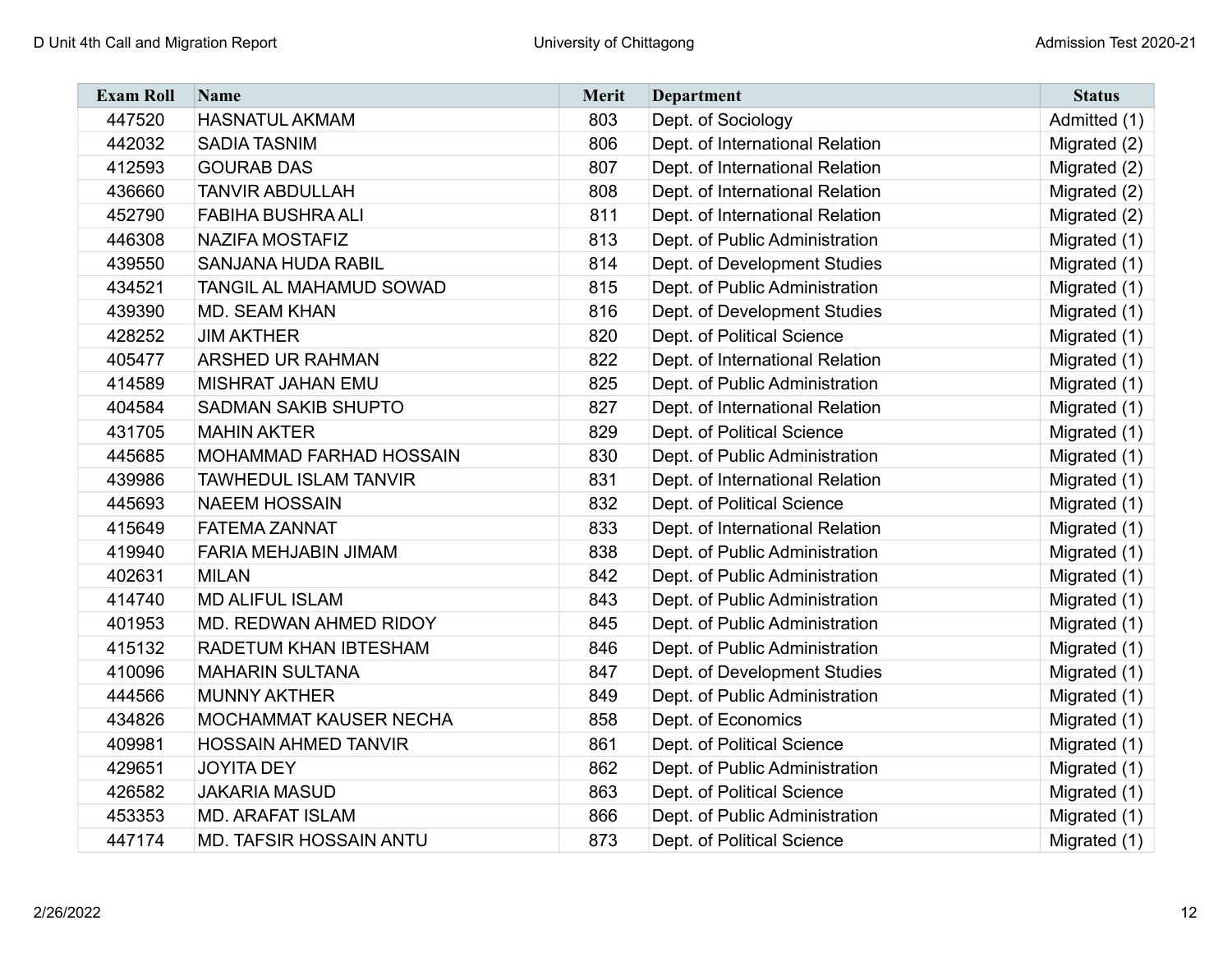| Exam Roll | Name | Merit | Department | Status |
|---|---|---|---|---|
| 447520 | HASNATUL AKMAM | 803 | Dept. of Sociology | Admitted (1) |
| 442032 | SADIA TASNIM | 806 | Dept. of International Relation | Migrated (2) |
| 412593 | GOURAB DAS | 807 | Dept. of International Relation | Migrated (2) |
| 436660 | TANVIR ABDULLAH | 808 | Dept. of International Relation | Migrated (2) |
| 452790 | FABIHA BUSHRA ALI | 811 | Dept. of International Relation | Migrated (2) |
| 446308 | NAZIFA MOSTAFIZ | 813 | Dept. of Public Administration | Migrated (1) |
| 439550 | SANJANA HUDA RABIL | 814 | Dept. of Development Studies | Migrated (1) |
| 434521 | TANGIL AL MAHAMUD SOWAD | 815 | Dept. of Public Administration | Migrated (1) |
| 439390 | MD. SEAM KHAN | 816 | Dept. of Development Studies | Migrated (1) |
| 428252 | JIM AKTHER | 820 | Dept. of Political Science | Migrated (1) |
| 405477 | ARSHED UR RAHMAN | 822 | Dept. of International Relation | Migrated (1) |
| 414589 | MISHRAT JAHAN EMU | 825 | Dept. of Public Administration | Migrated (1) |
| 404584 | SADMAN SAKIB SHUPTO | 827 | Dept. of International Relation | Migrated (1) |
| 431705 | MAHIN AKTER | 829 | Dept. of Political Science | Migrated (1) |
| 445685 | MOHAMMAD FARHAD HOSSAIN | 830 | Dept. of Public Administration | Migrated (1) |
| 439986 | TAWHEDUL ISLAM TANVIR | 831 | Dept. of International Relation | Migrated (1) |
| 445693 | NAEEM HOSSAIN | 832 | Dept. of Political Science | Migrated (1) |
| 415649 | FATEMA ZANNAT | 833 | Dept. of International Relation | Migrated (1) |
| 419940 | FARIA MEHJABIN JIMAM | 838 | Dept. of Public Administration | Migrated (1) |
| 402631 | MILAN | 842 | Dept. of Public Administration | Migrated (1) |
| 414740 | MD ALIFUL ISLAM | 843 | Dept. of Public Administration | Migrated (1) |
| 401953 | MD. REDWAN AHMED RIDOY | 845 | Dept. of Public Administration | Migrated (1) |
| 415132 | RADETUM KHAN IBTESHAM | 846 | Dept. of Public Administration | Migrated (1) |
| 410096 | MAHARIN SULTANA | 847 | Dept. of Development Studies | Migrated (1) |
| 444566 | MUNNY AKTHER | 849 | Dept. of Public Administration | Migrated (1) |
| 434826 | MOCHAMMAT KAUSER NECHA | 858 | Dept. of Economics | Migrated (1) |
| 409981 | HOSSAIN AHMED TANVIR | 861 | Dept. of Political Science | Migrated (1) |
| 429651 | JOYITA DEY | 862 | Dept. of Public Administration | Migrated (1) |
| 426582 | JAKARIA MASUD | 863 | Dept. of Political Science | Migrated (1) |
| 453353 | MD. ARAFAT ISLAM | 866 | Dept. of Public Administration | Migrated (1) |
| 447174 | MD. TAFSIR HOSSAIN ANTU | 873 | Dept. of Political Science | Migrated (1) |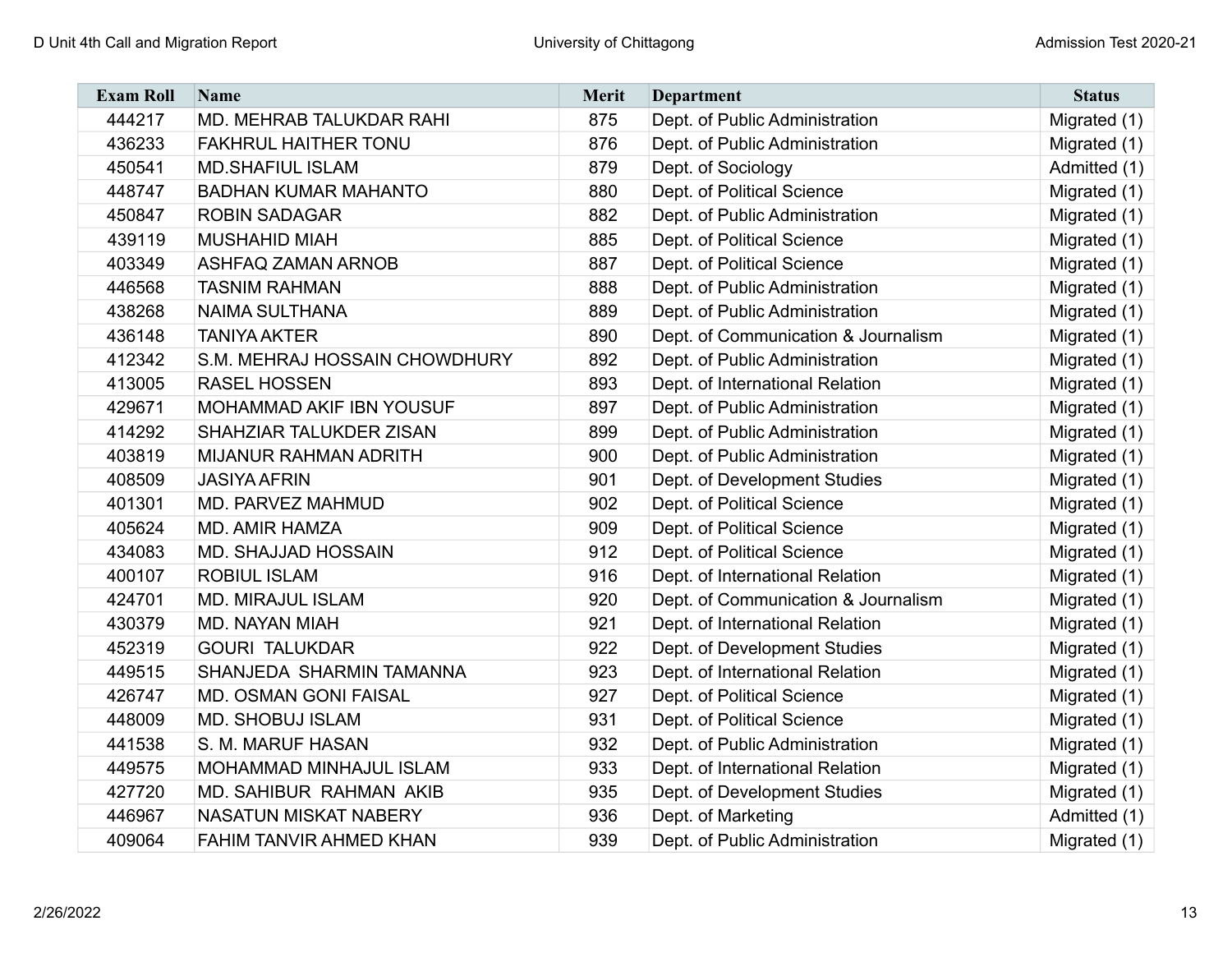| Exam Roll | Name | Merit | Department | Status |
|---|---|---|---|---|
| 444217 | MD. MEHRAB TALUKDAR RAHI | 875 | Dept. of Public Administration | Migrated (1) |
| 436233 | FAKHRUL HAITHER TONU | 876 | Dept. of Public Administration | Migrated (1) |
| 450541 | MD.SHAFIUL ISLAM | 879 | Dept. of Sociology | Admitted (1) |
| 448747 | BADHAN KUMAR MAHANTO | 880 | Dept. of Political Science | Migrated (1) |
| 450847 | ROBIN SADAGAR | 882 | Dept. of Public Administration | Migrated (1) |
| 439119 | MUSHAHID MIAH | 885 | Dept. of Political Science | Migrated (1) |
| 403349 | ASHFAQ ZAMAN ARNOB | 887 | Dept. of Political Science | Migrated (1) |
| 446568 | TASNIM RAHMAN | 888 | Dept. of Public Administration | Migrated (1) |
| 438268 | NAIMA SULTHANA | 889 | Dept. of Public Administration | Migrated (1) |
| 436148 | TANIYA AKTER | 890 | Dept. of Communication & Journalism | Migrated (1) |
| 412342 | S.M. MEHRAJ HOSSAIN CHOWDHURY | 892 | Dept. of Public Administration | Migrated (1) |
| 413005 | RASEL HOSSEN | 893 | Dept. of International Relation | Migrated (1) |
| 429671 | MOHAMMAD AKIF IBN YOUSUF | 897 | Dept. of Public Administration | Migrated (1) |
| 414292 | SHAHZIAR TALUKDER ZISAN | 899 | Dept. of Public Administration | Migrated (1) |
| 403819 | MIJANUR RAHMAN ADRITH | 900 | Dept. of Public Administration | Migrated (1) |
| 408509 | JASIYA AFRIN | 901 | Dept. of Development Studies | Migrated (1) |
| 401301 | MD. PARVEZ MAHMUD | 902 | Dept. of Political Science | Migrated (1) |
| 405624 | MD. AMIR HAMZA | 909 | Dept. of Political Science | Migrated (1) |
| 434083 | MD. SHAJJAD HOSSAIN | 912 | Dept. of Political Science | Migrated (1) |
| 400107 | ROBIUL ISLAM | 916 | Dept. of International Relation | Migrated (1) |
| 424701 | MD. MIRAJUL ISLAM | 920 | Dept. of Communication & Journalism | Migrated (1) |
| 430379 | MD. NAYAN MIAH | 921 | Dept. of International Relation | Migrated (1) |
| 452319 | GOURI TALUKDAR | 922 | Dept. of Development Studies | Migrated (1) |
| 449515 | SHANJEDA SHARMIN TAMANNA | 923 | Dept. of International Relation | Migrated (1) |
| 426747 | MD. OSMAN GONI FAISAL | 927 | Dept. of Political Science | Migrated (1) |
| 448009 | MD. SHOBUJ ISLAM | 931 | Dept. of Political Science | Migrated (1) |
| 441538 | S. M. MARUF HASAN | 932 | Dept. of Public Administration | Migrated (1) |
| 449575 | MOHAMMAD MINHAJUL ISLAM | 933 | Dept. of International Relation | Migrated (1) |
| 427720 | MD. SAHIBUR RAHMAN AKIB | 935 | Dept. of Development Studies | Migrated (1) |
| 446967 | NASATUN MISKAT NABERY | 936 | Dept. of Marketing | Admitted (1) |
| 409064 | FAHIM TANVIR AHMED KHAN | 939 | Dept. of Public Administration | Migrated (1) |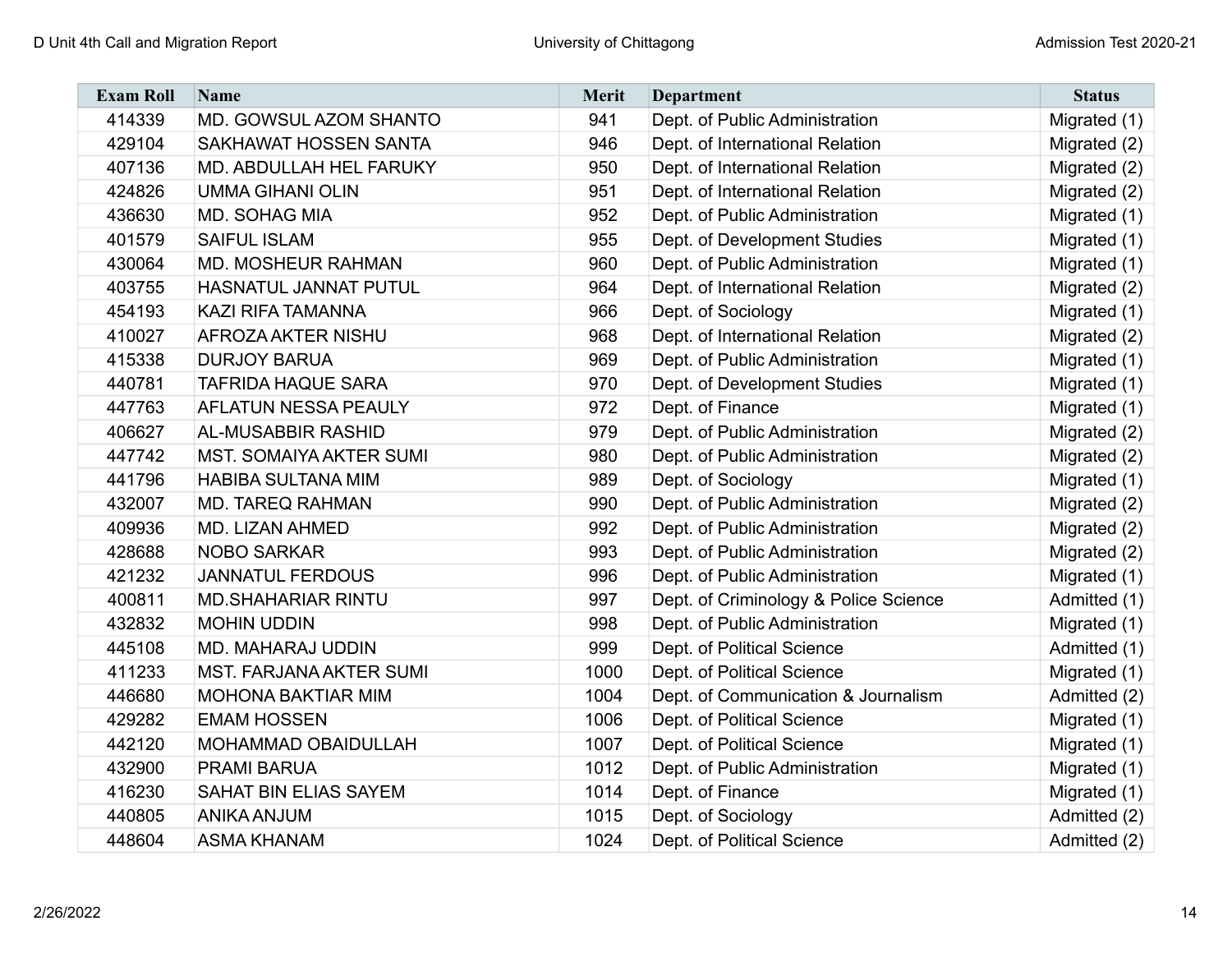| Exam Roll | Name | Merit | Department | Status |
|---|---|---|---|---|
| 414339 | MD. GOWSUL AZOM SHANTO | 941 | Dept. of Public Administration | Migrated (1) |
| 429104 | SAKHAWAT HOSSEN SANTA | 946 | Dept. of International Relation | Migrated (2) |
| 407136 | MD. ABDULLAH HEL FARUKY | 950 | Dept. of International Relation | Migrated (2) |
| 424826 | UMMA GIHANI OLIN | 951 | Dept. of International Relation | Migrated (2) |
| 436630 | MD. SOHAG MIA | 952 | Dept. of Public Administration | Migrated (1) |
| 401579 | SAIFUL ISLAM | 955 | Dept. of Development Studies | Migrated (1) |
| 430064 | MD. MOSHEUR RAHMAN | 960 | Dept. of Public Administration | Migrated (1) |
| 403755 | HASNATUL JANNAT PUTUL | 964 | Dept. of International Relation | Migrated (2) |
| 454193 | KAZI RIFA TAMANNA | 966 | Dept. of Sociology | Migrated (1) |
| 410027 | AFROZA AKTER NISHU | 968 | Dept. of International Relation | Migrated (2) |
| 415338 | DURJOY BARUA | 969 | Dept. of Public Administration | Migrated (1) |
| 440781 | TAFRIDA HAQUE SARA | 970 | Dept. of Development Studies | Migrated (1) |
| 447763 | AFLATUN NESSA PEAULY | 972 | Dept. of Finance | Migrated (1) |
| 406627 | AL-MUSABBIR RASHID | 979 | Dept. of Public Administration | Migrated (2) |
| 447742 | MST. SOMAIYA AKTER SUMI | 980 | Dept. of Public Administration | Migrated (2) |
| 441796 | HABIBA SULTANA MIM | 989 | Dept. of Sociology | Migrated (1) |
| 432007 | MD. TAREQ RAHMAN | 990 | Dept. of Public Administration | Migrated (2) |
| 409936 | MD. LIZAN AHMED | 992 | Dept. of Public Administration | Migrated (2) |
| 428688 | NOBO SARKAR | 993 | Dept. of Public Administration | Migrated (2) |
| 421232 | JANNATUL FERDOUS | 996 | Dept. of Public Administration | Migrated (1) |
| 400811 | MD.SHAHARIAR RINTU | 997 | Dept. of Criminology & Police Science | Admitted (1) |
| 432832 | MOHIN UDDIN | 998 | Dept. of Public Administration | Migrated (1) |
| 445108 | MD. MAHARAJ UDDIN | 999 | Dept. of Political Science | Admitted (1) |
| 411233 | MST. FARJANA AKTER SUMI | 1000 | Dept. of Political Science | Migrated (1) |
| 446680 | MOHONA BAKTIAR MIM | 1004 | Dept. of Communication & Journalism | Admitted (2) |
| 429282 | EMAM HOSSEN | 1006 | Dept. of Political Science | Migrated (1) |
| 442120 | MOHAMMAD OBAIDULLAH | 1007 | Dept. of Political Science | Migrated (1) |
| 432900 | PRAMI BARUA | 1012 | Dept. of Public Administration | Migrated (1) |
| 416230 | SAHAT BIN ELIAS SAYEM | 1014 | Dept. of Finance | Migrated (1) |
| 440805 | ANIKA ANJUM | 1015 | Dept. of Sociology | Admitted (2) |
| 448604 | ASMA KHANAM | 1024 | Dept. of Political Science | Admitted (2) |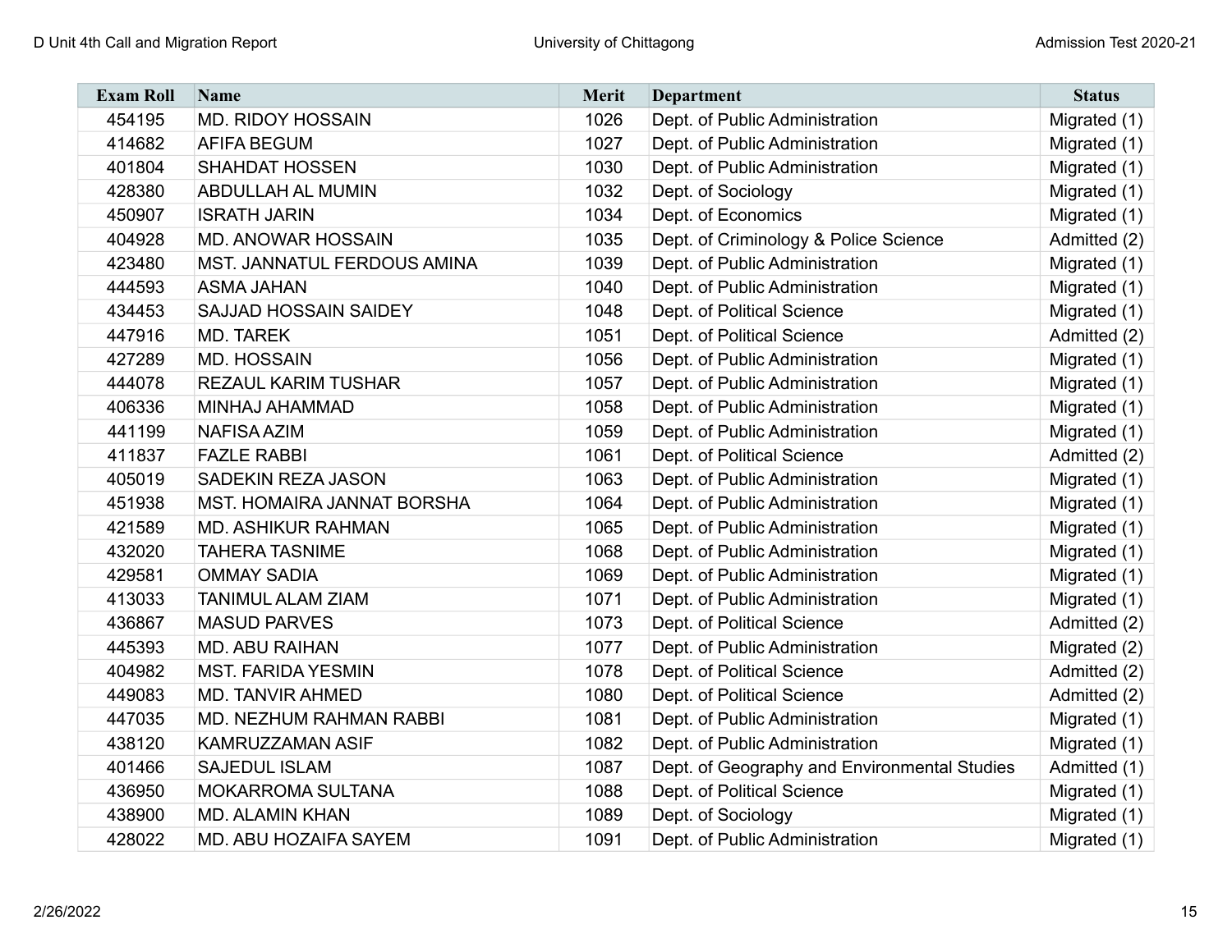| Exam Roll | Name | Merit | Department | Status |
|---|---|---|---|---|
| 454195 | MD. RIDOY HOSSAIN | 1026 | Dept. of Public Administration | Migrated (1) |
| 414682 | AFIFA BEGUM | 1027 | Dept. of Public Administration | Migrated (1) |
| 401804 | SHAHDAT HOSSEN | 1030 | Dept. of Public Administration | Migrated (1) |
| 428380 | ABDULLAH AL MUMIN | 1032 | Dept. of Sociology | Migrated (1) |
| 450907 | ISRATH JARIN | 1034 | Dept. of Economics | Migrated (1) |
| 404928 | MD. ANOWAR HOSSAIN | 1035 | Dept. of Criminology & Police Science | Admitted (2) |
| 423480 | MST. JANNATUL FERDOUS AMINA | 1039 | Dept. of Public Administration | Migrated (1) |
| 444593 | ASMA JAHAN | 1040 | Dept. of Public Administration | Migrated (1) |
| 434453 | SAJJAD HOSSAIN SAIDEY | 1048 | Dept. of Political Science | Migrated (1) |
| 447916 | MD. TAREK | 1051 | Dept. of Political Science | Admitted (2) |
| 427289 | MD. HOSSAIN | 1056 | Dept. of Public Administration | Migrated (1) |
| 444078 | REZAUL KARIM TUSHAR | 1057 | Dept. of Public Administration | Migrated (1) |
| 406336 | MINHAJ AHAMMAD | 1058 | Dept. of Public Administration | Migrated (1) |
| 441199 | NAFISA AZIM | 1059 | Dept. of Public Administration | Migrated (1) |
| 411837 | FAZLE RABBI | 1061 | Dept. of Political Science | Admitted (2) |
| 405019 | SADEKIN REZA JASON | 1063 | Dept. of Public Administration | Migrated (1) |
| 451938 | MST. HOMAIRA JANNAT BORSHA | 1064 | Dept. of Public Administration | Migrated (1) |
| 421589 | MD. ASHIKUR RAHMAN | 1065 | Dept. of Public Administration | Migrated (1) |
| 432020 | TAHERA TASNIME | 1068 | Dept. of Public Administration | Migrated (1) |
| 429581 | OMMAY SADIA | 1069 | Dept. of Public Administration | Migrated (1) |
| 413033 | TANIMUL ALAM ZIAM | 1071 | Dept. of Public Administration | Migrated (1) |
| 436867 | MASUD PARVES | 1073 | Dept. of Political Science | Admitted (2) |
| 445393 | MD. ABU RAIHAN | 1077 | Dept. of Public Administration | Migrated (2) |
| 404982 | MST. FARIDA YESMIN | 1078 | Dept. of Political Science | Admitted (2) |
| 449083 | MD. TANVIR AHMED | 1080 | Dept. of Political Science | Admitted (2) |
| 447035 | MD. NEZHUM RAHMAN RABBI | 1081 | Dept. of Public Administration | Migrated (1) |
| 438120 | KAMRUZZAMAN ASIF | 1082 | Dept. of Public Administration | Migrated (1) |
| 401466 | SAJEDUL ISLAM | 1087 | Dept. of Geography and Environmental Studies | Admitted (1) |
| 436950 | MOKARROMA SULTANA | 1088 | Dept. of Political Science | Migrated (1) |
| 438900 | MD. ALAMIN KHAN | 1089 | Dept. of Sociology | Migrated (1) |
| 428022 | MD. ABU HOZAIFA SAYEM | 1091 | Dept. of Public Administration | Migrated (1) |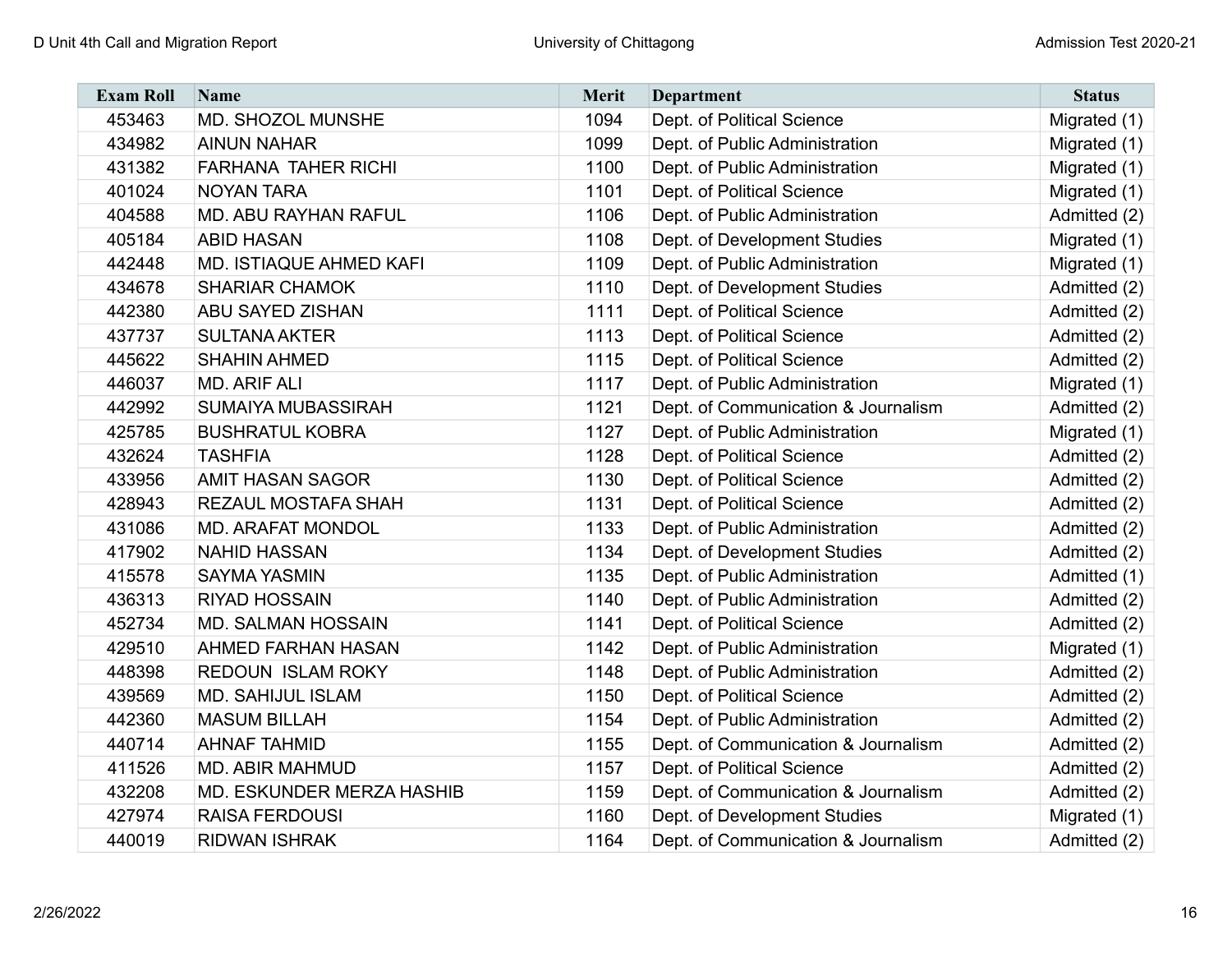| Exam Roll | Name | Merit | Department | Status |
|---|---|---|---|---|
| 453463 | MD. SHOZOL MUNSHE | 1094 | Dept. of Political Science | Migrated (1) |
| 434982 | AINUN NAHAR | 1099 | Dept. of Public Administration | Migrated (1) |
| 431382 | FARHANA TAHER RICHI | 1100 | Dept. of Public Administration | Migrated (1) |
| 401024 | NOYAN TARA | 1101 | Dept. of Political Science | Migrated (1) |
| 404588 | MD. ABU RAYHAN RAFUL | 1106 | Dept. of Public Administration | Admitted (2) |
| 405184 | ABID HASAN | 1108 | Dept. of Development Studies | Migrated (1) |
| 442448 | MD. ISTIAQUE AHMED KAFI | 1109 | Dept. of Public Administration | Migrated (1) |
| 434678 | SHARIAR CHAMOK | 1110 | Dept. of Development Studies | Admitted (2) |
| 442380 | ABU SAYED ZISHAN | 1111 | Dept. of Political Science | Admitted (2) |
| 437737 | SULTANA AKTER | 1113 | Dept. of Political Science | Admitted (2) |
| 445622 | SHAHIN AHMED | 1115 | Dept. of Political Science | Admitted (2) |
| 446037 | MD. ARIF ALI | 1117 | Dept. of Public Administration | Migrated (1) |
| 442992 | SUMAIYA MUBASSIRAH | 1121 | Dept. of Communication & Journalism | Admitted (2) |
| 425785 | BUSHRATUL KOBRA | 1127 | Dept. of Public Administration | Migrated (1) |
| 432624 | TASHFIA | 1128 | Dept. of Political Science | Admitted (2) |
| 433956 | AMIT HASAN SAGOR | 1130 | Dept. of Political Science | Admitted (2) |
| 428943 | REZAUL MOSTAFA SHAH | 1131 | Dept. of Political Science | Admitted (2) |
| 431086 | MD. ARAFAT MONDOL | 1133 | Dept. of Public Administration | Admitted (2) |
| 417902 | NAHID HASSAN | 1134 | Dept. of Development Studies | Admitted (2) |
| 415578 | SAYMA YASMIN | 1135 | Dept. of Public Administration | Admitted (1) |
| 436313 | RIYAD HOSSAIN | 1140 | Dept. of Public Administration | Admitted (2) |
| 452734 | MD. SALMAN HOSSAIN | 1141 | Dept. of Political Science | Admitted (2) |
| 429510 | AHMED FARHAN HASAN | 1142 | Dept. of Public Administration | Migrated (1) |
| 448398 | REDOUN ISLAM ROKY | 1148 | Dept. of Public Administration | Admitted (2) |
| 439569 | MD. SAHIJUL ISLAM | 1150 | Dept. of Political Science | Admitted (2) |
| 442360 | MASUM BILLAH | 1154 | Dept. of Public Administration | Admitted (2) |
| 440714 | AHNAF TAHMID | 1155 | Dept. of Communication & Journalism | Admitted (2) |
| 411526 | MD. ABIR MAHMUD | 1157 | Dept. of Political Science | Admitted (2) |
| 432208 | MD. ESKUNDER MERZA HASHIB | 1159 | Dept. of Communication & Journalism | Admitted (2) |
| 427974 | RAISA FERDOUSI | 1160 | Dept. of Development Studies | Migrated (1) |
| 440019 | RIDWAN ISHRAK | 1164 | Dept. of Communication & Journalism | Admitted (2) |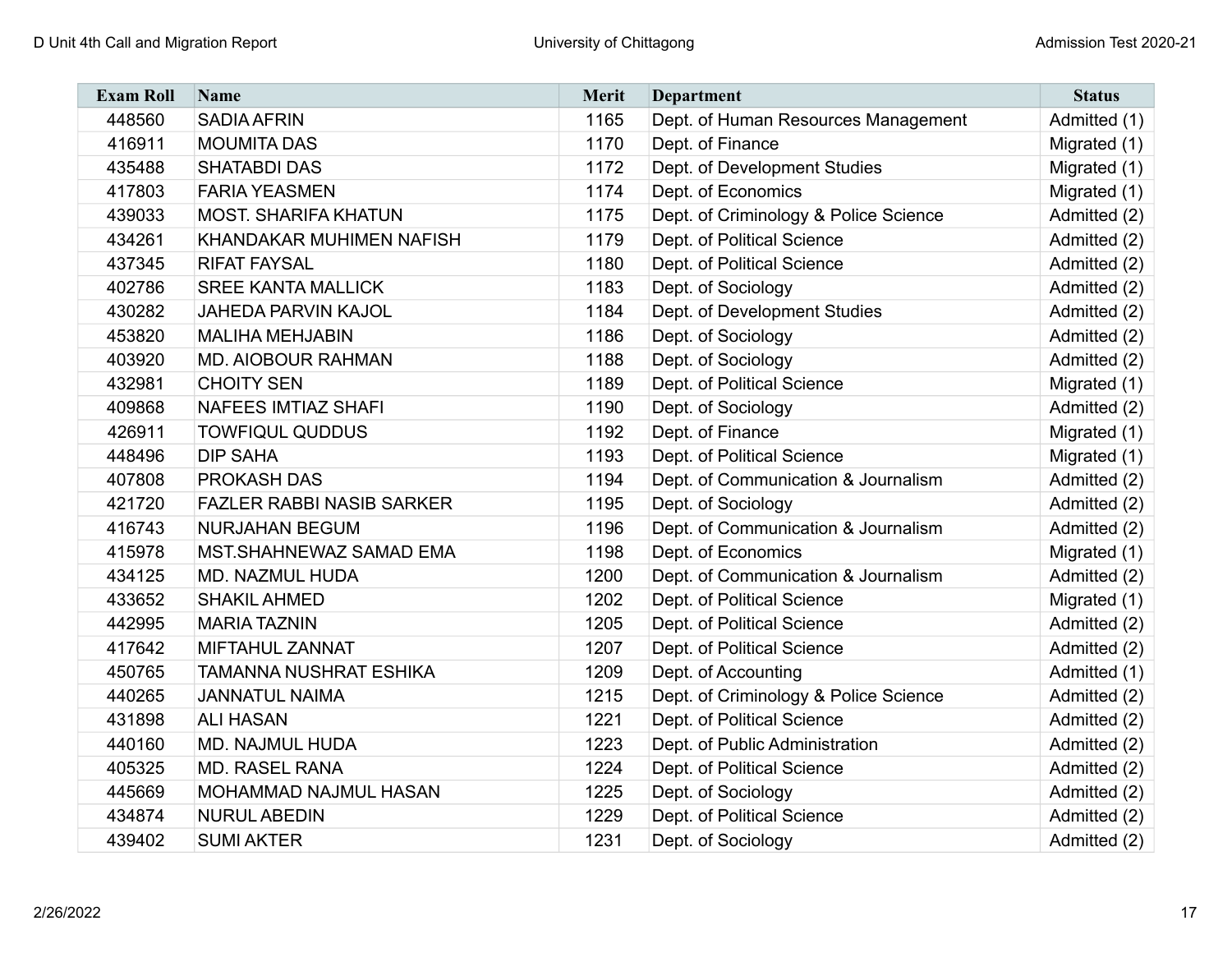| Exam Roll | Name | Merit | Department | Status |
|---|---|---|---|---|
| 448560 | SADIA AFRIN | 1165 | Dept. of Human Resources Management | Admitted (1) |
| 416911 | MOUMITA DAS | 1170 | Dept. of Finance | Migrated (1) |
| 435488 | SHATABDI DAS | 1172 | Dept. of Development Studies | Migrated (1) |
| 417803 | FARIA YEASMEN | 1174 | Dept. of Economics | Migrated (1) |
| 439033 | MOST. SHARIFA KHATUN | 1175 | Dept. of Criminology & Police Science | Admitted (2) |
| 434261 | KHANDAKAR MUHIMEN NAFISH | 1179 | Dept. of Political Science | Admitted (2) |
| 437345 | RIFAT FAYSAL | 1180 | Dept. of Political Science | Admitted (2) |
| 402786 | SREE KANTA MALLICK | 1183 | Dept. of Sociology | Admitted (2) |
| 430282 | JAHEDA PARVIN KAJOL | 1184 | Dept. of Development Studies | Admitted (2) |
| 453820 | MALIHA MEHJABIN | 1186 | Dept. of Sociology | Admitted (2) |
| 403920 | MD. AIOBOUR RAHMAN | 1188 | Dept. of Sociology | Admitted (2) |
| 432981 | CHOITY SEN | 1189 | Dept. of Political Science | Migrated (1) |
| 409868 | NAFEES IMTIAZ SHAFI | 1190 | Dept. of Sociology | Admitted (2) |
| 426911 | TOWFIQUL QUDDUS | 1192 | Dept. of Finance | Migrated (1) |
| 448496 | DIP SAHA | 1193 | Dept. of Political Science | Migrated (1) |
| 407808 | PROKASH DAS | 1194 | Dept. of Communication & Journalism | Admitted (2) |
| 421720 | FAZLER RABBI NASIB SARKER | 1195 | Dept. of Sociology | Admitted (2) |
| 416743 | NURJAHAN BEGUM | 1196 | Dept. of Communication & Journalism | Admitted (2) |
| 415978 | MST.SHAHNEWAZ SAMAD EMA | 1198 | Dept. of Economics | Migrated (1) |
| 434125 | MD. NAZMUL HUDA | 1200 | Dept. of Communication & Journalism | Admitted (2) |
| 433652 | SHAKIL AHMED | 1202 | Dept. of Political Science | Migrated (1) |
| 442995 | MARIA TAZNIN | 1205 | Dept. of Political Science | Admitted (2) |
| 417642 | MIFTAHUL ZANNAT | 1207 | Dept. of Political Science | Admitted (2) |
| 450765 | TAMANNA NUSHRAT ESHIKA | 1209 | Dept. of Accounting | Admitted (1) |
| 440265 | JANNATUL NAIMA | 1215 | Dept. of Criminology & Police Science | Admitted (2) |
| 431898 | ALI HASAN | 1221 | Dept. of Political Science | Admitted (2) |
| 440160 | MD. NAJMUL HUDA | 1223 | Dept. of Public Administration | Admitted (2) |
| 405325 | MD. RASEL RANA | 1224 | Dept. of Political Science | Admitted (2) |
| 445669 | MOHAMMAD NAJMUL HASAN | 1225 | Dept. of Sociology | Admitted (2) |
| 434874 | NURUL ABEDIN | 1229 | Dept. of Political Science | Admitted (2) |
| 439402 | SUMI AKTER | 1231 | Dept. of Sociology | Admitted (2) |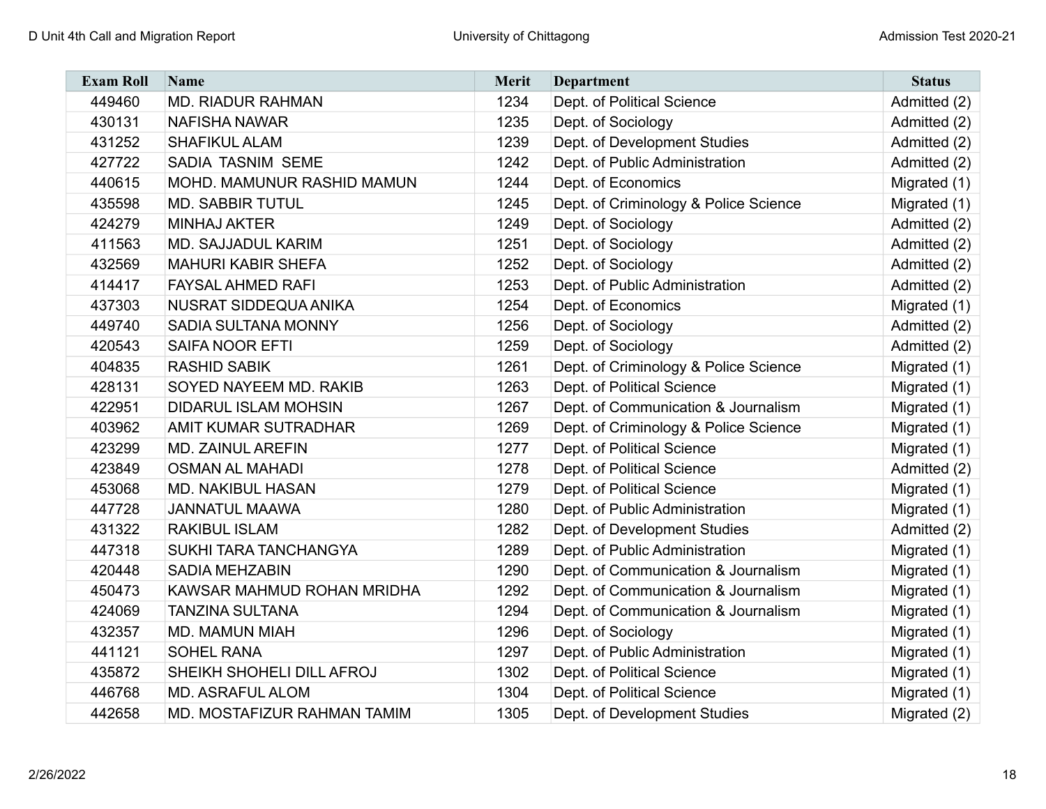| Exam Roll | Name | Merit | Department | Status |
|---|---|---|---|---|
| 449460 | MD. RIADUR RAHMAN | 1234 | Dept. of Political Science | Admitted (2) |
| 430131 | NAFISHA NAWAR | 1235 | Dept. of Sociology | Admitted (2) |
| 431252 | SHAFIKUL ALAM | 1239 | Dept. of Development Studies | Admitted (2) |
| 427722 | SADIA TASNIM SEME | 1242 | Dept. of Public Administration | Admitted (2) |
| 440615 | MOHD. MAMUNUR RASHID MAMUN | 1244 | Dept. of Economics | Migrated (1) |
| 435598 | MD. SABBIR TUTUL | 1245 | Dept. of Criminology & Police Science | Migrated (1) |
| 424279 | MINHAJ AKTER | 1249 | Dept. of Sociology | Admitted (2) |
| 411563 | MD. SAJJADUL KARIM | 1251 | Dept. of Sociology | Admitted (2) |
| 432569 | MAHURI KABIR SHEFA | 1252 | Dept. of Sociology | Admitted (2) |
| 414417 | FAYSAL AHMED RAFI | 1253 | Dept. of Public Administration | Admitted (2) |
| 437303 | NUSRAT SIDDEQUA ANIKA | 1254 | Dept. of Economics | Migrated (1) |
| 449740 | SADIA SULTANA MONNY | 1256 | Dept. of Sociology | Admitted (2) |
| 420543 | SAIFA NOOR EFTI | 1259 | Dept. of Sociology | Admitted (2) |
| 404835 | RASHID SABIK | 1261 | Dept. of Criminology & Police Science | Migrated (1) |
| 428131 | SOYED NAYEEM MD. RAKIB | 1263 | Dept. of Political Science | Migrated (1) |
| 422951 | DIDARUL ISLAM MOHSIN | 1267 | Dept. of Communication & Journalism | Migrated (1) |
| 403962 | AMIT KUMAR SUTRADHAR | 1269 | Dept. of Criminology & Police Science | Migrated (1) |
| 423299 | MD. ZAINUL AREFIN | 1277 | Dept. of Political Science | Migrated (1) |
| 423849 | OSMAN AL MAHADI | 1278 | Dept. of Political Science | Admitted (2) |
| 453068 | MD. NAKIBUL HASAN | 1279 | Dept. of Political Science | Migrated (1) |
| 447728 | JANNATUL MAAWA | 1280 | Dept. of Public Administration | Migrated (1) |
| 431322 | RAKIBUL ISLAM | 1282 | Dept. of Development Studies | Admitted (2) |
| 447318 | SUKHI TARA TANCHANGYA | 1289 | Dept. of Public Administration | Migrated (1) |
| 420448 | SADIA MEHZABIN | 1290 | Dept. of Communication & Journalism | Migrated (1) |
| 450473 | KAWSAR MAHMUD ROHAN MRIDHA | 1292 | Dept. of Communication & Journalism | Migrated (1) |
| 424069 | TANZINA SULTANA | 1294 | Dept. of Communication & Journalism | Migrated (1) |
| 432357 | MD. MAMUN MIAH | 1296 | Dept. of Sociology | Migrated (1) |
| 441121 | SOHEL RANA | 1297 | Dept. of Public Administration | Migrated (1) |
| 435872 | SHEIKH SHOHELI DILL AFROJ | 1302 | Dept. of Political Science | Migrated (1) |
| 446768 | MD. ASRAFUL ALOM | 1304 | Dept. of Political Science | Migrated (1) |
| 442658 | MD. MOSTAFIZUR RAHMAN TAMIM | 1305 | Dept. of Development Studies | Migrated (2) |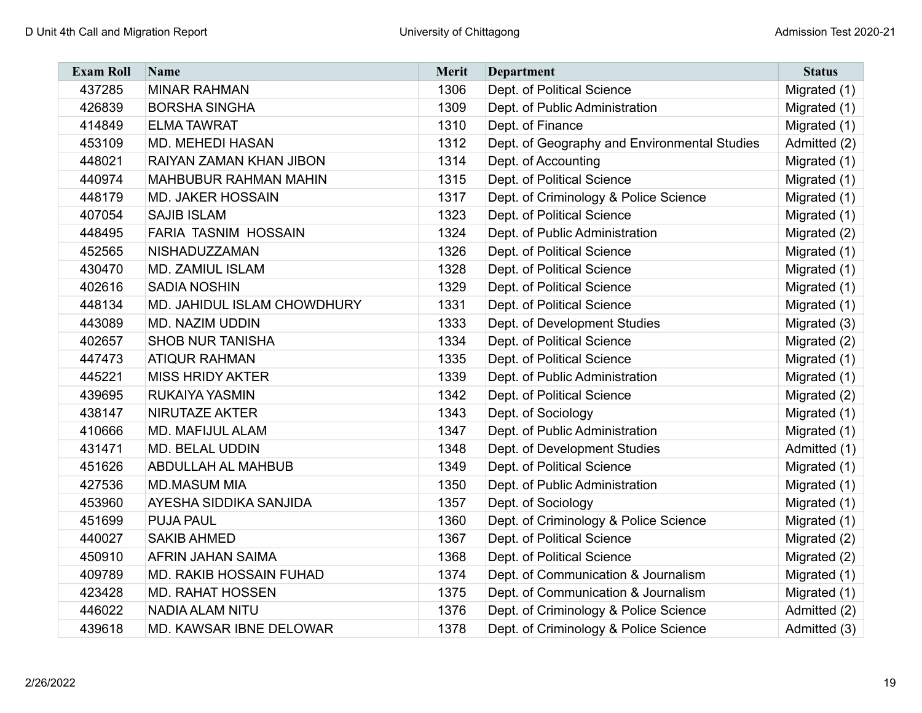| Exam Roll | Name | Merit | Department | Status |
|---|---|---|---|---|
| 437285 | MINAR RAHMAN | 1306 | Dept. of Political Science | Migrated (1) |
| 426839 | BORSHA SINGHA | 1309 | Dept. of Public Administration | Migrated (1) |
| 414849 | ELMA TAWRAT | 1310 | Dept. of Finance | Migrated (1) |
| 453109 | MD. MEHEDI HASAN | 1312 | Dept. of Geography and Environmental Studies | Admitted (2) |
| 448021 | RAIYAN ZAMAN KHAN JIBON | 1314 | Dept. of Accounting | Migrated (1) |
| 440974 | MAHBUBUR RAHMAN MAHIN | 1315 | Dept. of Political Science | Migrated (1) |
| 448179 | MD. JAKER HOSSAIN | 1317 | Dept. of Criminology & Police Science | Migrated (1) |
| 407054 | SAJIB ISLAM | 1323 | Dept. of Political Science | Migrated (1) |
| 448495 | FARIA TASNIM HOSSAIN | 1324 | Dept. of Public Administration | Migrated (2) |
| 452565 | NISHADUZZAMAN | 1326 | Dept. of Political Science | Migrated (1) |
| 430470 | MD. ZAMIUL ISLAM | 1328 | Dept. of Political Science | Migrated (1) |
| 402616 | SADIA NOSHIN | 1329 | Dept. of Political Science | Migrated (1) |
| 448134 | MD. JAHIDUL ISLAM CHOWDHURY | 1331 | Dept. of Political Science | Migrated (1) |
| 443089 | MD. NAZIM UDDIN | 1333 | Dept. of Development Studies | Migrated (3) |
| 402657 | SHOB NUR TANISHA | 1334 | Dept. of Political Science | Migrated (2) |
| 447473 | ATIQUR RAHMAN | 1335 | Dept. of Political Science | Migrated (1) |
| 445221 | MISS HRIDY AKTER | 1339 | Dept. of Public Administration | Migrated (1) |
| 439695 | RUKAIYA YASMIN | 1342 | Dept. of Political Science | Migrated (2) |
| 438147 | NIRUTAZE AKTER | 1343 | Dept. of Sociology | Migrated (1) |
| 410666 | MD. MAFIJUL ALAM | 1347 | Dept. of Public Administration | Migrated (1) |
| 431471 | MD. BELAL UDDIN | 1348 | Dept. of Development Studies | Admitted (1) |
| 451626 | ABDULLAH AL MAHBUB | 1349 | Dept. of Political Science | Migrated (1) |
| 427536 | MD.MASUM MIA | 1350 | Dept. of Public Administration | Migrated (1) |
| 453960 | AYESHA SIDDIKA SANJIDA | 1357 | Dept. of Sociology | Migrated (1) |
| 451699 | PUJA PAUL | 1360 | Dept. of Criminology & Police Science | Migrated (1) |
| 440027 | SAKIB AHMED | 1367 | Dept. of Political Science | Migrated (2) |
| 450910 | AFRIN JAHAN SAIMA | 1368 | Dept. of Political Science | Migrated (2) |
| 409789 | MD. RAKIB HOSSAIN FUHAD | 1374 | Dept. of Communication & Journalism | Migrated (1) |
| 423428 | MD. RAHAT HOSSEN | 1375 | Dept. of Communication & Journalism | Migrated (1) |
| 446022 | NADIA ALAM NITU | 1376 | Dept. of Criminology & Police Science | Admitted (2) |
| 439618 | MD. KAWSAR IBNE DELOWAR | 1378 | Dept. of Criminology & Police Science | Admitted (3) |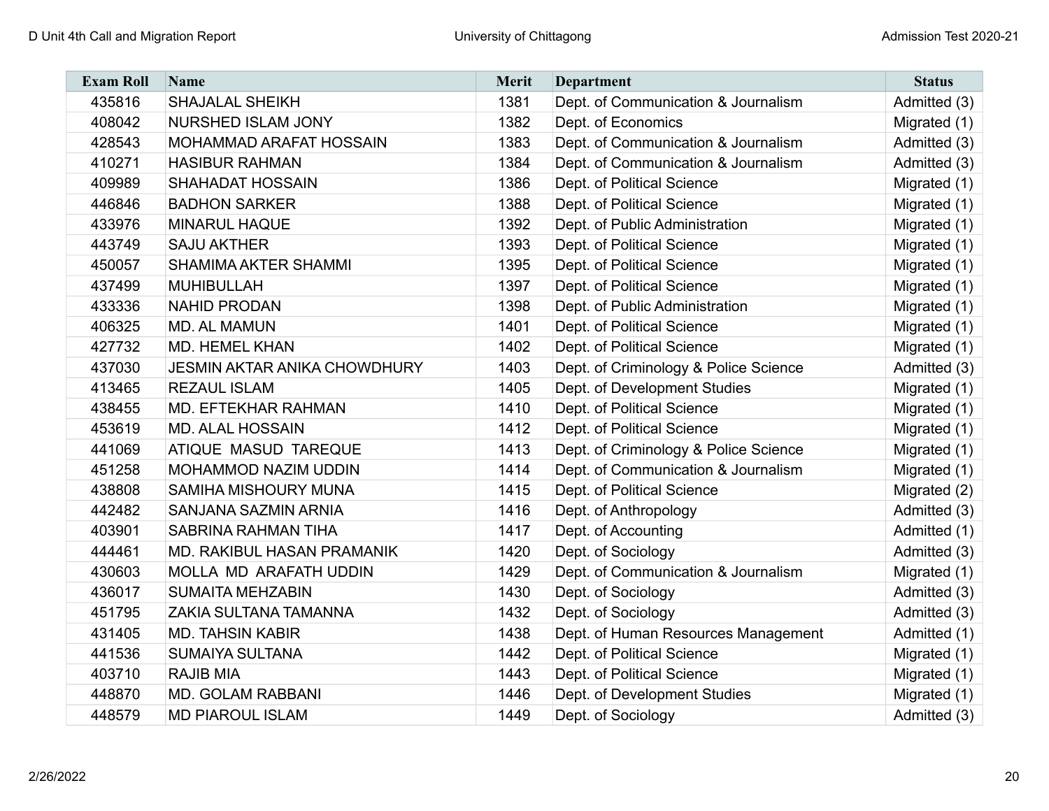| Exam Roll | Name | Merit | Department | Status |
|---|---|---|---|---|
| 435816 | SHAJALAL SHEIKH | 1381 | Dept. of Communication & Journalism | Admitted (3) |
| 408042 | NURSHED ISLAM JONY | 1382 | Dept. of Economics | Migrated (1) |
| 428543 | MOHAMMAD ARAFAT HOSSAIN | 1383 | Dept. of Communication & Journalism | Admitted (3) |
| 410271 | HASIBUR RAHMAN | 1384 | Dept. of Communication & Journalism | Admitted (3) |
| 409989 | SHAHADAT HOSSAIN | 1386 | Dept. of Political Science | Migrated (1) |
| 446846 | BADHON SARKER | 1388 | Dept. of Political Science | Migrated (1) |
| 433976 | MINARUL HAQUE | 1392 | Dept. of Public Administration | Migrated (1) |
| 443749 | SAJU AKTHER | 1393 | Dept. of Political Science | Migrated (1) |
| 450057 | SHAMIMA AKTER SHAMMI | 1395 | Dept. of Political Science | Migrated (1) |
| 437499 | MUHIBULLAH | 1397 | Dept. of Political Science | Migrated (1) |
| 433336 | NAHID PRODAN | 1398 | Dept. of Public Administration | Migrated (1) |
| 406325 | MD. AL MAMUN | 1401 | Dept. of Political Science | Migrated (1) |
| 427732 | MD. HEMEL KHAN | 1402 | Dept. of Political Science | Migrated (1) |
| 437030 | JESMIN AKTAR ANIKA CHOWDHURY | 1403 | Dept. of Criminology & Police Science | Admitted (3) |
| 413465 | REZAUL ISLAM | 1405 | Dept. of Development Studies | Migrated (1) |
| 438455 | MD. EFTEKHAR RAHMAN | 1410 | Dept. of Political Science | Migrated (1) |
| 453619 | MD. ALAL HOSSAIN | 1412 | Dept. of Political Science | Migrated (1) |
| 441069 | ATIQUE MASUD TAREQUE | 1413 | Dept. of Criminology & Police Science | Migrated (1) |
| 451258 | MOHAMMOD NAZIM UDDIN | 1414 | Dept. of Communication & Journalism | Migrated (1) |
| 438808 | SAMIHA MISHOURY MUNA | 1415 | Dept. of Political Science | Migrated (2) |
| 442482 | SANJANA SAZMIN ARNIA | 1416 | Dept. of Anthropology | Admitted (3) |
| 403901 | SABRINA RAHMAN TIHA | 1417 | Dept. of Accounting | Admitted (1) |
| 444461 | MD. RAKIBUL HASAN PRAMANIK | 1420 | Dept. of Sociology | Admitted (3) |
| 430603 | MOLLA MD ARAFATH UDDIN | 1429 | Dept. of Communication & Journalism | Migrated (1) |
| 436017 | SUMAITA MEHZABIN | 1430 | Dept. of Sociology | Admitted (3) |
| 451795 | ZAKIA SULTANA TAMANNA | 1432 | Dept. of Sociology | Admitted (3) |
| 431405 | MD. TAHSIN KABIR | 1438 | Dept. of Human Resources Management | Admitted (1) |
| 441536 | SUMAIYA SULTANA | 1442 | Dept. of Political Science | Migrated (1) |
| 403710 | RAJIB MIA | 1443 | Dept. of Political Science | Migrated (1) |
| 448870 | MD. GOLAM RABBANI | 1446 | Dept. of Development Studies | Migrated (1) |
| 448579 | MD PIAROUL ISLAM | 1449 | Dept. of Sociology | Admitted (3) |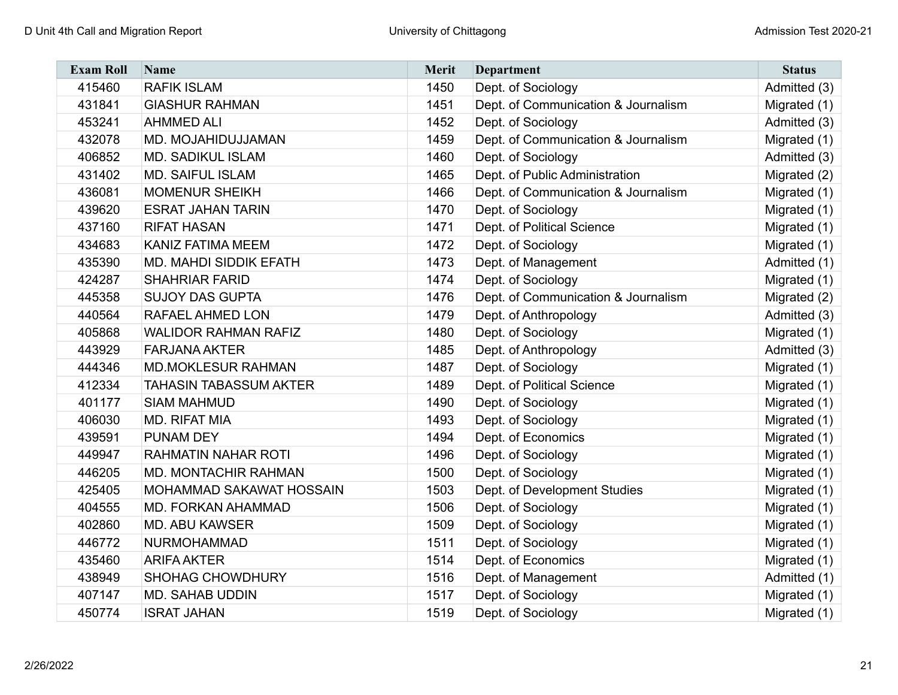| Exam Roll | Name | Merit | Department | Status |
|---|---|---|---|---|
| 415460 | RAFIK ISLAM | 1450 | Dept. of Sociology | Admitted (3) |
| 431841 | GIASHUR RAHMAN | 1451 | Dept. of Communication & Journalism | Migrated (1) |
| 453241 | AHMMED ALI | 1452 | Dept. of Sociology | Admitted (3) |
| 432078 | MD. MOJAHIDUJJAMAN | 1459 | Dept. of Communication & Journalism | Migrated (1) |
| 406852 | MD. SADIKUL ISLAM | 1460 | Dept. of Sociology | Admitted (3) |
| 431402 | MD. SAIFUL ISLAM | 1465 | Dept. of Public Administration | Migrated (2) |
| 436081 | MOMENUR SHEIKH | 1466 | Dept. of Communication & Journalism | Migrated (1) |
| 439620 | ESRAT JAHAN TARIN | 1470 | Dept. of Sociology | Migrated (1) |
| 437160 | RIFAT HASAN | 1471 | Dept. of Political Science | Migrated (1) |
| 434683 | KANIZ FATIMA MEEM | 1472 | Dept. of Sociology | Migrated (1) |
| 435390 | MD. MAHDI SIDDIK EFATH | 1473 | Dept. of Management | Admitted (1) |
| 424287 | SHAHRIAR FARID | 1474 | Dept. of Sociology | Migrated (1) |
| 445358 | SUJOY DAS GUPTA | 1476 | Dept. of Communication & Journalism | Migrated (2) |
| 440564 | RAFAEL AHMED LON | 1479 | Dept. of Anthropology | Admitted (3) |
| 405868 | WALIDOR RAHMAN RAFIZ | 1480 | Dept. of Sociology | Migrated (1) |
| 443929 | FARJANA AKTER | 1485 | Dept. of Anthropology | Admitted (3) |
| 444346 | MD.MOKLESUR RAHMAN | 1487 | Dept. of Sociology | Migrated (1) |
| 412334 | TAHASIN TABASSUM AKTER | 1489 | Dept. of Political Science | Migrated (1) |
| 401177 | SIAM MAHMUD | 1490 | Dept. of Sociology | Migrated (1) |
| 406030 | MD. RIFAT MIA | 1493 | Dept. of Sociology | Migrated (1) |
| 439591 | PUNAM DEY | 1494 | Dept. of Economics | Migrated (1) |
| 449947 | RAHMATIN NAHAR ROTI | 1496 | Dept. of Sociology | Migrated (1) |
| 446205 | MD. MONTACHIR RAHMAN | 1500 | Dept. of Sociology | Migrated (1) |
| 425405 | MOHAMMAD SAKAWAT HOSSAIN | 1503 | Dept. of Development Studies | Migrated (1) |
| 404555 | MD. FORKAN AHAMMAD | 1506 | Dept. of Sociology | Migrated (1) |
| 402860 | MD. ABU KAWSER | 1509 | Dept. of Sociology | Migrated (1) |
| 446772 | NURMOHAMMAD | 1511 | Dept. of Sociology | Migrated (1) |
| 435460 | ARIFA AKTER | 1514 | Dept. of Economics | Migrated (1) |
| 438949 | SHOHAG CHOWDHURY | 1516 | Dept. of Management | Admitted (1) |
| 407147 | MD. SAHAB UDDIN | 1517 | Dept. of Sociology | Migrated (1) |
| 450774 | ISRAT JAHAN | 1519 | Dept. of Sociology | Migrated (1) |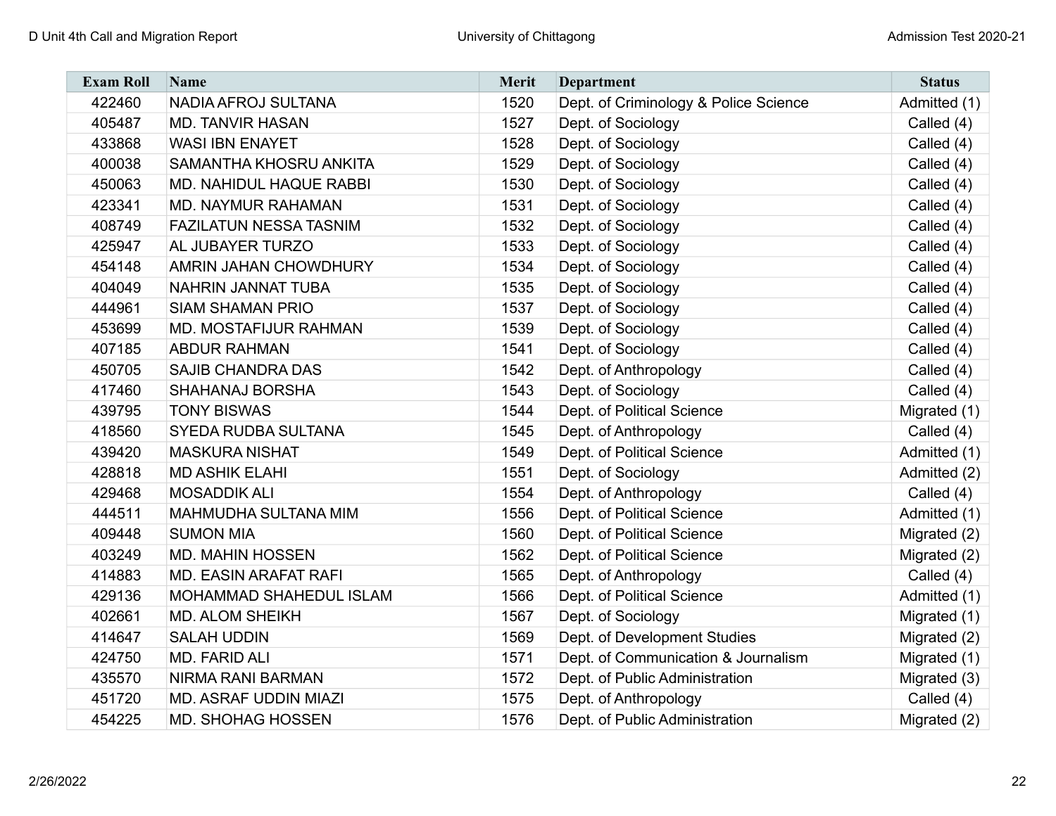| Exam Roll | Name | Merit | Department | Status |
|---|---|---|---|---|
| 422460 | NADIA AFROJ SULTANA | 1520 | Dept. of Criminology & Police Science | Admitted (1) |
| 405487 | MD. TANVIR HASAN | 1527 | Dept. of Sociology | Called (4) |
| 433868 | WASI IBN ENAYET | 1528 | Dept. of Sociology | Called (4) |
| 400038 | SAMANTHA KHOSRU ANKITA | 1529 | Dept. of Sociology | Called (4) |
| 450063 | MD. NAHIDUL HAQUE RABBI | 1530 | Dept. of Sociology | Called (4) |
| 423341 | MD. NAYMUR RAHAMAN | 1531 | Dept. of Sociology | Called (4) |
| 408749 | FAZILATUN NESSA TASNIM | 1532 | Dept. of Sociology | Called (4) |
| 425947 | AL JUBAYER TURZO | 1533 | Dept. of Sociology | Called (4) |
| 454148 | AMRIN JAHAN CHOWDHURY | 1534 | Dept. of Sociology | Called (4) |
| 404049 | NAHRIN JANNAT TUBA | 1535 | Dept. of Sociology | Called (4) |
| 444961 | SIAM SHAMAN PRIO | 1537 | Dept. of Sociology | Called (4) |
| 453699 | MD. MOSTAFIJUR RAHMAN | 1539 | Dept. of Sociology | Called (4) |
| 407185 | ABDUR RAHMAN | 1541 | Dept. of Sociology | Called (4) |
| 450705 | SAJIB CHANDRA DAS | 1542 | Dept. of Anthropology | Called (4) |
| 417460 | SHAHANAJ BORSHA | 1543 | Dept. of Sociology | Called (4) |
| 439795 | TONY BISWAS | 1544 | Dept. of Political Science | Migrated (1) |
| 418560 | SYEDA RUDBA SULTANA | 1545 | Dept. of Anthropology | Called (4) |
| 439420 | MASKURA NISHAT | 1549 | Dept. of Political Science | Admitted (1) |
| 428818 | MD ASHIK ELAHI | 1551 | Dept. of Sociology | Admitted (2) |
| 429468 | MOSADDIK ALI | 1554 | Dept. of Anthropology | Called (4) |
| 444511 | MAHMUDHA SULTANA MIM | 1556 | Dept. of Political Science | Admitted (1) |
| 409448 | SUMON MIA | 1560 | Dept. of Political Science | Migrated (2) |
| 403249 | MD. MAHIN HOSSEN | 1562 | Dept. of Political Science | Migrated (2) |
| 414883 | MD. EASIN ARAFAT RAFI | 1565 | Dept. of Anthropology | Called (4) |
| 429136 | MOHAMMAD SHAHEDUL ISLAM | 1566 | Dept. of Political Science | Admitted (1) |
| 402661 | MD. ALOM SHEIKH | 1567 | Dept. of Sociology | Migrated (1) |
| 414647 | SALAH UDDIN | 1569 | Dept. of Development Studies | Migrated (2) |
| 424750 | MD. FARID ALI | 1571 | Dept. of Communication & Journalism | Migrated (1) |
| 435570 | NIRMA RANI BARMAN | 1572 | Dept. of Public Administration | Migrated (3) |
| 451720 | MD. ASRAF UDDIN MIAZI | 1575 | Dept. of Anthropology | Called (4) |
| 454225 | MD. SHOHAG HOSSEN | 1576 | Dept. of Public Administration | Migrated (2) |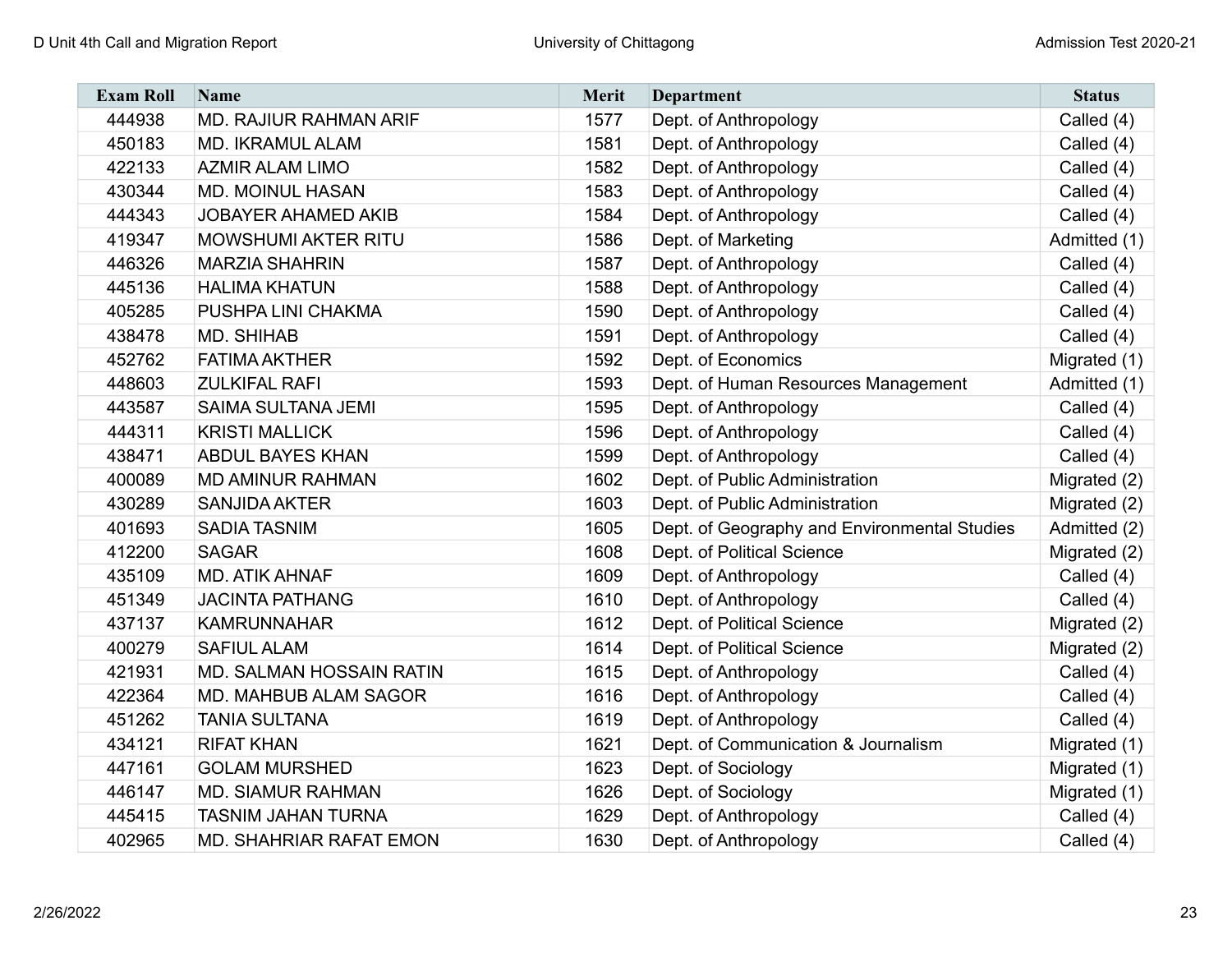| Exam Roll | Name | Merit | Department | Status |
|---|---|---|---|---|
| 444938 | MD. RAJIUR RAHMAN ARIF | 1577 | Dept. of Anthropology | Called (4) |
| 450183 | MD. IKRAMUL ALAM | 1581 | Dept. of Anthropology | Called (4) |
| 422133 | AZMIR ALAM LIMO | 1582 | Dept. of Anthropology | Called (4) |
| 430344 | MD. MOINUL HASAN | 1583 | Dept. of Anthropology | Called (4) |
| 444343 | JOBAYER AHAMED AKIB | 1584 | Dept. of Anthropology | Called (4) |
| 419347 | MOWSHUMI AKTER RITU | 1586 | Dept. of Marketing | Admitted (1) |
| 446326 | MARZIA SHAHRIN | 1587 | Dept. of Anthropology | Called (4) |
| 445136 | HALIMA KHATUN | 1588 | Dept. of Anthropology | Called (4) |
| 405285 | PUSHPA LINI CHAKMA | 1590 | Dept. of Anthropology | Called (4) |
| 438478 | MD. SHIHAB | 1591 | Dept. of Anthropology | Called (4) |
| 452762 | FATIMA AKTHER | 1592 | Dept. of Economics | Migrated (1) |
| 448603 | ZULKIFAL RAFI | 1593 | Dept. of Human Resources Management | Admitted (1) |
| 443587 | SAIMA SULTANA JEMI | 1595 | Dept. of Anthropology | Called (4) |
| 444311 | KRISTI MALLICK | 1596 | Dept. of Anthropology | Called (4) |
| 438471 | ABDUL BAYES KHAN | 1599 | Dept. of Anthropology | Called (4) |
| 400089 | MD AMINUR RAHMAN | 1602 | Dept. of Public Administration | Migrated (2) |
| 430289 | SANJIDA AKTER | 1603 | Dept. of Public Administration | Migrated (2) |
| 401693 | SADIA TASNIM | 1605 | Dept. of Geography and Environmental Studies | Admitted (2) |
| 412200 | SAGAR | 1608 | Dept. of Political Science | Migrated (2) |
| 435109 | MD. ATIK AHNAF | 1609 | Dept. of Anthropology | Called (4) |
| 451349 | JACINTA PATHANG | 1610 | Dept. of Anthropology | Called (4) |
| 437137 | KAMRUNNAHAR | 1612 | Dept. of Political Science | Migrated (2) |
| 400279 | SAFIUL ALAM | 1614 | Dept. of Political Science | Migrated (2) |
| 421931 | MD. SALMAN HOSSAIN RATIN | 1615 | Dept. of Anthropology | Called (4) |
| 422364 | MD. MAHBUB ALAM SAGOR | 1616 | Dept. of Anthropology | Called (4) |
| 451262 | TANIA SULTANA | 1619 | Dept. of Anthropology | Called (4) |
| 434121 | RIFAT KHAN | 1621 | Dept. of Communication & Journalism | Migrated (1) |
| 447161 | GOLAM MURSHED | 1623 | Dept. of Sociology | Migrated (1) |
| 446147 | MD. SIAMUR RAHMAN | 1626 | Dept. of Sociology | Migrated (1) |
| 445415 | TASNIM JAHAN TURNA | 1629 | Dept. of Anthropology | Called (4) |
| 402965 | MD. SHAHRIAR RAFAT EMON | 1630 | Dept. of Anthropology | Called (4) |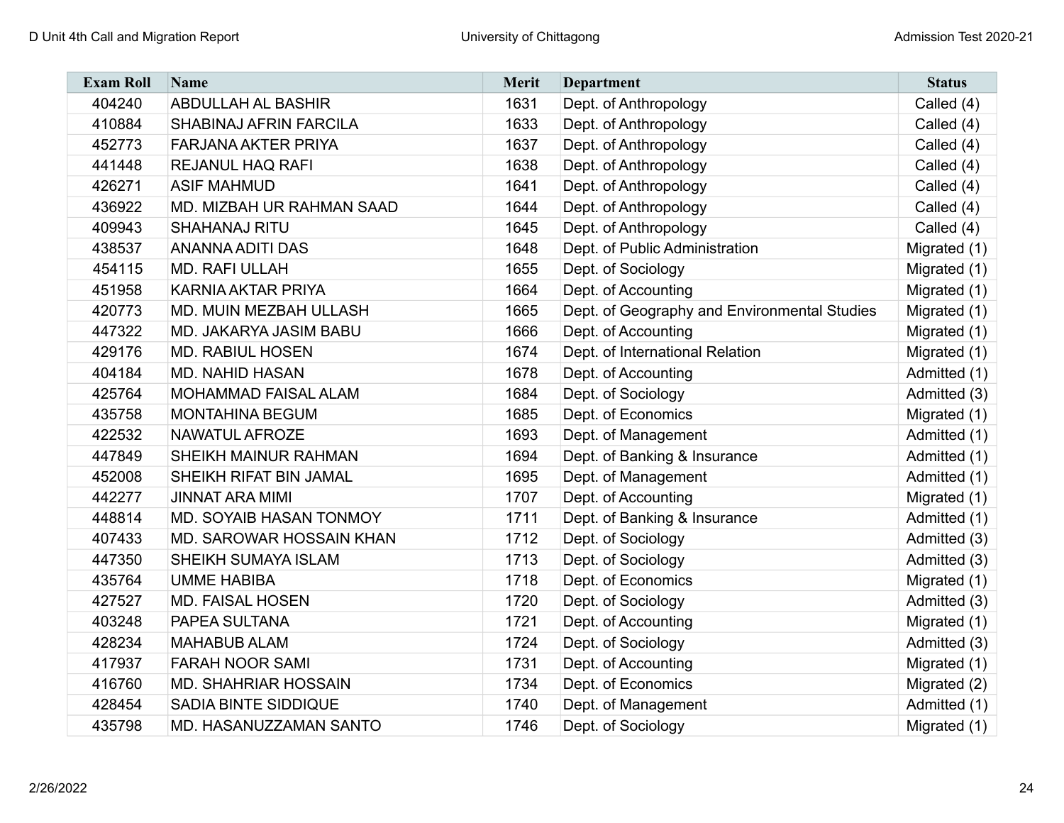| Exam Roll | Name | Merit | Department | Status |
|---|---|---|---|---|
| 404240 | ABDULLAH AL BASHIR | 1631 | Dept. of Anthropology | Called (4) |
| 410884 | SHABINAJ AFRIN FARCILA | 1633 | Dept. of Anthropology | Called (4) |
| 452773 | FARJANA AKTER PRIYA | 1637 | Dept. of Anthropology | Called (4) |
| 441448 | REJANUL HAQ RAFI | 1638 | Dept. of Anthropology | Called (4) |
| 426271 | ASIF MAHMUD | 1641 | Dept. of Anthropology | Called (4) |
| 436922 | MD. MIZBAH UR RAHMAN SAAD | 1644 | Dept. of Anthropology | Called (4) |
| 409943 | SHAHANAJ RITU | 1645 | Dept. of Anthropology | Called (4) |
| 438537 | ANANNA ADITI DAS | 1648 | Dept. of Public Administration | Migrated (1) |
| 454115 | MD. RAFI ULLAH | 1655 | Dept. of Sociology | Migrated (1) |
| 451958 | KARNIA AKTAR PRIYA | 1664 | Dept. of Accounting | Migrated (1) |
| 420773 | MD. MUIN MEZBAH ULLASH | 1665 | Dept. of Geography and Environmental Studies | Migrated (1) |
| 447322 | MD. JAKARYA JASIM BABU | 1666 | Dept. of Accounting | Migrated (1) |
| 429176 | MD. RABIUL HOSEN | 1674 | Dept. of International Relation | Migrated (1) |
| 404184 | MD. NAHID HASAN | 1678 | Dept. of Accounting | Admitted (1) |
| 425764 | MOHAMMAD FAISAL ALAM | 1684 | Dept. of Sociology | Admitted (3) |
| 435758 | MONTAHINA BEGUM | 1685 | Dept. of Economics | Migrated (1) |
| 422532 | NAWATUL AFROZE | 1693 | Dept. of Management | Admitted (1) |
| 447849 | SHEIKH MAINUR RAHMAN | 1694 | Dept. of Banking & Insurance | Admitted (1) |
| 452008 | SHEIKH RIFAT BIN JAMAL | 1695 | Dept. of Management | Admitted (1) |
| 442277 | JINNAT ARA MIMI | 1707 | Dept. of Accounting | Migrated (1) |
| 448814 | MD. SOYAIB HASAN TONMOY | 1711 | Dept. of Banking & Insurance | Admitted (1) |
| 407433 | MD. SAROWAR HOSSAIN KHAN | 1712 | Dept. of Sociology | Admitted (3) |
| 447350 | SHEIKH SUMAYA ISLAM | 1713 | Dept. of Sociology | Admitted (3) |
| 435764 | UMME HABIBA | 1718 | Dept. of Economics | Migrated (1) |
| 427527 | MD. FAISAL HOSEN | 1720 | Dept. of Sociology | Admitted (3) |
| 403248 | PAPEA SULTANA | 1721 | Dept. of Accounting | Migrated (1) |
| 428234 | MAHABUB ALAM | 1724 | Dept. of Sociology | Admitted (3) |
| 417937 | FARAH NOOR SAMI | 1731 | Dept. of Accounting | Migrated (1) |
| 416760 | MD. SHAHRIAR HOSSAIN | 1734 | Dept. of Economics | Migrated (2) |
| 428454 | SADIA BINTE SIDDIQUE | 1740 | Dept. of Management | Admitted (1) |
| 435798 | MD. HASANUZZAMAN SANTO | 1746 | Dept. of Sociology | Migrated (1) |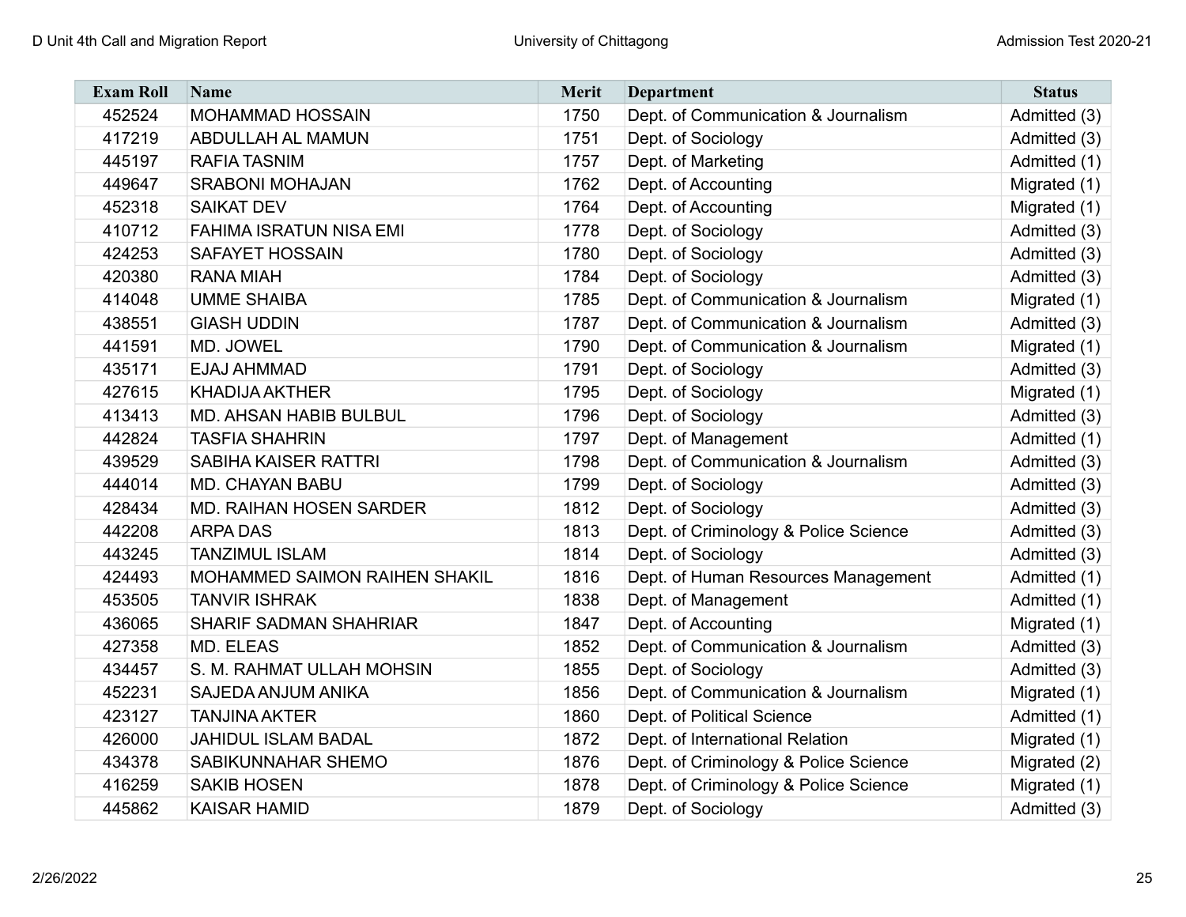| Exam Roll | Name | Merit | Department | Status |
|---|---|---|---|---|
| 452524 | MOHAMMAD HOSSAIN | 1750 | Dept. of Communication & Journalism | Admitted (3) |
| 417219 | ABDULLAH AL MAMUN | 1751 | Dept. of Sociology | Admitted (3) |
| 445197 | RAFIA TASNIM | 1757 | Dept. of Marketing | Admitted (1) |
| 449647 | SRABONI MOHAJAN | 1762 | Dept. of Accounting | Migrated (1) |
| 452318 | SAIKAT DEV | 1764 | Dept. of Accounting | Migrated (1) |
| 410712 | FAHIMA ISRATUN NISA EMI | 1778 | Dept. of Sociology | Admitted (3) |
| 424253 | SAFAYET HOSSAIN | 1780 | Dept. of Sociology | Admitted (3) |
| 420380 | RANA MIAH | 1784 | Dept. of Sociology | Admitted (3) |
| 414048 | UMME SHAIBA | 1785 | Dept. of Communication & Journalism | Migrated (1) |
| 438551 | GIASH UDDIN | 1787 | Dept. of Communication & Journalism | Admitted (3) |
| 441591 | MD. JOWEL | 1790 | Dept. of Communication & Journalism | Migrated (1) |
| 435171 | EJAJ AHMMAD | 1791 | Dept. of Sociology | Admitted (3) |
| 427615 | KHADIJA AKTHER | 1795 | Dept. of Sociology | Migrated (1) |
| 413413 | MD. AHSAN HABIB BULBUL | 1796 | Dept. of Sociology | Admitted (3) |
| 442824 | TASFIA SHAHRIN | 1797 | Dept. of Management | Admitted (1) |
| 439529 | SABIHA KAISER RATTRI | 1798 | Dept. of Communication & Journalism | Admitted (3) |
| 444014 | MD. CHAYAN BABU | 1799 | Dept. of Sociology | Admitted (3) |
| 428434 | MD. RAIHAN HOSEN SARDER | 1812 | Dept. of Sociology | Admitted (3) |
| 442208 | ARPA DAS | 1813 | Dept. of Criminology & Police Science | Admitted (3) |
| 443245 | TANZIMUL ISLAM | 1814 | Dept. of Sociology | Admitted (3) |
| 424493 | MOHAMMED SAIMON RAIHEN SHAKIL | 1816 | Dept. of Human Resources Management | Admitted (1) |
| 453505 | TANVIR ISHRAK | 1838 | Dept. of Management | Admitted (1) |
| 436065 | SHARIF SADMAN SHAHRIAR | 1847 | Dept. of Accounting | Migrated (1) |
| 427358 | MD. ELEAS | 1852 | Dept. of Communication & Journalism | Admitted (3) |
| 434457 | S. M. RAHMAT ULLAH MOHSIN | 1855 | Dept. of Sociology | Admitted (3) |
| 452231 | SAJEDA ANJUM ANIKA | 1856 | Dept. of Communication & Journalism | Migrated (1) |
| 423127 | TANJINA AKTER | 1860 | Dept. of Political Science | Admitted (1) |
| 426000 | JAHIDUL ISLAM BADAL | 1872 | Dept. of International Relation | Migrated (1) |
| 434378 | SABIKUNNAHAR SHEMO | 1876 | Dept. of Criminology & Police Science | Migrated (2) |
| 416259 | SAKIB HOSEN | 1878 | Dept. of Criminology & Police Science | Migrated (1) |
| 445862 | KAISAR HAMID | 1879 | Dept. of Sociology | Admitted (3) |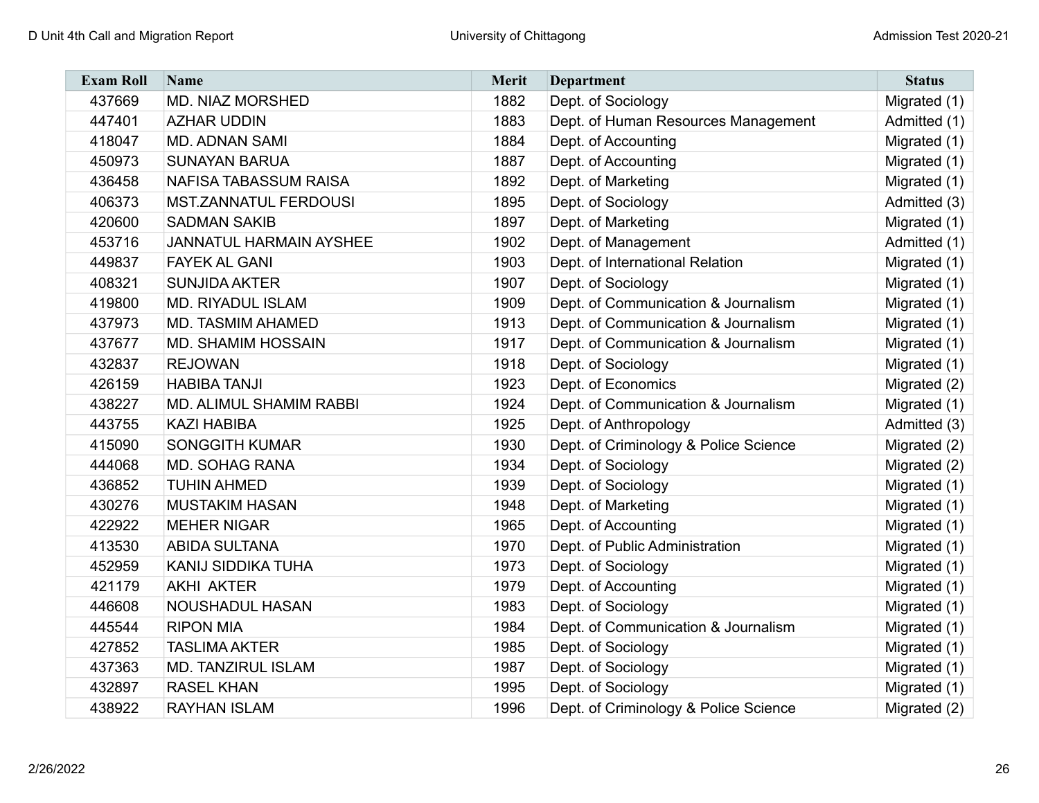| Exam Roll | Name | Merit | Department | Status |
|---|---|---|---|---|
| 437669 | MD. NIAZ MORSHED | 1882 | Dept. of Sociology | Migrated (1) |
| 447401 | AZHAR UDDIN | 1883 | Dept. of Human Resources Management | Admitted (1) |
| 418047 | MD. ADNAN SAMI | 1884 | Dept. of Accounting | Migrated (1) |
| 450973 | SUNAYAN BARUA | 1887 | Dept. of Accounting | Migrated (1) |
| 436458 | NAFISA TABASSUM RAISA | 1892 | Dept. of Marketing | Migrated (1) |
| 406373 | MST.ZANNATUL FERDOUSI | 1895 | Dept. of Sociology | Admitted (3) |
| 420600 | SADMAN SAKIB | 1897 | Dept. of Marketing | Migrated (1) |
| 453716 | JANNATUL HARMAIN AYSHEE | 1902 | Dept. of Management | Admitted (1) |
| 449837 | FAYEK AL GANI | 1903 | Dept. of International Relation | Migrated (1) |
| 408321 | SUNJIDA AKTER | 1907 | Dept. of Sociology | Migrated (1) |
| 419800 | MD. RIYADUL ISLAM | 1909 | Dept. of Communication & Journalism | Migrated (1) |
| 437973 | MD. TASMIM AHAMED | 1913 | Dept. of Communication & Journalism | Migrated (1) |
| 437677 | MD. SHAMIM HOSSAIN | 1917 | Dept. of Communication & Journalism | Migrated (1) |
| 432837 | REJOWAN | 1918 | Dept. of Sociology | Migrated (1) |
| 426159 | HABIBA TANJI | 1923 | Dept. of Economics | Migrated (2) |
| 438227 | MD. ALIMUL SHAMIM RABBI | 1924 | Dept. of Communication & Journalism | Migrated (1) |
| 443755 | KAZI HABIBA | 1925 | Dept. of Anthropology | Admitted (3) |
| 415090 | SONGGITH KUMAR | 1930 | Dept. of Criminology & Police Science | Migrated (2) |
| 444068 | MD. SOHAG RANA | 1934 | Dept. of Sociology | Migrated (2) |
| 436852 | TUHIN AHMED | 1939 | Dept. of Sociology | Migrated (1) |
| 430276 | MUSTAKIM HASAN | 1948 | Dept. of Marketing | Migrated (1) |
| 422922 | MEHER NIGAR | 1965 | Dept. of Accounting | Migrated (1) |
| 413530 | ABIDA SULTANA | 1970 | Dept. of Public Administration | Migrated (1) |
| 452959 | KANIJ SIDDIKA TUHA | 1973 | Dept. of Sociology | Migrated (1) |
| 421179 | AKHI AKTER | 1979 | Dept. of Accounting | Migrated (1) |
| 446608 | NOUSHADUL HASAN | 1983 | Dept. of Sociology | Migrated (1) |
| 445544 | RIPON MIA | 1984 | Dept. of Communication & Journalism | Migrated (1) |
| 427852 | TASLIMA AKTER | 1985 | Dept. of Sociology | Migrated (1) |
| 437363 | MD. TANZIRUL ISLAM | 1987 | Dept. of Sociology | Migrated (1) |
| 432897 | RASEL KHAN | 1995 | Dept. of Sociology | Migrated (1) |
| 438922 | RAYHAN ISLAM | 1996 | Dept. of Criminology & Police Science | Migrated (2) |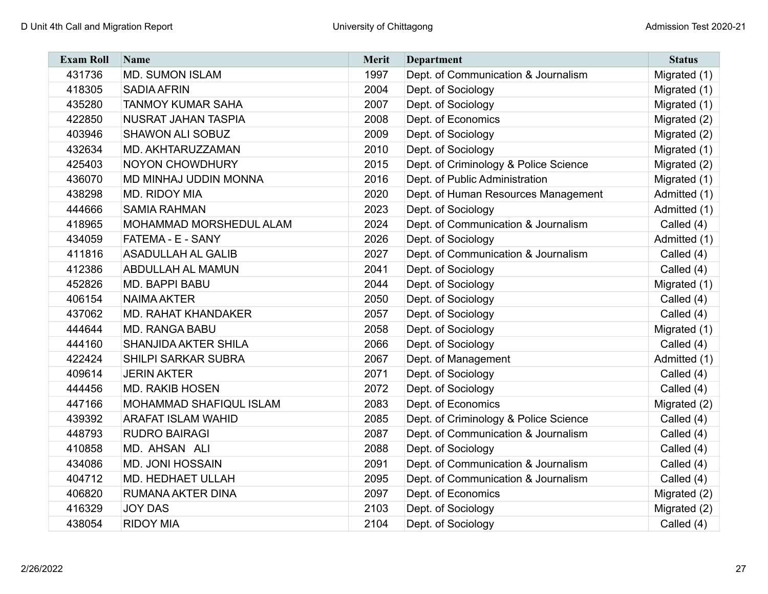| Exam Roll | Name | Merit | Department | Status |
|---|---|---|---|---|
| 431736 | MD. SUMON ISLAM | 1997 | Dept. of Communication & Journalism | Migrated (1) |
| 418305 | SADIA AFRIN | 2004 | Dept. of Sociology | Migrated (1) |
| 435280 | TANMOY KUMAR SAHA | 2007 | Dept. of Sociology | Migrated (1) |
| 422850 | NUSRAT JAHAN TASPIA | 2008 | Dept. of Economics | Migrated (2) |
| 403946 | SHAWON ALI SOBUZ | 2009 | Dept. of Sociology | Migrated (2) |
| 432634 | MD. AKHTARUZZAMAN | 2010 | Dept. of Sociology | Migrated (1) |
| 425403 | NOYON CHOWDHURY | 2015 | Dept. of Criminology & Police Science | Migrated (2) |
| 436070 | MD MINHAJ UDDIN MONNA | 2016 | Dept. of Public Administration | Migrated (1) |
| 438298 | MD. RIDOY MIA | 2020 | Dept. of Human Resources Management | Admitted (1) |
| 444666 | SAMIA RAHMAN | 2023 | Dept. of Sociology | Admitted (1) |
| 418965 | MOHAMMAD MORSHEDUL ALAM | 2024 | Dept. of Communication & Journalism | Called (4) |
| 434059 | FATEMA - E - SANY | 2026 | Dept. of Sociology | Admitted (1) |
| 411816 | ASADULLAH AL GALIB | 2027 | Dept. of Communication & Journalism | Called (4) |
| 412386 | ABDULLAH AL MAMUN | 2041 | Dept. of Sociology | Called (4) |
| 452826 | MD. BAPPI BABU | 2044 | Dept. of Sociology | Migrated (1) |
| 406154 | NAIMA AKTER | 2050 | Dept. of Sociology | Called (4) |
| 437062 | MD. RAHAT KHANDAKER | 2057 | Dept. of Sociology | Called (4) |
| 444644 | MD. RANGA BABU | 2058 | Dept. of Sociology | Migrated (1) |
| 444160 | SHANJIDA AKTER SHILA | 2066 | Dept. of Sociology | Called (4) |
| 422424 | SHILPI SARKAR SUBRA | 2067 | Dept. of Management | Admitted (1) |
| 409614 | JERIN AKTER | 2071 | Dept. of Sociology | Called (4) |
| 444456 | MD. RAKIB HOSEN | 2072 | Dept. of Sociology | Called (4) |
| 447166 | MOHAMMAD SHAFIQUL ISLAM | 2083 | Dept. of Economics | Migrated (2) |
| 439392 | ARAFAT ISLAM WAHID | 2085 | Dept. of Criminology & Police Science | Called (4) |
| 448793 | RUDRO BAIRAGI | 2087 | Dept. of Communication & Journalism | Called (4) |
| 410858 | MD. AHSAN ALI | 2088 | Dept. of Sociology | Called (4) |
| 434086 | MD. JONI HOSSAIN | 2091 | Dept. of Communication & Journalism | Called (4) |
| 404712 | MD. HEDHAET ULLAH | 2095 | Dept. of Communication & Journalism | Called (4) |
| 406820 | RUMANA AKTER DINA | 2097 | Dept. of Economics | Migrated (2) |
| 416329 | JOY DAS | 2103 | Dept. of Sociology | Migrated (2) |
| 438054 | RIDOY MIA | 2104 | Dept. of Sociology | Called (4) |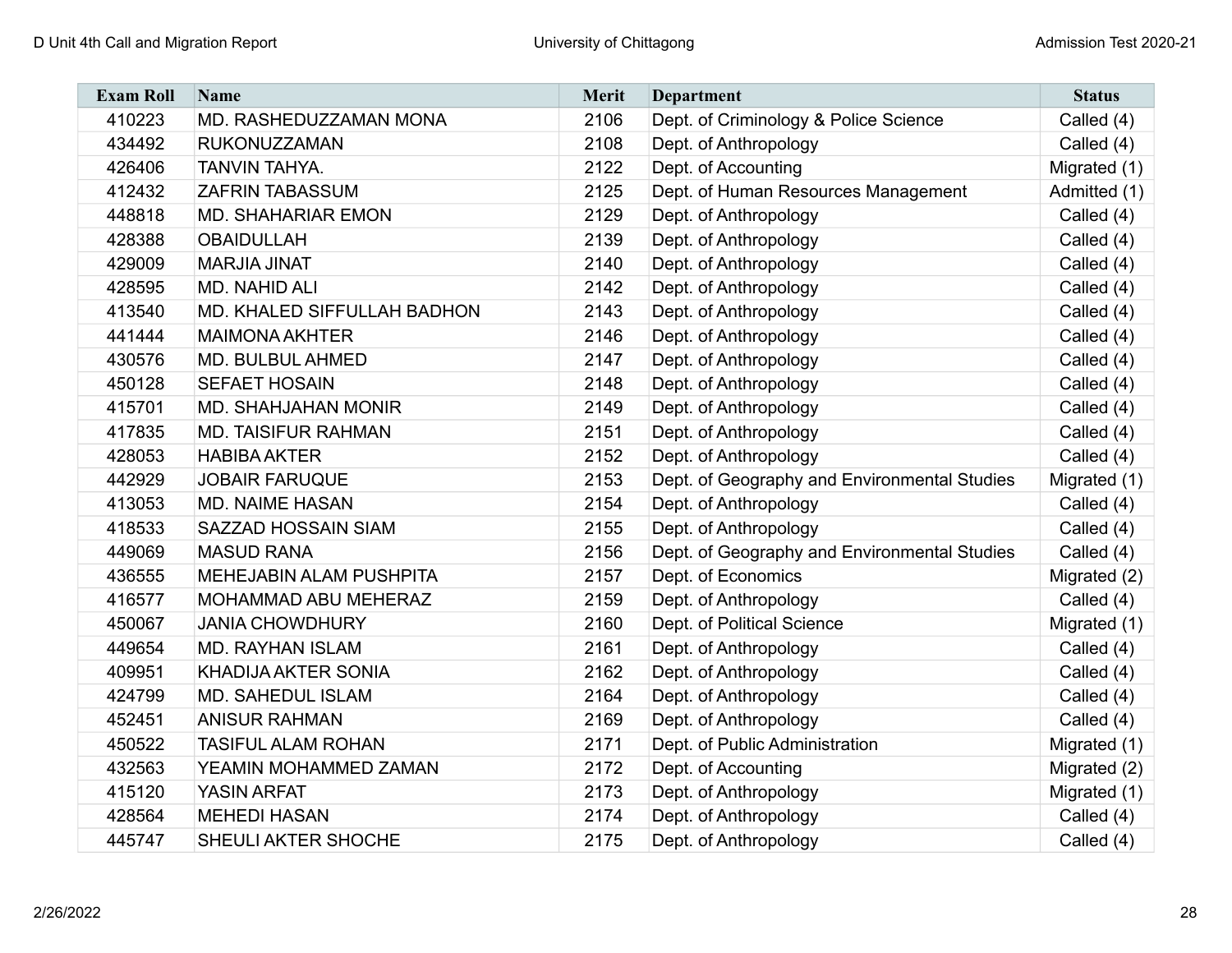| Exam Roll | Name | Merit | Department | Status |
|---|---|---|---|---|
| 410223 | MD. RASHEDUZZAMAN MONA | 2106 | Dept. of Criminology & Police Science | Called (4) |
| 434492 | RUKONUZZAMAN | 2108 | Dept. of Anthropology | Called (4) |
| 426406 | TANVIN TAHYA. | 2122 | Dept. of Accounting | Migrated (1) |
| 412432 | ZAFRIN TABASSUM | 2125 | Dept. of Human Resources Management | Admitted (1) |
| 448818 | MD. SHAHARIAR EMON | 2129 | Dept. of Anthropology | Called (4) |
| 428388 | OBAIDULLAH | 2139 | Dept. of Anthropology | Called (4) |
| 429009 | MARJIA JINAT | 2140 | Dept. of Anthropology | Called (4) |
| 428595 | MD. NAHID ALI | 2142 | Dept. of Anthropology | Called (4) |
| 413540 | MD. KHALED SIFFULLAH BADHON | 2143 | Dept. of Anthropology | Called (4) |
| 441444 | MAIMONA AKHTER | 2146 | Dept. of Anthropology | Called (4) |
| 430576 | MD. BULBUL AHMED | 2147 | Dept. of Anthropology | Called (4) |
| 450128 | SEFAET HOSAIN | 2148 | Dept. of Anthropology | Called (4) |
| 415701 | MD. SHAHJAHAN MONIR | 2149 | Dept. of Anthropology | Called (4) |
| 417835 | MD. TAISIFUR RAHMAN | 2151 | Dept. of Anthropology | Called (4) |
| 428053 | HABIBA AKTER | 2152 | Dept. of Anthropology | Called (4) |
| 442929 | JOBAIR FARUQUE | 2153 | Dept. of Geography and Environmental Studies | Migrated (1) |
| 413053 | MD. NAIME HASAN | 2154 | Dept. of Anthropology | Called (4) |
| 418533 | SAZZAD HOSSAIN SIAM | 2155 | Dept. of Anthropology | Called (4) |
| 449069 | MASUD RANA | 2156 | Dept. of Geography and Environmental Studies | Called (4) |
| 436555 | MEHEJABIN ALAM PUSHPITA | 2157 | Dept. of Economics | Migrated (2) |
| 416577 | MOHAMMAD ABU MEHERAZ | 2159 | Dept. of Anthropology | Called (4) |
| 450067 | JANIA CHOWDHURY | 2160 | Dept. of Political Science | Migrated (1) |
| 449654 | MD. RAYHAN ISLAM | 2161 | Dept. of Anthropology | Called (4) |
| 409951 | KHADIJA AKTER SONIA | 2162 | Dept. of Anthropology | Called (4) |
| 424799 | MD. SAHEDUL ISLAM | 2164 | Dept. of Anthropology | Called (4) |
| 452451 | ANISUR RAHMAN | 2169 | Dept. of Anthropology | Called (4) |
| 450522 | TASIFUL ALAM ROHAN | 2171 | Dept. of Public Administration | Migrated (1) |
| 432563 | YEAMIN MOHAMMED ZAMAN | 2172 | Dept. of Accounting | Migrated (2) |
| 415120 | YASIN ARFAT | 2173 | Dept. of Anthropology | Migrated (1) |
| 428564 | MEHEDI HASAN | 2174 | Dept. of Anthropology | Called (4) |
| 445747 | SHEULI AKTER SHOCHE | 2175 | Dept. of Anthropology | Called (4) |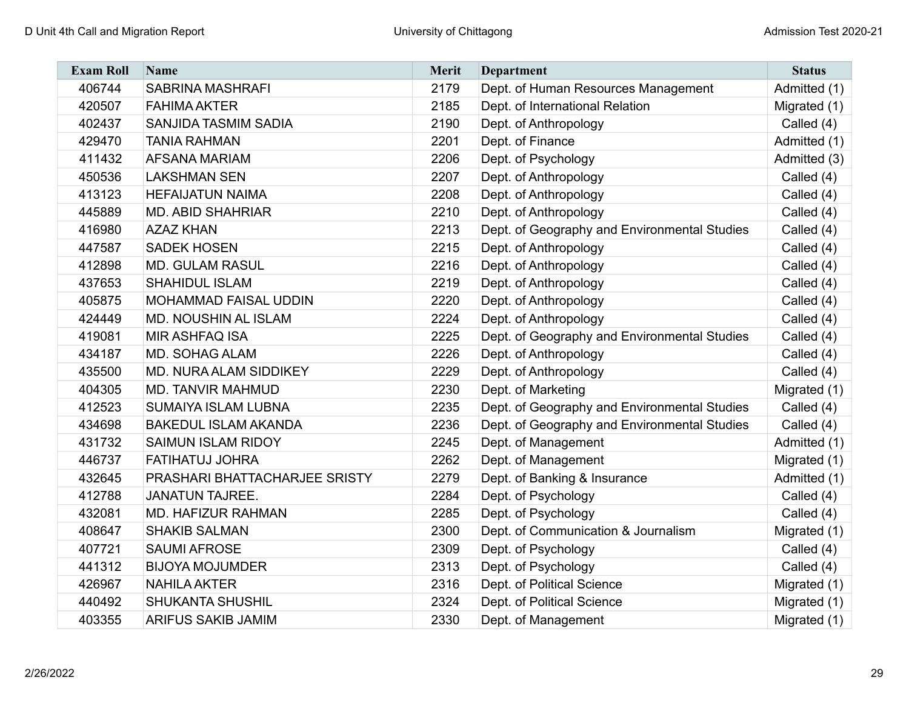| Exam Roll | Name | Merit | Department | Status |
|---|---|---|---|---|
| 406744 | SABRINA MASHRAFI | 2179 | Dept. of Human Resources Management | Admitted (1) |
| 420507 | FAHIMA AKTER | 2185 | Dept. of International Relation | Migrated (1) |
| 402437 | SANJIDA TASMIM SADIA | 2190 | Dept. of Anthropology | Called (4) |
| 429470 | TANIA RAHMAN | 2201 | Dept. of Finance | Admitted (1) |
| 411432 | AFSANA MARIAM | 2206 | Dept. of Psychology | Admitted (3) |
| 450536 | LAKSHMAN SEN | 2207 | Dept. of Anthropology | Called (4) |
| 413123 | HEFAIJATUN NAIMA | 2208 | Dept. of Anthropology | Called (4) |
| 445889 | MD. ABID SHAHRIAR | 2210 | Dept. of Anthropology | Called (4) |
| 416980 | AZAZ KHAN | 2213 | Dept. of Geography and Environmental Studies | Called (4) |
| 447587 | SADEK HOSEN | 2215 | Dept. of Anthropology | Called (4) |
| 412898 | MD. GULAM RASUL | 2216 | Dept. of Anthropology | Called (4) |
| 437653 | SHAHIDUL ISLAM | 2219 | Dept. of Anthropology | Called (4) |
| 405875 | MOHAMMAD FAISAL UDDIN | 2220 | Dept. of Anthropology | Called (4) |
| 424449 | MD. NOUSHIN AL ISLAM | 2224 | Dept. of Anthropology | Called (4) |
| 419081 | MIR ASHFAQ ISA | 2225 | Dept. of Geography and Environmental Studies | Called (4) |
| 434187 | MD. SOHAG ALAM | 2226 | Dept. of Anthropology | Called (4) |
| 435500 | MD. NURA ALAM SIDDIKEY | 2229 | Dept. of Anthropology | Called (4) |
| 404305 | MD. TANVIR MAHMUD | 2230 | Dept. of Marketing | Migrated (1) |
| 412523 | SUMAIYA ISLAM LUBNA | 2235 | Dept. of Geography and Environmental Studies | Called (4) |
| 434698 | BAKEDUL ISLAM AKANDA | 2236 | Dept. of Geography and Environmental Studies | Called (4) |
| 431732 | SAIMUN ISLAM RIDOY | 2245 | Dept. of Management | Admitted (1) |
| 446737 | FATIHATUJ JOHRA | 2262 | Dept. of Management | Migrated (1) |
| 432645 | PRASHARI BHATTACHARJEE SRISTY | 2279 | Dept. of Banking & Insurance | Admitted (1) |
| 412788 | JANATUN TAJREE. | 2284 | Dept. of Psychology | Called (4) |
| 432081 | MD. HAFIZUR RAHMAN | 2285 | Dept. of Psychology | Called (4) |
| 408647 | SHAKIB SALMAN | 2300 | Dept. of Communication & Journalism | Migrated (1) |
| 407721 | SAUMI AFROSE | 2309 | Dept. of Psychology | Called (4) |
| 441312 | BIJOYA MOJUMDER | 2313 | Dept. of Psychology | Called (4) |
| 426967 | NAHILA AKTER | 2316 | Dept. of Political Science | Migrated (1) |
| 440492 | SHUKANTA SHUSHIL | 2324 | Dept. of Political Science | Migrated (1) |
| 403355 | ARIFUS SAKIB JAMIM | 2330 | Dept. of Management | Migrated (1) |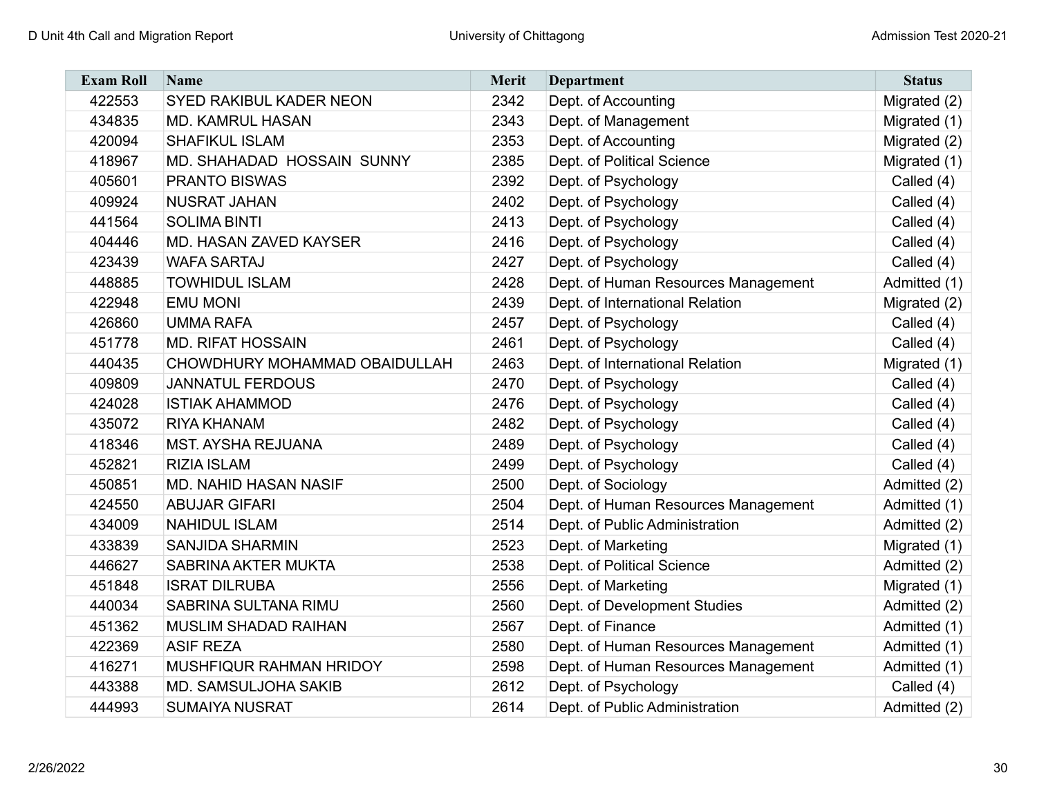| Exam Roll | Name | Merit | Department | Status |
|---|---|---|---|---|
| 422553 | SYED RAKIBUL KADER NEON | 2342 | Dept. of Accounting | Migrated (2) |
| 434835 | MD. KAMRUL HASAN | 2343 | Dept. of Management | Migrated (1) |
| 420094 | SHAFIKUL ISLAM | 2353 | Dept. of Accounting | Migrated (2) |
| 418967 | MD. SHAHADAD HOSSAIN SUNNY | 2385 | Dept. of Political Science | Migrated (1) |
| 405601 | PRANTO BISWAS | 2392 | Dept. of Psychology | Called (4) |
| 409924 | NUSRAT JAHAN | 2402 | Dept. of Psychology | Called (4) |
| 441564 | SOLIMA BINTI | 2413 | Dept. of Psychology | Called (4) |
| 404446 | MD. HASAN ZAVED KAYSER | 2416 | Dept. of Psychology | Called (4) |
| 423439 | WAFA SARTAJ | 2427 | Dept. of Psychology | Called (4) |
| 448885 | TOWHIDUL ISLAM | 2428 | Dept. of Human Resources Management | Admitted (1) |
| 422948 | EMU MONI | 2439 | Dept. of International Relation | Migrated (2) |
| 426860 | UMMA RAFA | 2457 | Dept. of Psychology | Called (4) |
| 451778 | MD. RIFAT HOSSAIN | 2461 | Dept. of Psychology | Called (4) |
| 440435 | CHOWDHURY MOHAMMAD OBAIDULLAH | 2463 | Dept. of International Relation | Migrated (1) |
| 409809 | JANNATUL FERDOUS | 2470 | Dept. of Psychology | Called (4) |
| 424028 | ISTIAK AHAMMOD | 2476 | Dept. of Psychology | Called (4) |
| 435072 | RIYA KHANAM | 2482 | Dept. of Psychology | Called (4) |
| 418346 | MST. AYSHA REJUANA | 2489 | Dept. of Psychology | Called (4) |
| 452821 | RIZIA ISLAM | 2499 | Dept. of Psychology | Called (4) |
| 450851 | MD. NAHID HASAN NASIF | 2500 | Dept. of Sociology | Admitted (2) |
| 424550 | ABUJAR GIFARI | 2504 | Dept. of Human Resources Management | Admitted (1) |
| 434009 | NAHIDUL ISLAM | 2514 | Dept. of Public Administration | Admitted (2) |
| 433839 | SANJIDA SHARMIN | 2523 | Dept. of Marketing | Migrated (1) |
| 446627 | SABRINA AKTER MUKTA | 2538 | Dept. of Political Science | Admitted (2) |
| 451848 | ISRAT DILRUBA | 2556 | Dept. of Marketing | Migrated (1) |
| 440034 | SABRINA SULTANA RIMU | 2560 | Dept. of Development Studies | Admitted (2) |
| 451362 | MUSLIM SHADAD RAIHAN | 2567 | Dept. of Finance | Admitted (1) |
| 422369 | ASIF REZA | 2580 | Dept. of Human Resources Management | Admitted (1) |
| 416271 | MUSHFIQUR RAHMAN HRIDOY | 2598 | Dept. of Human Resources Management | Admitted (1) |
| 443388 | MD. SAMSULJOHA SAKIB | 2612 | Dept. of Psychology | Called (4) |
| 444993 | SUMAIYA NUSRAT | 2614 | Dept. of Public Administration | Admitted (2) |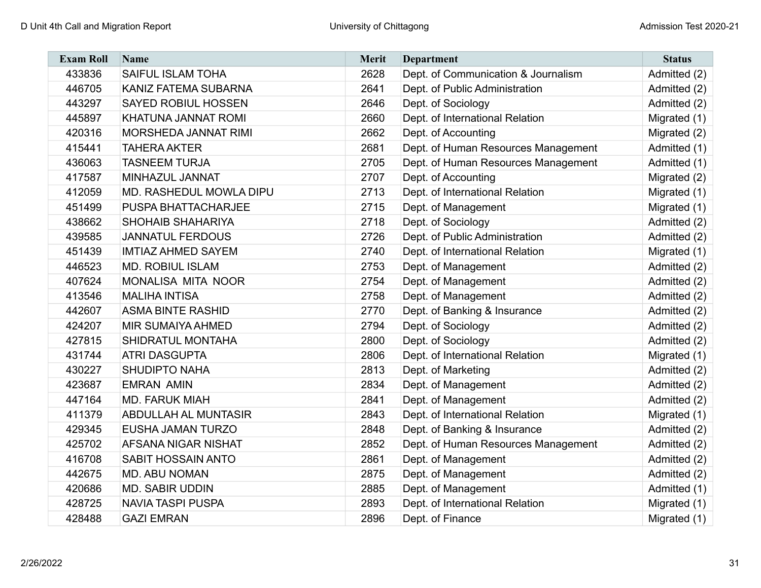| Exam Roll | Name | Merit | Department | Status |
|---|---|---|---|---|
| 433836 | SAIFUL ISLAM TOHA | 2628 | Dept. of Communication & Journalism | Admitted (2) |
| 446705 | KANIZ FATEMA SUBARNA | 2641 | Dept. of Public Administration | Admitted (2) |
| 443297 | SAYED ROBIUL HOSSEN | 2646 | Dept. of Sociology | Admitted (2) |
| 445897 | KHATUNA JANNAT ROMI | 2660 | Dept. of International Relation | Migrated (1) |
| 420316 | MORSHEDA JANNAT RIMI | 2662 | Dept. of Accounting | Migrated (2) |
| 415441 | TAHERA AKTER | 2681 | Dept. of Human Resources Management | Admitted (1) |
| 436063 | TASNEEM TURJA | 2705 | Dept. of Human Resources Management | Admitted (1) |
| 417587 | MINHAZUL JANNAT | 2707 | Dept. of Accounting | Migrated (2) |
| 412059 | MD. RASHEDUL MOWLA DIPU | 2713 | Dept. of International Relation | Migrated (1) |
| 451499 | PUSPA BHATTACHARJEE | 2715 | Dept. of Management | Migrated (1) |
| 438662 | SHOHAIB SHAHARIYA | 2718 | Dept. of Sociology | Admitted (2) |
| 439585 | JANNATUL FERDOUS | 2726 | Dept. of Public Administration | Admitted (2) |
| 451439 | IMTIAZ AHMED SAYEM | 2740 | Dept. of International Relation | Migrated (1) |
| 446523 | MD. ROBIUL ISLAM | 2753 | Dept. of Management | Admitted (2) |
| 407624 | MONALISA MITA NOOR | 2754 | Dept. of Management | Admitted (2) |
| 413546 | MALIHA INTISA | 2758 | Dept. of Management | Admitted (2) |
| 442607 | ASMA BINTE RASHID | 2770 | Dept. of Banking & Insurance | Admitted (2) |
| 424207 | MIR SUMAIYA AHMED | 2794 | Dept. of Sociology | Admitted (2) |
| 427815 | SHIDRATUL MONTAHA | 2800 | Dept. of Sociology | Admitted (2) |
| 431744 | ATRI DASGUPTA | 2806 | Dept. of International Relation | Migrated (1) |
| 430227 | SHUDIPTO NAHA | 2813 | Dept. of Marketing | Admitted (2) |
| 423687 | EMRAN AMIN | 2834 | Dept. of Management | Admitted (2) |
| 447164 | MD. FARUK MIAH | 2841 | Dept. of Management | Admitted (2) |
| 411379 | ABDULLAH AL MUNTASIR | 2843 | Dept. of International Relation | Migrated (1) |
| 429345 | EUSHA JAMAN TURZO | 2848 | Dept. of Banking & Insurance | Admitted (2) |
| 425702 | AFSANA NIGAR NISHAT | 2852 | Dept. of Human Resources Management | Admitted (2) |
| 416708 | SABIT HOSSAIN ANTO | 2861 | Dept. of Management | Admitted (2) |
| 442675 | MD. ABU NOMAN | 2875 | Dept. of Management | Admitted (2) |
| 420686 | MD. SABIR UDDIN | 2885 | Dept. of Management | Admitted (1) |
| 428725 | NAVIA TASPI PUSPA | 2893 | Dept. of International Relation | Migrated (1) |
| 428488 | GAZI EMRAN | 2896 | Dept. of Finance | Migrated (1) |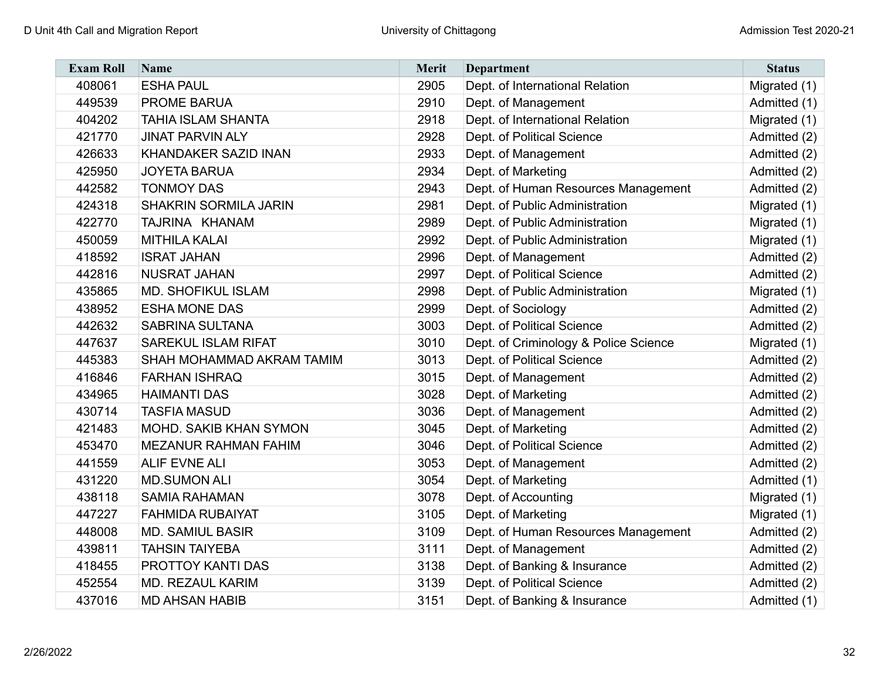| Exam Roll | Name | Merit | Department | Status |
|---|---|---|---|---|
| 408061 | ESHA PAUL | 2905 | Dept. of International Relation | Migrated (1) |
| 449539 | PROME BARUA | 2910 | Dept. of Management | Admitted (1) |
| 404202 | TAHIA ISLAM SHANTA | 2918 | Dept. of International Relation | Migrated (1) |
| 421770 | JINAT PARVIN ALY | 2928 | Dept. of Political Science | Admitted (2) |
| 426633 | KHANDAKER SAZID INAN | 2933 | Dept. of Management | Admitted (2) |
| 425950 | JOYETA BARUA | 2934 | Dept. of Marketing | Admitted (2) |
| 442582 | TONMOY DAS | 2943 | Dept. of Human Resources Management | Admitted (2) |
| 424318 | SHAKRIN SORMILA JARIN | 2981 | Dept. of Public Administration | Migrated (1) |
| 422770 | TAJRINA KHANAM | 2989 | Dept. of Public Administration | Migrated (1) |
| 450059 | MITHILA KALAI | 2992 | Dept. of Public Administration | Migrated (1) |
| 418592 | ISRAT JAHAN | 2996 | Dept. of Management | Admitted (2) |
| 442816 | NUSRAT JAHAN | 2997 | Dept. of Political Science | Admitted (2) |
| 435865 | MD. SHOFIKUL ISLAM | 2998 | Dept. of Public Administration | Migrated (1) |
| 438952 | ESHA MONE DAS | 2999 | Dept. of Sociology | Admitted (2) |
| 442632 | SABRINA SULTANA | 3003 | Dept. of Political Science | Admitted (2) |
| 447637 | SAREKUL ISLAM RIFAT | 3010 | Dept. of Criminology & Police Science | Migrated (1) |
| 445383 | SHAH MOHAMMAD AKRAM TAMIM | 3013 | Dept. of Political Science | Admitted (2) |
| 416846 | FARHAN ISHRAQ | 3015 | Dept. of Management | Admitted (2) |
| 434965 | HAIMANTI DAS | 3028 | Dept. of Marketing | Admitted (2) |
| 430714 | TASFIA MASUD | 3036 | Dept. of Management | Admitted (2) |
| 421483 | MOHD. SAKIB KHAN SYMON | 3045 | Dept. of Marketing | Admitted (2) |
| 453470 | MEZANUR RAHMAN FAHIM | 3046 | Dept. of Political Science | Admitted (2) |
| 441559 | ALIF EVNE ALI | 3053 | Dept. of Management | Admitted (2) |
| 431220 | MD.SUMON ALI | 3054 | Dept. of Marketing | Admitted (1) |
| 438118 | SAMIA RAHAMAN | 3078 | Dept. of Accounting | Migrated (1) |
| 447227 | FAHMIDA RUBAIYAT | 3105 | Dept. of Marketing | Migrated (1) |
| 448008 | MD. SAMIUL BASIR | 3109 | Dept. of Human Resources Management | Admitted (2) |
| 439811 | TAHSIN TAIYEBA | 3111 | Dept. of Management | Admitted (2) |
| 418455 | PROTTOY KANTI DAS | 3138 | Dept. of Banking & Insurance | Admitted (2) |
| 452554 | MD. REZAUL KARIM | 3139 | Dept. of Political Science | Admitted (2) |
| 437016 | MD AHSAN HABIB | 3151 | Dept. of Banking & Insurance | Admitted (1) |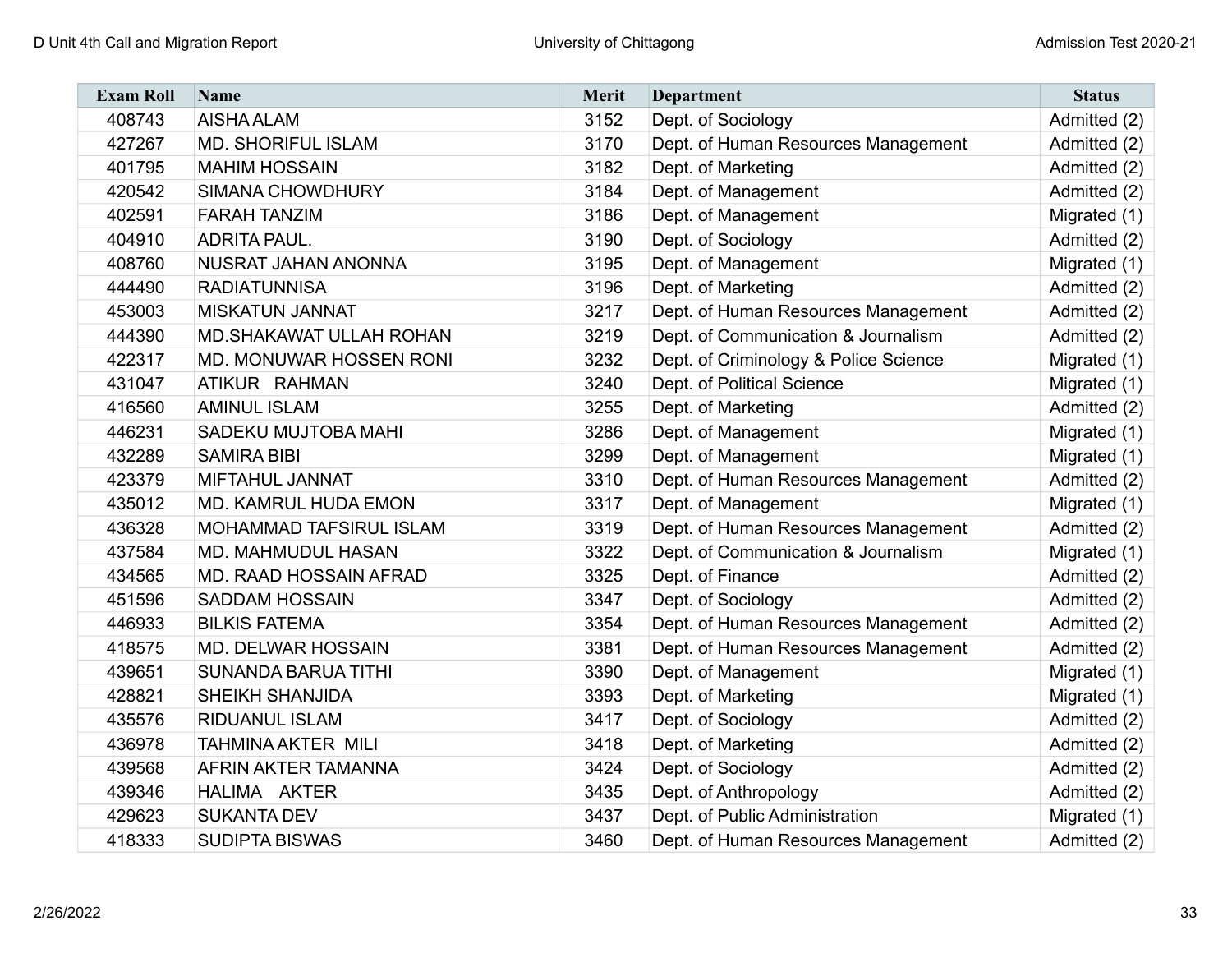| Exam Roll | Name | Merit | Department | Status |
|---|---|---|---|---|
| 408743 | AISHA ALAM | 3152 | Dept. of Sociology | Admitted (2) |
| 427267 | MD. SHORIFUL ISLAM | 3170 | Dept. of Human Resources Management | Admitted (2) |
| 401795 | MAHIM HOSSAIN | 3182 | Dept. of Marketing | Admitted (2) |
| 420542 | SIMANA CHOWDHURY | 3184 | Dept. of Management | Admitted (2) |
| 402591 | FARAH TANZIM | 3186 | Dept. of Management | Migrated (1) |
| 404910 | ADRITA PAUL. | 3190 | Dept. of Sociology | Admitted (2) |
| 408760 | NUSRAT JAHAN ANONNA | 3195 | Dept. of Management | Migrated (1) |
| 444490 | RADIATUNNISA | 3196 | Dept. of Marketing | Admitted (2) |
| 453003 | MISKATUN JANNAT | 3217 | Dept. of Human Resources Management | Admitted (2) |
| 444390 | MD.SHAKAWAT ULLAH ROHAN | 3219 | Dept. of Communication & Journalism | Admitted (2) |
| 422317 | MD. MONUWAR HOSSEN RONI | 3232 | Dept. of Criminology & Police Science | Migrated (1) |
| 431047 | ATIKUR RAHMAN | 3240 | Dept. of Political Science | Migrated (1) |
| 416560 | AMINUL ISLAM | 3255 | Dept. of Marketing | Admitted (2) |
| 446231 | SADEKU MUJTOBA MAHI | 3286 | Dept. of Management | Migrated (1) |
| 432289 | SAMIRA BIBI | 3299 | Dept. of Management | Migrated (1) |
| 423379 | MIFTAHUL JANNAT | 3310 | Dept. of Human Resources Management | Admitted (2) |
| 435012 | MD. KAMRUL HUDA EMON | 3317 | Dept. of Management | Migrated (1) |
| 436328 | MOHAMMAD TAFSIRUL ISLAM | 3319 | Dept. of Human Resources Management | Admitted (2) |
| 437584 | MD. MAHMUDUL HASAN | 3322 | Dept. of Communication & Journalism | Migrated (1) |
| 434565 | MD. RAAD HOSSAIN AFRAD | 3325 | Dept. of Finance | Admitted (2) |
| 451596 | SADDAM HOSSAIN | 3347 | Dept. of Sociology | Admitted (2) |
| 446933 | BILKIS FATEMA | 3354 | Dept. of Human Resources Management | Admitted (2) |
| 418575 | MD. DELWAR HOSSAIN | 3381 | Dept. of Human Resources Management | Admitted (2) |
| 439651 | SUNANDA BARUA TITHI | 3390 | Dept. of Management | Migrated (1) |
| 428821 | SHEIKH SHANJIDA | 3393 | Dept. of Marketing | Migrated (1) |
| 435576 | RIDUANUL ISLAM | 3417 | Dept. of Sociology | Admitted (2) |
| 436978 | TAHMINA AKTER MILI | 3418 | Dept. of Marketing | Admitted (2) |
| 439568 | AFRIN AKTER TAMANNA | 3424 | Dept. of Sociology | Admitted (2) |
| 439346 | HALIMA AKTER | 3435 | Dept. of Anthropology | Admitted (2) |
| 429623 | SUKANTA DEV | 3437 | Dept. of Public Administration | Migrated (1) |
| 418333 | SUDIPTA BISWAS | 3460 | Dept. of Human Resources Management | Admitted (2) |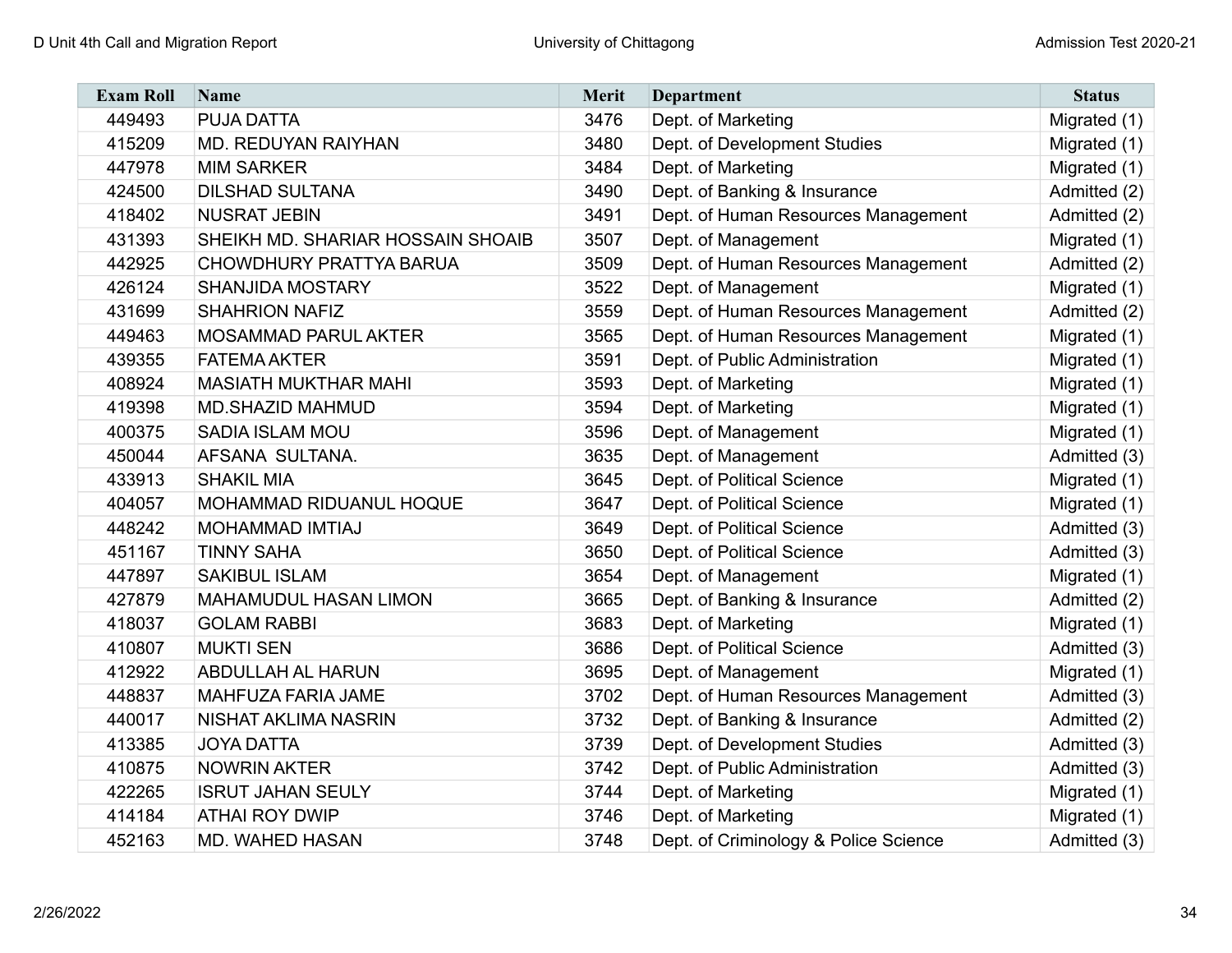| Exam Roll | Name | Merit | Department | Status |
|---|---|---|---|---|
| 449493 | PUJA DATTA | 3476 | Dept. of Marketing | Migrated (1) |
| 415209 | MD. REDUYAN RAIYHAN | 3480 | Dept. of Development Studies | Migrated (1) |
| 447978 | MIM SARKER | 3484 | Dept. of Marketing | Migrated (1) |
| 424500 | DILSHAD SULTANA | 3490 | Dept. of Banking & Insurance | Admitted (2) |
| 418402 | NUSRAT JEBIN | 3491 | Dept. of Human Resources Management | Admitted (2) |
| 431393 | SHEIKH MD. SHARIAR HOSSAIN SHOAIB | 3507 | Dept. of Management | Migrated (1) |
| 442925 | CHOWDHURY PRATTYA BARUA | 3509 | Dept. of Human Resources Management | Admitted (2) |
| 426124 | SHANJIDA MOSTARY | 3522 | Dept. of Management | Migrated (1) |
| 431699 | SHAHRION NAFIZ | 3559 | Dept. of Human Resources Management | Admitted (2) |
| 449463 | MOSAMMAD PARUL AKTER | 3565 | Dept. of Human Resources Management | Migrated (1) |
| 439355 | FATEMA AKTER | 3591 | Dept. of Public Administration | Migrated (1) |
| 408924 | MASIATH MUKTHAR MAHI | 3593 | Dept. of Marketing | Migrated (1) |
| 419398 | MD.SHAZID MAHMUD | 3594 | Dept. of Marketing | Migrated (1) |
| 400375 | SADIA ISLAM MOU | 3596 | Dept. of Management | Migrated (1) |
| 450044 | AFSANA SULTANA. | 3635 | Dept. of Management | Admitted (3) |
| 433913 | SHAKIL MIA | 3645 | Dept. of Political Science | Migrated (1) |
| 404057 | MOHAMMAD RIDUANUL HOQUE | 3647 | Dept. of Political Science | Migrated (1) |
| 448242 | MOHAMMAD IMTIAJ | 3649 | Dept. of Political Science | Admitted (3) |
| 451167 | TINNY SAHA | 3650 | Dept. of Political Science | Admitted (3) |
| 447897 | SAKIBUL ISLAM | 3654 | Dept. of Management | Migrated (1) |
| 427879 | MAHAMUDUL HASAN LIMON | 3665 | Dept. of Banking & Insurance | Admitted (2) |
| 418037 | GOLAM RABBI | 3683 | Dept. of Marketing | Migrated (1) |
| 410807 | MUKTI SEN | 3686 | Dept. of Political Science | Admitted (3) |
| 412922 | ABDULLAH AL HARUN | 3695 | Dept. of Management | Migrated (1) |
| 448837 | MAHFUZA FARIA JAME | 3702 | Dept. of Human Resources Management | Admitted (3) |
| 440017 | NISHAT AKLIMA NASRIN | 3732 | Dept. of Banking & Insurance | Admitted (2) |
| 413385 | JOYA DATTA | 3739 | Dept. of Development Studies | Admitted (3) |
| 410875 | NOWRIN AKTER | 3742 | Dept. of Public Administration | Admitted (3) |
| 422265 | ISRUT JAHAN SEULY | 3744 | Dept. of Marketing | Migrated (1) |
| 414184 | ATHAI ROY DWIP | 3746 | Dept. of Marketing | Migrated (1) |
| 452163 | MD. WAHED HASAN | 3748 | Dept. of Criminology & Police Science | Admitted (3) |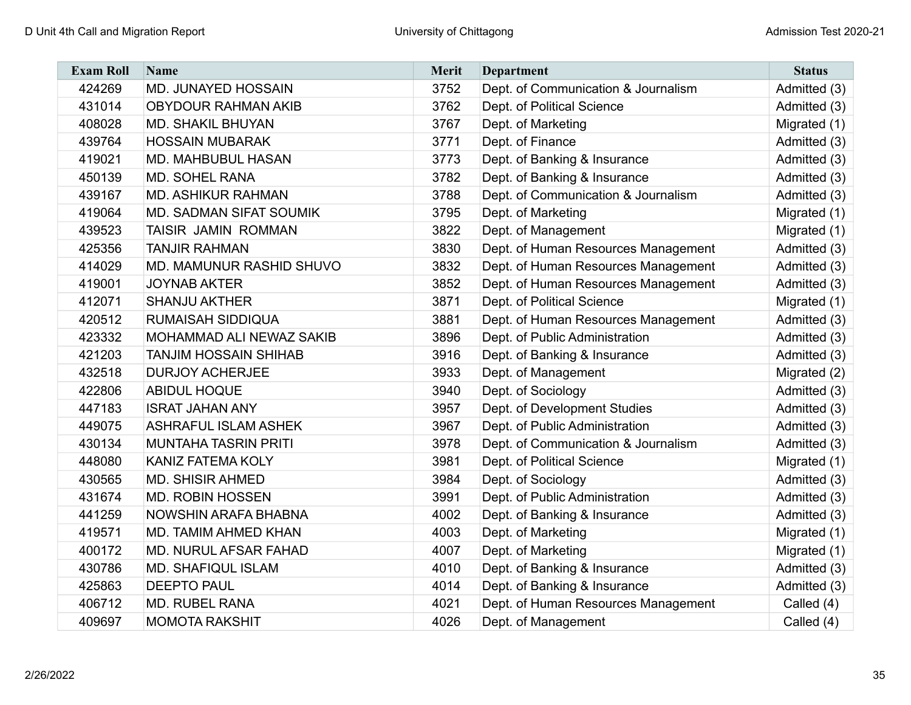| Exam Roll | Name | Merit | Department | Status |
|---|---|---|---|---|
| 424269 | MD. JUNAYED HOSSAIN | 3752 | Dept. of Communication & Journalism | Admitted (3) |
| 431014 | OBYDOUR RAHMAN AKIB | 3762 | Dept. of Political Science | Admitted (3) |
| 408028 | MD. SHAKIL BHUYAN | 3767 | Dept. of Marketing | Migrated (1) |
| 439764 | HOSSAIN MUBARAK | 3771 | Dept. of Finance | Admitted (3) |
| 419021 | MD. MAHBUBUL HASAN | 3773 | Dept. of Banking & Insurance | Admitted (3) |
| 450139 | MD. SOHEL RANA | 3782 | Dept. of Banking & Insurance | Admitted (3) |
| 439167 | MD. ASHIKUR RAHMAN | 3788 | Dept. of Communication & Journalism | Admitted (3) |
| 419064 | MD. SADMAN SIFAT SOUMIK | 3795 | Dept. of Marketing | Migrated (1) |
| 439523 | TAISIR JAMIN ROMMAN | 3822 | Dept. of Management | Migrated (1) |
| 425356 | TANJIR RAHMAN | 3830 | Dept. of Human Resources Management | Admitted (3) |
| 414029 | MD. MAMUNUR RASHID SHUVO | 3832 | Dept. of Human Resources Management | Admitted (3) |
| 419001 | JOYNAB AKTER | 3852 | Dept. of Human Resources Management | Admitted (3) |
| 412071 | SHANJU AKTHER | 3871 | Dept. of Political Science | Migrated (1) |
| 420512 | RUMAISAH SIDDIQUA | 3881 | Dept. of Human Resources Management | Admitted (3) |
| 423332 | MOHAMMAD ALI NEWAZ SAKIB | 3896 | Dept. of Public Administration | Admitted (3) |
| 421203 | TANJIM HOSSAIN SHIHAB | 3916 | Dept. of Banking & Insurance | Admitted (3) |
| 432518 | DURJOY ACHERJEE | 3933 | Dept. of Management | Migrated (2) |
| 422806 | ABIDUL HOQUE | 3940 | Dept. of Sociology | Admitted (3) |
| 447183 | ISRAT JAHAN ANY | 3957 | Dept. of Development Studies | Admitted (3) |
| 449075 | ASHRAFUL ISLAM ASHEK | 3967 | Dept. of Public Administration | Admitted (3) |
| 430134 | MUNTAHA TASRIN PRITI | 3978 | Dept. of Communication & Journalism | Admitted (3) |
| 448080 | KANIZ FATEMA KOLY | 3981 | Dept. of Political Science | Migrated (1) |
| 430565 | MD. SHISIR AHMED | 3984 | Dept. of Sociology | Admitted (3) |
| 431674 | MD. ROBIN HOSSEN | 3991 | Dept. of Public Administration | Admitted (3) |
| 441259 | NOWSHIN ARAFA BHABNA | 4002 | Dept. of Banking & Insurance | Admitted (3) |
| 419571 | MD. TAMIM AHMED KHAN | 4003 | Dept. of Marketing | Migrated (1) |
| 400172 | MD. NURUL AFSAR FAHAD | 4007 | Dept. of Marketing | Migrated (1) |
| 430786 | MD. SHAFIQUL ISLAM | 4010 | Dept. of Banking & Insurance | Admitted (3) |
| 425863 | DEEPTO PAUL | 4014 | Dept. of Banking & Insurance | Admitted (3) |
| 406712 | MD. RUBEL RANA | 4021 | Dept. of Human Resources Management | Called (4) |
| 409697 | MOMOTA RAKSHIT | 4026 | Dept. of Management | Called (4) |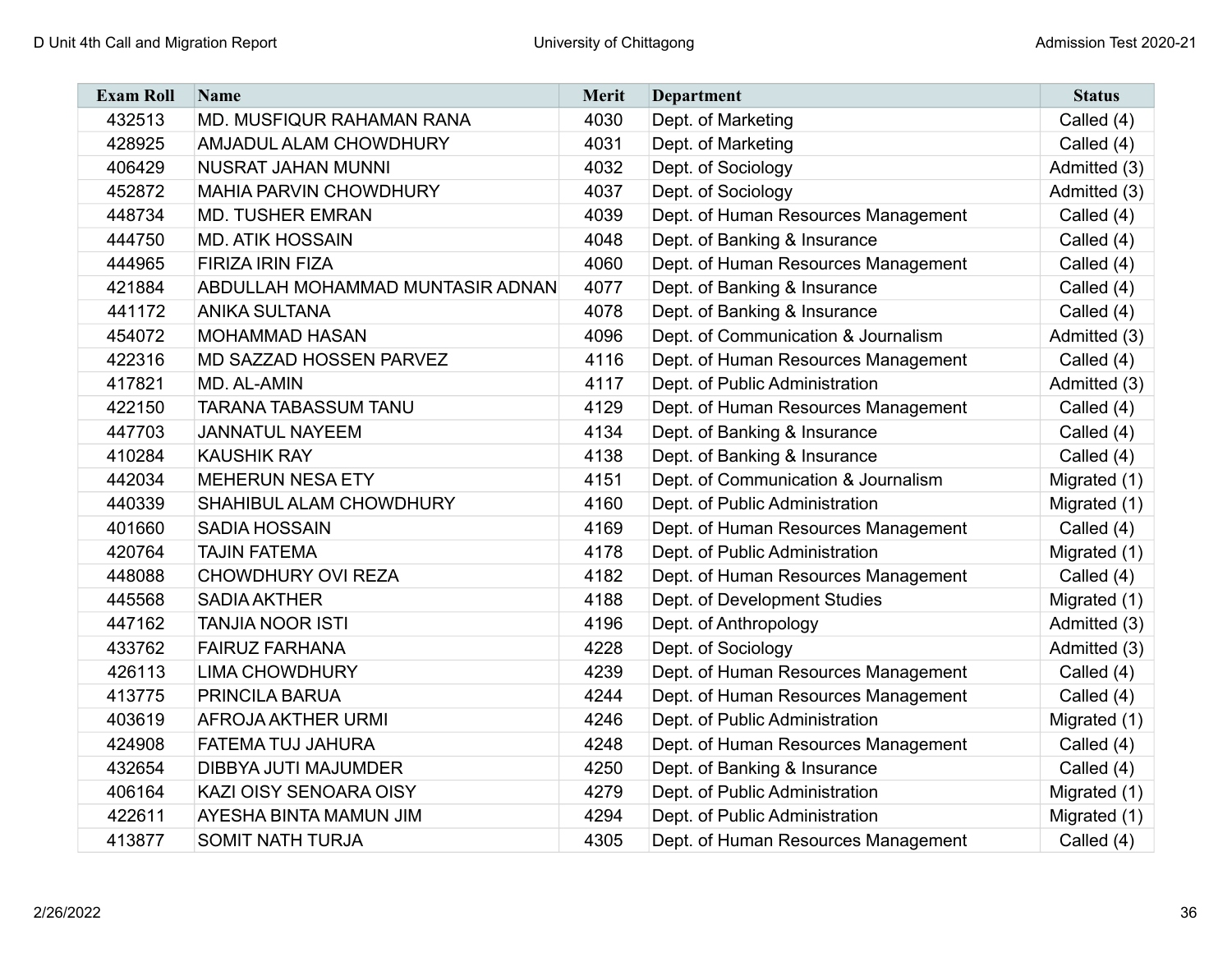| Exam Roll | Name | Merit | Department | Status |
|---|---|---|---|---|
| 432513 | MD. MUSFIQUR RAHAMAN RANA | 4030 | Dept. of Marketing | Called (4) |
| 428925 | AMJADUL ALAM CHOWDHURY | 4031 | Dept. of Marketing | Called (4) |
| 406429 | NUSRAT JAHAN MUNNI | 4032 | Dept. of Sociology | Admitted (3) |
| 452872 | MAHIA PARVIN CHOWDHURY | 4037 | Dept. of Sociology | Admitted (3) |
| 448734 | MD. TUSHER EMRAN | 4039 | Dept. of Human Resources Management | Called (4) |
| 444750 | MD. ATIK HOSSAIN | 4048 | Dept. of Banking & Insurance | Called (4) |
| 444965 | FIRIZA IRIN FIZA | 4060 | Dept. of Human Resources Management | Called (4) |
| 421884 | ABDULLAH MOHAMMAD MUNTASIR ADNAN | 4077 | Dept. of Banking & Insurance | Called (4) |
| 441172 | ANIKA SULTANA | 4078 | Dept. of Banking & Insurance | Called (4) |
| 454072 | MOHAMMAD HASAN | 4096 | Dept. of Communication & Journalism | Admitted (3) |
| 422316 | MD SAZZAD HOSSEN PARVEZ | 4116 | Dept. of Human Resources Management | Called (4) |
| 417821 | MD. AL-AMIN | 4117 | Dept. of Public Administration | Admitted (3) |
| 422150 | TARANA TABASSUM TANU | 4129 | Dept. of Human Resources Management | Called (4) |
| 447703 | JANNATUL NAYEEM | 4134 | Dept. of Banking & Insurance | Called (4) |
| 410284 | KAUSHIK RAY | 4138 | Dept. of Banking & Insurance | Called (4) |
| 442034 | MEHERUN NESA ETY | 4151 | Dept. of Communication & Journalism | Migrated (1) |
| 440339 | SHAHIBUL ALAM CHOWDHURY | 4160 | Dept. of Public Administration | Migrated (1) |
| 401660 | SADIA HOSSAIN | 4169 | Dept. of Human Resources Management | Called (4) |
| 420764 | TAJIN FATEMA | 4178 | Dept. of Public Administration | Migrated (1) |
| 448088 | CHOWDHURY OVI REZA | 4182 | Dept. of Human Resources Management | Called (4) |
| 445568 | SADIA AKTHER | 4188 | Dept. of Development Studies | Migrated (1) |
| 447162 | TANJIA NOOR ISTI | 4196 | Dept. of Anthropology | Admitted (3) |
| 433762 | FAIRUZ FARHANA | 4228 | Dept. of Sociology | Admitted (3) |
| 426113 | LIMA CHOWDHURY | 4239 | Dept. of Human Resources Management | Called (4) |
| 413775 | PRINCILA BARUA | 4244 | Dept. of Human Resources Management | Called (4) |
| 403619 | AFROJA AKTHER URMI | 4246 | Dept. of Public Administration | Migrated (1) |
| 424908 | FATEMA TUJ JAHURA | 4248 | Dept. of Human Resources Management | Called (4) |
| 432654 | DIBBYA JUTI MAJUMDER | 4250 | Dept. of Banking & Insurance | Called (4) |
| 406164 | KAZI OISY SENOARA OISY | 4279 | Dept. of Public Administration | Migrated (1) |
| 422611 | AYESHA BINTA MAMUN JIM | 4294 | Dept. of Public Administration | Migrated (1) |
| 413877 | SOMIT NATH TURJA | 4305 | Dept. of Human Resources Management | Called (4) |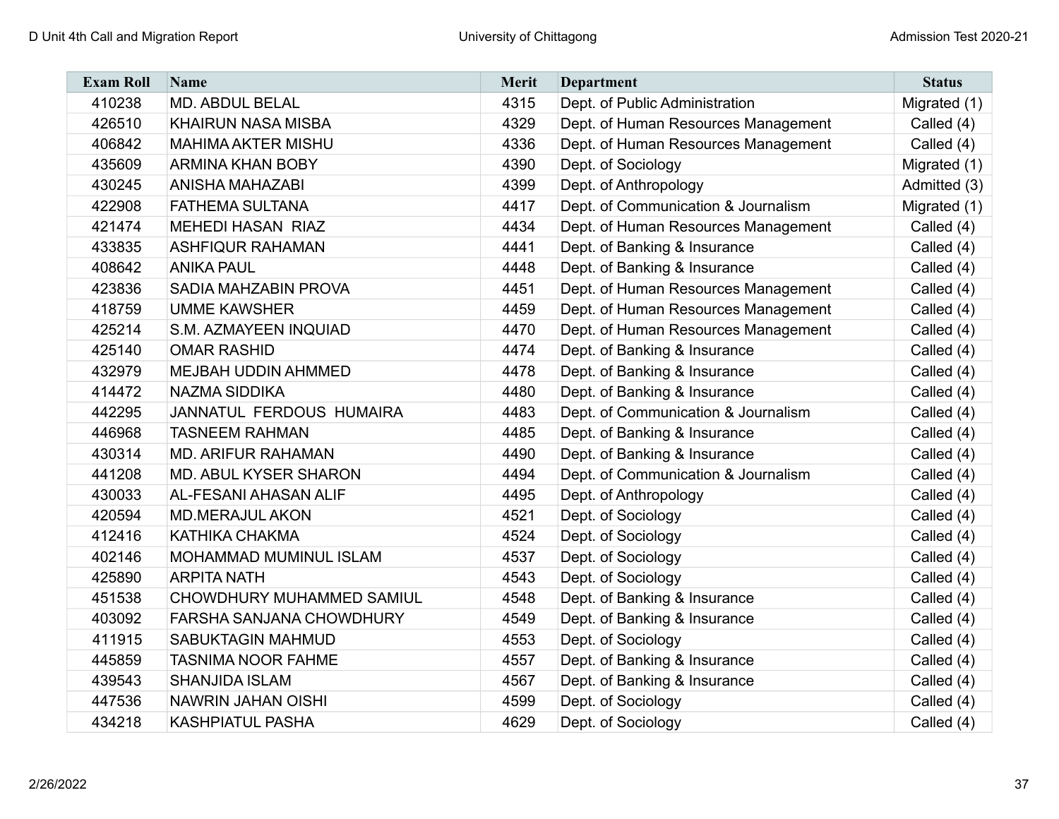| Exam Roll | Name | Merit | Department | Status |
|---|---|---|---|---|
| 410238 | MD. ABDUL BELAL | 4315 | Dept. of Public Administration | Migrated (1) |
| 426510 | KHAIRUN NASA MISBA | 4329 | Dept. of Human Resources Management | Called (4) |
| 406842 | MAHIMA AKTER MISHU | 4336 | Dept. of Human Resources Management | Called (4) |
| 435609 | ARMINA KHAN BOBY | 4390 | Dept. of Sociology | Migrated (1) |
| 430245 | ANISHA MAHAZABI | 4399 | Dept. of Anthropology | Admitted (3) |
| 422908 | FATHEMA SULTANA | 4417 | Dept. of Communication & Journalism | Migrated (1) |
| 421474 | MEHEDI HASAN RIAZ | 4434 | Dept. of Human Resources Management | Called (4) |
| 433835 | ASHFIQUR RAHAMAN | 4441 | Dept. of Banking & Insurance | Called (4) |
| 408642 | ANIKA PAUL | 4448 | Dept. of Banking & Insurance | Called (4) |
| 423836 | SADIA MAHZABIN PROVA | 4451 | Dept. of Human Resources Management | Called (4) |
| 418759 | UMME KAWSHER | 4459 | Dept. of Human Resources Management | Called (4) |
| 425214 | S.M. AZMAYEEN INQUIAD | 4470 | Dept. of Human Resources Management | Called (4) |
| 425140 | OMAR RASHID | 4474 | Dept. of Banking & Insurance | Called (4) |
| 432979 | MEJBAH UDDIN AHMMED | 4478 | Dept. of Banking & Insurance | Called (4) |
| 414472 | NAZMA SIDDIKA | 4480 | Dept. of Banking & Insurance | Called (4) |
| 442295 | JANNATUL FERDOUS HUMAIRA | 4483 | Dept. of Communication & Journalism | Called (4) |
| 446968 | TASNEEM RAHMAN | 4485 | Dept. of Banking & Insurance | Called (4) |
| 430314 | MD. ARIFUR RAHAMAN | 4490 | Dept. of Banking & Insurance | Called (4) |
| 441208 | MD. ABUL KYSER SHARON | 4494 | Dept. of Communication & Journalism | Called (4) |
| 430033 | AL-FESANI AHASAN ALIF | 4495 | Dept. of Anthropology | Called (4) |
| 420594 | MD.MERAJUL AKON | 4521 | Dept. of Sociology | Called (4) |
| 412416 | KATHIKA CHAKMA | 4524 | Dept. of Sociology | Called (4) |
| 402146 | MOHAMMAD MUMINUL ISLAM | 4537 | Dept. of Sociology | Called (4) |
| 425890 | ARPITA NATH | 4543 | Dept. of Sociology | Called (4) |
| 451538 | CHOWDHURY MUHAMMED SAMIUL | 4548 | Dept. of Banking & Insurance | Called (4) |
| 403092 | FARSHA SANJANA CHOWDHURY | 4549 | Dept. of Banking & Insurance | Called (4) |
| 411915 | SABUKTAGIN MAHMUD | 4553 | Dept. of Sociology | Called (4) |
| 445859 | TASNIMA NOOR FAHME | 4557 | Dept. of Banking & Insurance | Called (4) |
| 439543 | SHANJIDA ISLAM | 4567 | Dept. of Banking & Insurance | Called (4) |
| 447536 | NAWRIN JAHAN OISHI | 4599 | Dept. of Sociology | Called (4) |
| 434218 | KASHPIATUL PASHA | 4629 | Dept. of Sociology | Called (4) |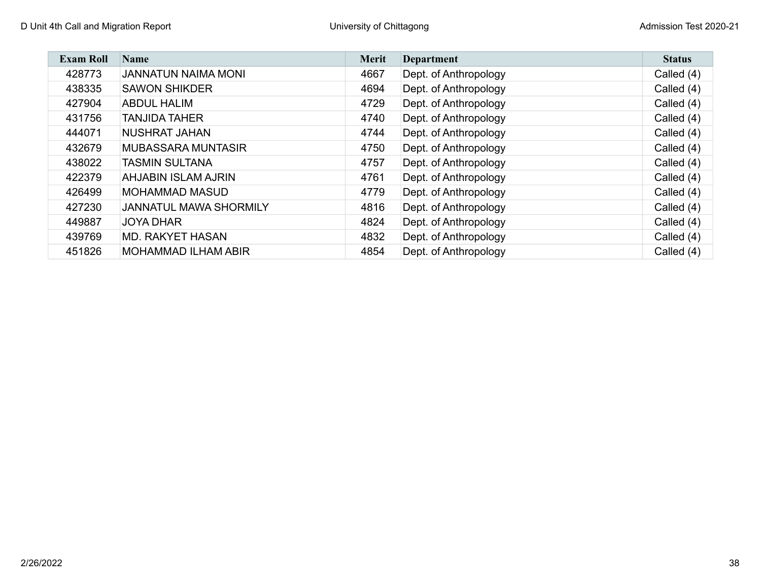| Exam Roll | Name | Merit | Department | Status |
|---|---|---|---|---|
| 428773 | JANNATUN NAIMA MONI | 4667 | Dept. of Anthropology | Called (4) |
| 438335 | SAWON SHIKDER | 4694 | Dept. of Anthropology | Called (4) |
| 427904 | ABDUL HALIM | 4729 | Dept. of Anthropology | Called (4) |
| 431756 | TANJIDA TAHER | 4740 | Dept. of Anthropology | Called (4) |
| 444071 | NUSHRAT JAHAN | 4744 | Dept. of Anthropology | Called (4) |
| 432679 | MUBASSARA MUNTASIR | 4750 | Dept. of Anthropology | Called (4) |
| 438022 | TASMIN SULTANA | 4757 | Dept. of Anthropology | Called (4) |
| 422379 | AHJABIN ISLAM AJRIN | 4761 | Dept. of Anthropology | Called (4) |
| 426499 | MOHAMMAD MASUD | 4779 | Dept. of Anthropology | Called (4) |
| 427230 | JANNATUL MAWA SHORMILY | 4816 | Dept. of Anthropology | Called (4) |
| 449887 | JOYA DHAR | 4824 | Dept. of Anthropology | Called (4) |
| 439769 | MD. RAKYET HASAN | 4832 | Dept. of Anthropology | Called (4) |
| 451826 | MOHAMMAD ILHAM ABIR | 4854 | Dept. of Anthropology | Called (4) |